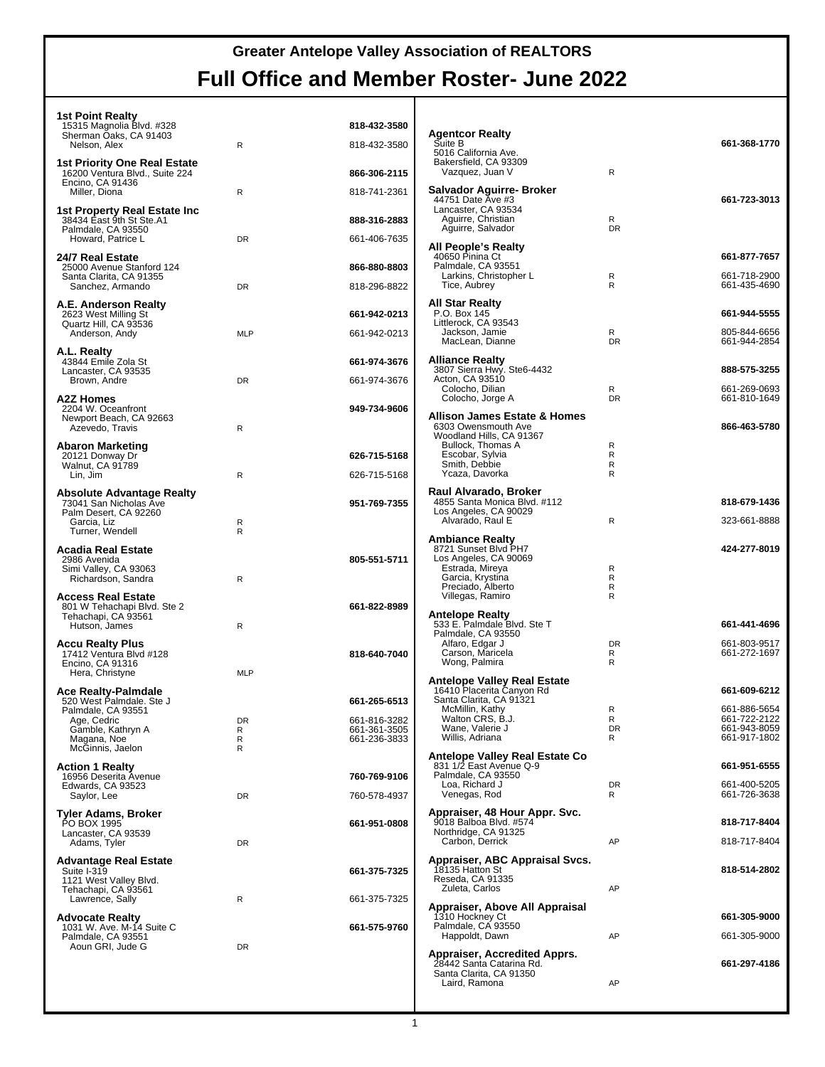# Greater Antelope Valley Association of REALTORS

# Full Office and Member Roster- June 2022

**1st Point Realty**
15315 Magnolia Blvd. #328 — **818-432-3580**
Sherman Oaks, CA 91403
Nelson, Alex — R — 818-432-3580

**1st Priority One Real Estate**
16200 Ventura Blvd., Suite 224 — **866-306-2115**
Encino, CA 91436
Miller, Diona — R — 818-741-2361

**1st Property Real Estate Inc**
38434 East 9th St Ste.A1 — **888-316-2883**
Palmdale, CA 93550
Howard, Patrice L — DR — 661-406-7635

**24/7 Real Estate**
25000 Avenue Stanford 124 — **866-880-8803**
Santa Clarita, CA 91355
Sanchez, Armando — DR — 818-296-8822

**A.E. Anderson Realty**
2623 West Milling St — **661-942-0213**
Quartz Hill, CA 93536
Anderson, Andy — MLP — 661-942-0213

**A.L. Realty**
43844 Emile Zola St — **661-974-3676**
Lancaster, CA 93535
Brown, Andre — DR — 661-974-3676

**A2Z Homes**
2204 W. Oceanfront — **949-734-9606**
Newport Beach, CA 92663
Azevedo, Travis — R

**Abaron Marketing**
20121 Donway Dr — **626-715-5168**
Walnut, CA 91789
Lin, Jim — R — 626-715-5168

**Absolute Advantage Realty**
73041 San Nicholas Ave — **951-769-7355**
Palm Desert, CA 92260
Garcia, Liz — R
Turner, Wendell — R

**Acadia Real Estate**
2986 Avenida — **805-551-5711**
Simi Valley, CA 93063
Richardson, Sandra — R

**Access Real Estate**
801 W Tehachapi Blvd. Ste 2 — **661-822-8989**
Tehachapi, CA 93561
Hutson, James — R

**Accu Realty Plus**
17412 Ventura Blvd #128 — **818-640-7040**
Encino, CA 91316
Hera, Christyne — MLP

**Ace Realty-Palmdale**
520 West Palmdale. Ste J — **661-265-6513**
Palmdale, CA 93551
Age, Cedric — DR — 661-816-3282
Gamble, Kathryn A — R — 661-361-3505
Magana, Noe — R — 661-236-3833
McGinnis, Jaelon — R

**Action 1 Realty**
16956 Deserita Avenue — **760-769-9106**
Edwards, CA 93523
Saylor, Lee — DR — 760-578-4937

**Tyler Adams, Broker**
PO BOX 1995 — **661-951-0808**
Lancaster, CA 93539
Adams, Tyler — DR

**Advantage Real Estate**
Suite I-319 — **661-375-7325**
1121 West Valley Blvd.
Tehachapi, CA 93561
Lawrence, Sally — R — 661-375-7325

**Advocate Realty**
1031 W. Ave. M-14 Suite C — **661-575-9760**
Palmdale, CA 93551
Aoun GRI, Jude G — DR

**Agentcor Realty**
Suite B — **661-368-1770**
5016 California Ave.
Bakersfield, CA 93309
Vazquez, Juan V — R

**Salvador Aguirre- Broker**
44751 Date Ave #3 — **661-723-3013**
Lancaster, CA 93534
Aguirre, Christian — R
Aguirre, Salvador — DR

**All People's Realty**
40650 Pinina Ct — **661-877-7657**
Palmdale, CA 93551
Larkins, Christopher L — R — 661-718-2900
Tice, Aubrey — R — 661-435-4690

**All Star Realty**
P.O. Box 145 — **661-944-5555**
Littlerock, CA 93543
Jackson, Jamie — R — 805-844-6656
MacLean, Dianne — DR — 661-944-2854

**Alliance Realty**
3807 Sierra Hwy. Ste6-4432 — **888-575-3255**
Acton, CA 93510
Colocho, Dilian — R — 661-269-0693
Colocho, Jorge A — DR — 661-810-1649

**Allison James Estate & Homes**
6303 Owensmouth Ave — **866-463-5780**
Woodland Hills, CA 91367
Bullock, Thomas A — R
Escobar, Sylvia — R
Smith, Debbie — R
Ycaza, Davorka — R

**Raul Alvarado, Broker**
4855 Santa Monica Blvd. #112 — **818-679-1436**
Los Angeles, CA 90029
Alvarado, Raul E — R — 323-661-8888

**Ambiance Realty**
8721 Sunset Blvd PH7 — **424-277-8019**
Los Angeles, CA 90069
Estrada, Mireya — R
Garcia, Krystina — R
Preciado, Alberto — R
Villegas, Ramiro — R

**Antelope Realty**
533 E. Palmdale Blvd. Ste T — **661-441-4696**
Palmdale, CA 93550
Alfaro, Edgar J — DR — 661-803-9517
Carson, Maricela — R — 661-272-1697
Wong, Palmira — R

**Antelope Valley Real Estate**
16410 Placerita Canyon Rd — **661-609-6212**
Santa Clarita, CA 91321
McMillin, Kathy — R — 661-886-5654
Walton CRS, B.J. — R — 661-722-2122
Wane, Valerie J — DR — 661-943-8059
Willis, Adriana — R — 661-917-1802

**Antelope Valley Real Estate Co**
831 1/2 East Avenue Q-9 — **661-951-6555**
Palmdale, CA 93550
Loa, Richard J — DR — 661-400-5205
Venegas, Rod — R — 661-726-3638

**Appraiser, 48 Hour Appr. Svc.**
9018 Balboa Blvd. #574 — **818-717-8404**
Northridge, CA 91325
Carbon, Derrick — AP — 818-717-8404

**Appraiser, ABC Appraisal Svcs.**
18135 Hatton St — **818-514-2802**
Reseda, CA 91335
Zuleta, Carlos — AP

**Appraiser, Above All Appraisal**
1310 Hockney Ct — **661-305-9000**
Palmdale, CA 93550
Happoldt, Dawn — AP — 661-305-9000

**Appraiser, Accredited Apprs.**
28442 Santa Catarina Rd. — **661-297-4186**
Santa Clarita, CA 91350
Laird, Ramona — AP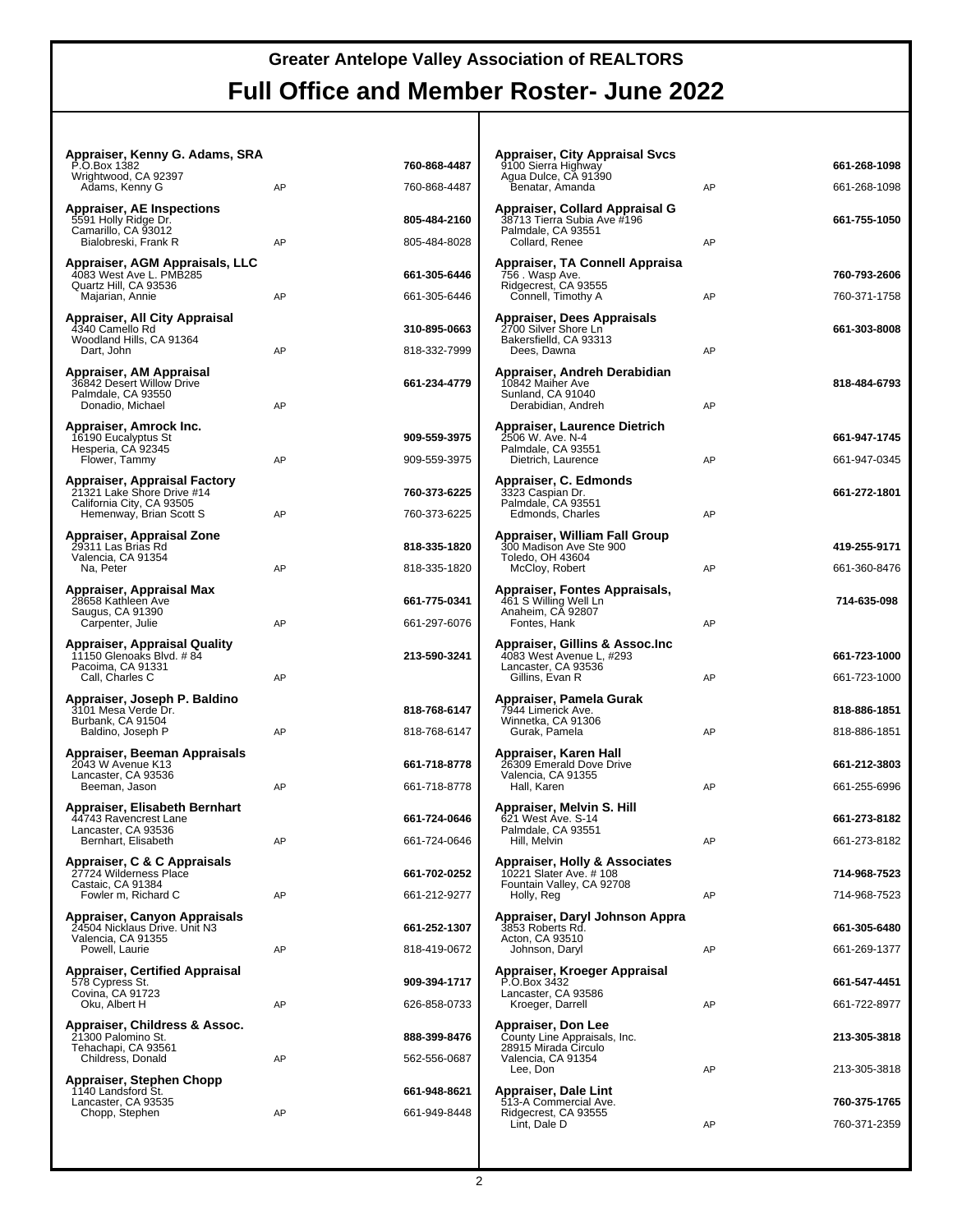# Greater Antelope Valley Association of REALTORS

## Full Office and Member Roster- June 2022

**Appraiser, Kenny G. Adams, SRA** — **760-868-4487**
P.O.Box 1382
Wrightwood, CA 92397
Adams, Kenny G — AP — 760-868-4487

**Appraiser, AE Inspections** — **805-484-2160**
5591 Holly Ridge Dr.
Camarillo, CA 93012
Bialobreski, Frank R — AP — 805-484-8028

**Appraiser, AGM Appraisals, LLC** — **661-305-6446**
4083 West Ave L. PMB285
Quartz Hill, CA 93536
Majarian, Annie — AP — 661-305-6446

**Appraiser, All City Appraisal** — **310-895-0663**
4340 Camello Rd
Woodland Hills, CA 91364
Dart, John — AP — 818-332-7999

**Appraiser, AM Appraisal** — **661-234-4779**
36842 Desert Willow Drive
Palmdale, CA 93550
Donadio, Michael — AP

**Appraiser, Amrock Inc.** — **909-559-3975**
16190 Eucalyptus St
Hesperia, CA 92345
Flower, Tammy — AP — 909-559-3975

**Appraiser, Appraisal Factory** — **760-373-6225**
21321 Lake Shore Drive #14
California City, CA 93505
Hemenway, Brian Scott S — AP — 760-373-6225

**Appraiser, Appraisal Zone** — **818-335-1820**
29311 Las Brias Rd
Valencia, CA 91354
Na, Peter — AP — 818-335-1820

**Appraiser, Appraisal Max** — **661-775-0341**
28658 Kathleen Ave
Saugus, CA 91390
Carpenter, Julie — AP — 661-297-6076

**Appraiser, Appraisal Quality** — **213-590-3241**
11150 Glenoaks Blvd. # 84
Pacoima, CA 91331
Call, Charles C — AP

**Appraiser, Joseph P. Baldino** — **818-768-6147**
3101 Mesa Verde Dr.
Burbank, CA 91504
Baldino, Joseph P — AP — 818-768-6147

**Appraiser, Beeman Appraisals** — **661-718-8778**
2043 W Avenue K13
Lancaster, CA 93536
Beeman, Jason — AP — 661-718-8778

**Appraiser, Elisabeth Bernhart** — **661-724-0646**
44743 Ravencrest Lane
Lancaster, CA 93536
Bernhart, Elisabeth — AP — 661-724-0646

**Appraiser, C & C Appraisals** — **661-702-0252**
27724 Wilderness Place
Castaic, CA 91384
Fowler m, Richard C — AP — 661-212-9277

**Appraiser, Canyon Appraisals** — **661-252-1307**
24504 Nicklaus Drive. Unit N3
Valencia, CA 91355
Powell, Laurie — AP — 818-419-0672

**Appraiser, Certified Appraisal** — **909-394-1717**
578 Cypress St.
Covina, CA 91723
Oku, Albert H — AP — 626-858-0733

**Appraiser, Childress & Assoc.** — **888-399-8476**
21300 Palomino St.
Tehachapi, CA 93561
Childress, Donald — AP — 562-556-0687

**Appraiser, Stephen Chopp** — **661-948-8621**
1140 Landsford St.
Lancaster, CA 93535
Chopp, Stephen — AP — 661-949-8448

**Appraiser, City Appraisal Svcs** — **661-268-1098**
9100 Sierra Highway
Agua Dulce, CA 91390
Benatar, Amanda — AP — 661-268-1098

**Appraiser, Collard Appraisal G** — **661-755-1050**
38713 Tierra Subia Ave #196
Palmdale, CA 93551
Collard, Renee — AP

**Appraiser, TA Connell Appraisa** — **760-793-2606**
756 . Wasp Ave.
Ridgecrest, CA 93555
Connell, Timothy A — AP — 760-371-1758

**Appraiser, Dees Appraisals** — **661-303-8008**
2700 Silver Shore Ln
Bakersfielld, CA 93313
Dees, Dawna — AP

**Appraiser, Andreh Derabidian** — **818-484-6793**
10842 Maiher Ave
Sunland, CA 91040
Derabidian, Andreh — AP

**Appraiser, Laurence Dietrich** — **661-947-1745**
2506 W. Ave. N-4
Palmdale, CA 93551
Dietrich, Laurence — AP — 661-947-0345

**Appraiser, C. Edmonds** — **661-272-1801**
3323 Caspian Dr.
Palmdale, CA 93551
Edmonds, Charles — AP

**Appraiser, William Fall Group** — **419-255-9171**
300 Madison Ave Ste 900
Toledo, OH 43604
McCloy, Robert — AP — 661-360-8476

**Appraiser, Fontes Appraisals,** — **714-635-098**
461 S Willing Well Ln
Anaheim, CA 92807
Fontes, Hank — AP

**Appraiser, Gillins & Assoc.Inc** — **661-723-1000**
4083 West Avenue L, #293
Lancaster, CA 93536
Gillins, Evan R — AP — 661-723-1000

**Appraiser, Pamela Gurak** — **818-886-1851**
7944 Limerick Ave.
Winnetka, CA 91306
Gurak, Pamela — AP — 818-886-1851

**Appraiser, Karen Hall** — **661-212-3803**
26309 Emerald Dove Drive
Valencia, CA 91355
Hall, Karen — AP — 661-255-6996

**Appraiser, Melvin S. Hill** — **661-273-8182**
621 West Ave. S-14
Palmdale, CA 93551
Hill, Melvin — AP — 661-273-8182

**Appraiser, Holly & Associates** — **714-968-7523**
10221 Slater Ave. # 108
Fountain Valley, CA 92708
Holly, Reg — AP — 714-968-7523

**Appraiser, Daryl Johnson Appra** — **661-305-6480**
3853 Roberts Rd.
Acton, CA 93510
Johnson, Daryl — AP — 661-269-1377

**Appraiser, Kroeger Appraisal** — **661-547-4451**
P.O.Box 3432
Lancaster, CA 93586
Kroeger, Darrell — AP — 661-722-8977

**Appraiser, Don Lee** — **213-305-3818**
County Line Appraisals, Inc.
28915 Mirada Circulo
Valencia, CA 91354
Lee, Don — AP — 213-305-3818

**Appraiser, Dale Lint** — **760-375-1765**
513-A Commercial Ave.
Ridgecrest, CA 93555
Lint, Dale D — AP — 760-371-2359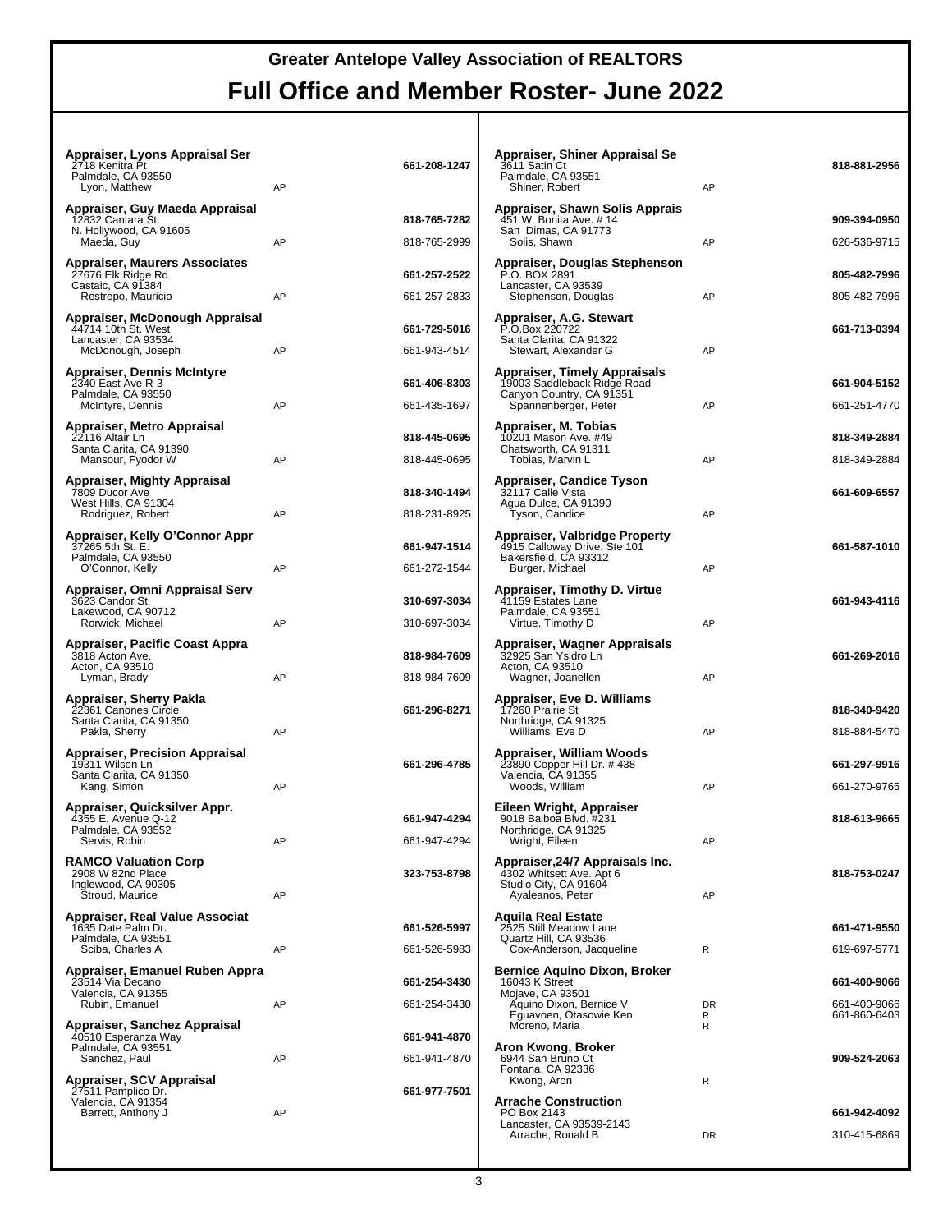# Greater Antelope Valley Association of REALTORS

# Full Office and Member Roster- June 2022

**Appraiser, Lyons Appraisal Ser** — **661-208-1247**
2718 Kenitra Pt
Palmdale, CA 93550
Lyon, Matthew — AP

**Appraiser, Guy Maeda Appraisal** — **818-765-7282**
12832 Cantara St.
N. Hollywood, CA 91605
Maeda, Guy — AP — 818-765-2999

**Appraiser, Maurers Associates** — **661-257-2522**
27676 Elk Ridge Rd
Castaic, CA 91384
Restrepo, Mauricio — AP — 661-257-2833

**Appraiser, McDonough Appraisal** — **661-729-5016**
44714 10th St. West
Lancaster, CA 93534
McDonough, Joseph — AP — 661-943-4514

**Appraiser, Dennis McIntyre** — **661-406-8303**
2340 East Ave R-3
Palmdale, CA 93550
McIntyre, Dennis — AP — 661-435-1697

**Appraiser, Metro Appraisal** — **818-445-0695**
22116 Altair Ln
Santa Clarita, CA 91390
Mansour, Fyodor W — AP — 818-445-0695

**Appraiser, Mighty Appraisal** — **818-340-1494**
7809 Ducor Ave
West Hills, CA 91304
Rodriguez, Robert — AP — 818-231-8925

**Appraiser, Kelly O'Connor Appr** — **661-947-1514**
37265 5th St. E.
Palmdale, CA 93550
O'Connor, Kelly — AP — 661-272-1544

**Appraiser, Omni Appraisal Serv** — **310-697-3034**
3623 Candor St.
Lakewood, CA 90712
Rorwick, Michael — AP — 310-697-3034

**Appraiser, Pacific Coast Appra** — **818-984-7609**
3818 Acton Ave.
Acton, CA 93510
Lyman, Brady — AP — 818-984-7609

**Appraiser, Sherry Pakla** — **661-296-8271**
22361 Canones Circle
Santa Clarita, CA 91350
Pakla, Sherry — AP

**Appraiser, Precision Appraisal** — **661-296-4785**
19311 Wilson Ln
Santa Clarita, CA 91350
Kang, Simon — AP

**Appraiser, Quicksilver Appr.** — **661-947-4294**
4355 E. Avenue Q-12
Palmdale, CA 93552
Servis, Robin — AP — 661-947-4294

**RAMCO Valuation Corp** — **323-753-8798**
2908 W 82nd Place
Inglewood, CA 90305
Stroud, Maurice — AP

**Appraiser, Real Value Associat** — **661-526-5997**
1635 Date Palm Dr.
Palmdale, CA 93551
Sciba, Charles A — AP — 661-526-5983

**Appraiser, Emanuel Ruben Appra** — **661-254-3430**
23514 Via Decano
Valencia, CA 91355
Rubin, Emanuel — AP — 661-254-3430

**Appraiser, Sanchez Appraisal** — **661-941-4870**
40510 Esperanza Way
Palmdale, CA 93551
Sanchez, Paul — AP — 661-941-4870

**Appraiser, SCV Appraisal** — **661-977-7501**
27511 Pamplico Dr.
Valencia, CA 91354
Barrett, Anthony J — AP

**Appraiser, Shiner Appraisal Se** — **818-881-2956**
3611 Satin Ct
Palmdale, CA 93551
Shiner, Robert — AP

**Appraiser, Shawn Solis Apprais** — **909-394-0950**
451 W. Bonita Ave. # 14
San Dimas, CA 91773
Solis, Shawn — AP — 626-536-9715

**Appraiser, Douglas Stephenson** — **805-482-7996**
P.O. BOX 2891
Lancaster, CA 93539
Stephenson, Douglas — AP — 805-482-7996

**Appraiser, A.G. Stewart** — **661-713-0394**
P.O.Box 220722
Santa Clarita, CA 91322
Stewart, Alexander G — AP

**Appraiser, Timely Appraisals** — **661-904-5152**
19003 Saddleback Ridge Road
Canyon Country, CA 91351
Spannenberger, Peter — AP — 661-251-4770

**Appraiser, M. Tobias** — **818-349-2884**
10201 Mason Ave. #49
Chatsworth, CA 91311
Tobias, Marvin L — AP — 818-349-2884

**Appraiser, Candice Tyson** — **661-609-6557**
32117 Calle Vista
Agua Dulce, CA 91390
Tyson, Candice — AP

**Appraiser, Valbridge Property** — **661-587-1010**
4915 Calloway Drive. Ste 101
Bakersfield, CA 93312
Burger, Michael — AP

**Appraiser, Timothy D. Virtue** — **661-943-4116**
41159 Estates Lane
Palmdale, CA 93551
Virtue, Timothy D — AP

**Appraiser, Wagner Appraisals** — **661-269-2016**
32925 San Ysidro Ln
Acton, CA 93510
Wagner, Joanellen — AP

**Appraiser, Eve D. Williams** — **818-340-9420**
17260 Prairie St
Northridge, CA 91325
Williams, Eve D — AP — 818-884-5470

**Appraiser, William Woods** — **661-297-9916**
23890 Copper Hill Dr. # 438
Valencia, CA 91355
Woods, William — AP — 661-270-9765

**Eileen Wright, Appraiser** — **818-613-9665**
9018 Balboa Blvd. #231
Northridge, CA 91325
Wright, Eileen — AP

**Appraiser,24/7 Appraisals Inc.** — **818-753-0247**
4302 Whitsett Ave. Apt 6
Studio City, CA 91604
Ayaleanos, Peter — AP

**Aquila Real Estate** — **661-471-9550**
2525 Still Meadow Lane
Quartz Hill, CA 93536
Cox-Anderson, Jacqueline — R — 619-697-5771

**Bernice Aquino Dixon, Broker** — **661-400-9066**
16043 K Street
Mojave, CA 93501
Aquino Dixon, Bernice V — DR — 661-400-9066
Eguavoen, Otasowie Ken — R — 661-860-6403
Moreno, Maria — R

**Aron Kwong, Broker** — **909-524-2063**
6944 San Bruno Ct
Fontana, CA 92336
Kwong, Aron — R

**Arrache Construction** — **661-942-4092**
PO Box 2143
Lancaster, CA 93539-2143
Arrache, Ronald B — DR — 310-415-6869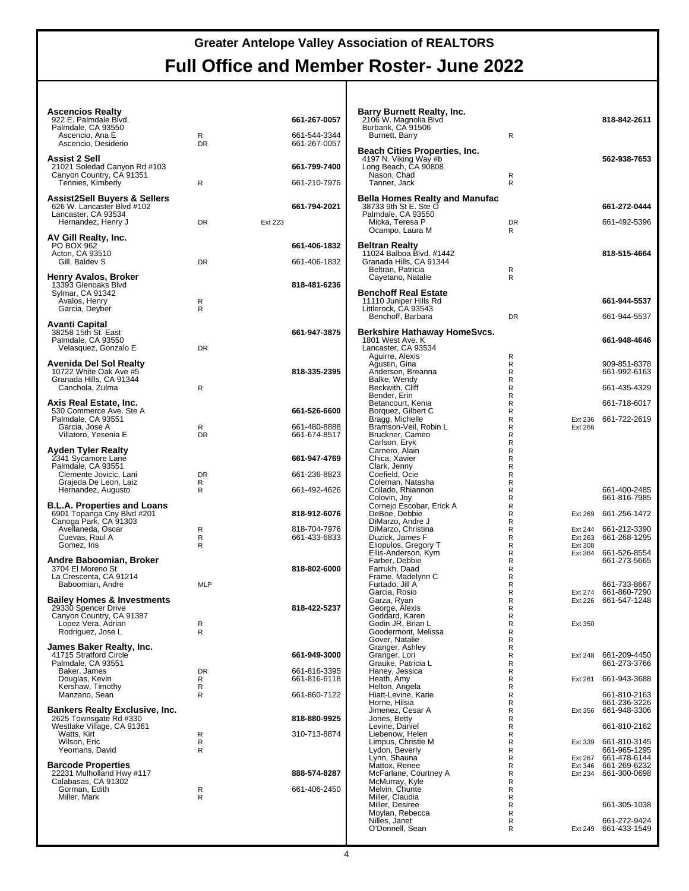# Greater Antelope Valley Association of REALTORS

# Full Office and Member Roster- June 2022

**Ascencios Realty**
922 E. Palmdale Blvd.
Palmdale, CA 93550 — **661-267-0057**

| Name | Type | Ext | Phone |
|---|---|---|---|
| Ascencio, Ana E | R | | 661-544-3344 |
| Ascencio, Desiderio | DR | | 661-267-0057 |

**Assist 2 Sell**
21021 Soledad Canyon Rd #103
Canyon Country, CA 91351 — **661-799-7400**

| Name | Type | Ext | Phone |
|---|---|---|---|
| Tennies, Kimberly | R | | 661-210-7976 |

**Assist2Sell Buyers & Sellers**
626 W. Lancaster Blvd #102
Lancaster, CA 93534 — **661-794-2021**

| Name | Type | Ext | Phone |
|---|---|---|---|
| Hernandez, Henry J | DR | Ext 223 | |

**AV Gill Realty, Inc.**
PO BOX 962
Acton, CA 93510 — **661-406-1832**

| Name | Type | Ext | Phone |
|---|---|---|---|
| Gill, Baldev S | DR | | 661-406-1832 |

**Henry Avalos, Broker**
13393 Glenoaks Blvd
Sylmar, CA 91342 — **818-481-6236**

| Name | Type | Ext | Phone |
|---|---|---|---|
| Avalos, Henry | R | | |
| Garcia, Deyber | R | | |

**Avanti Capital**
38258 15th St. East
Palmdale, CA 93550 — **661-947-3875**

| Name | Type | Ext | Phone |
|---|---|---|---|
| Velasquez, Gonzalo E | DR | | |

**Avenida Del Sol Realty**
10722 White Oak Ave #5
Granada Hills, CA 91344 — **818-335-2395**

| Name | Type | Ext | Phone |
|---|---|---|---|
| Canchola, Zulma | R | | |

**Axis Real Estate, Inc.**
530 Commerce Ave. Ste A
Palmdale, CA 93551 — **661-526-6600**

| Name | Type | Ext | Phone |
|---|---|---|---|
| Garcia, Jose A | R | | 661-480-8888 |
| Villatoro, Yesenia E | DR | | 661-674-8517 |

**Ayden Tyler Realty**
2341 Sycamore Lane
Palmdale, CA 93551 — **661-947-4769**

| Name | Type | Ext | Phone |
|---|---|---|---|
| Clemente Jovicic, Lani | DR | | 661-236-8823 |
| Grajeda De Leon, Laiz | R | | |
| Hernandez, Augusto | R | | 661-492-4626 |

**B.L.A. Properties and Loans**
6901 Topanga Cny Blvd #201
Canoga Park, CA 91303 — **818-912-6076**

| Name | Type | Ext | Phone |
|---|---|---|---|
| Avellaneda, Oscar | R | | 818-704-7976 |
| Cuevas, Raul A | R | | 661-433-6833 |
| Gomez, Iris | R | | |

**Andre Baboomian, Broker**
3704 El Moreno St
La Crescenta, CA 91214 — **818-802-6000**

| Name | Type | Ext | Phone |
|---|---|---|---|
| Baboomian, Andre | MLP | | |

**Bailey Homes & Investments**
29330 Spencer Drive
Canyon Country, CA 91387 — **818-422-5237**

| Name | Type | Ext | Phone |
|---|---|---|---|
| Lopez Vera, Adrian | R | | |
| Rodriguez, Jose L | R | | |

**James Baker Realty, Inc.**
41715 Stratford Circle
Palmdale, CA 93551 — **661-949-3000**

| Name | Type | Ext | Phone |
|---|---|---|---|
| Baker, James | DR | | 661-816-3395 |
| Douglas, Kevin | R | | 661-816-6118 |
| Kershaw, Timothy | R | | |
| Manzano, Sean | R | | 661-860-7122 |

**Bankers Realty Exclusive, Inc.**
2625 Townsgate Rd #330
Westlake Village, CA 91361 — **818-880-9925**

| Name | Type | Ext | Phone |
|---|---|---|---|
| Watts, Kirt | R | | 310-713-8874 |
| Wilson, Eric | R | | |
| Yeomans, David | R | | |

**Barcode Properties**
22231 Mulholland Hwy #117
Calabasas, CA 91302 — **888-574-8287**

| Name | Type | Ext | Phone |
|---|---|---|---|
| Gorman, Edith | R | | 661-406-2450 |
| Miller, Mark | R | | |

**Barry Burnett Realty, Inc.**
2106 W. Magnolia Blvd
Burbank, CA 91506 — **818-842-2611**

| Name | Type | Ext | Phone |
|---|---|---|---|
| Burnett, Barry | R | | |

**Beach Cities Properties, Inc.**
4197 N. Viking Way #b
Long Beach, CA 90808 — **562-938-7653**

| Name | Type | Ext | Phone |
|---|---|---|---|
| Nason, Chad | R | | |
| Tanner, Jack | R | | |

**Bella Homes Realty and Manufac**
38733 9th St E. Ste O
Palmdale, CA 93550 — **661-272-0444**

| Name | Type | Ext | Phone |
|---|---|---|---|
| Micka, Teresa P | DR | | 661-492-5396 |
| Ocampo, Laura M | R | | |

**Beltran Realty**
11024 Balboa Blvd. #1442
Granada Hills, CA 91344 — **818-515-4664**

| Name | Type | Ext | Phone |
|---|---|---|---|
| Beltran, Patricia | R | | |
| Cayetano, Natalie | R | | |

**Benchoff Real Estate**
11110 Juniper Hills Rd
Littlerock, CA 93543 — **661-944-5537**

| Name | Type | Ext | Phone |
|---|---|---|---|
| Benchoff, Barbara | DR | | 661-944-5537 |

**Berkshire Hathaway HomeSvcs.**
1801 West Ave. K
Lancaster, CA 93534 — **661-948-4646**

| Name | Type | Ext | Phone |
|---|---|---|---|
| Aguirre, Alexis | R | | |
| Agustin, Gina | R | | 909-851-8378 |
| Anderson, Breanna | R | | 661-992-6163 |
| Balke, Wendy | R | | |
| Beckwith, Cliff | R | | 661-435-4329 |
| Bender, Erin | R | | |
| Betancourt, Kenia | R | | 661-718-6017 |
| Borquez, Gilbert C | R | | |
| Bragg, Michelle | R | Ext 236 | 661-722-2619 |
| Bramson-Veil, Robin L | R | Ext 266 | |
| Bruckner, Cameo | R | | |
| Carlson, Eryk | R | | |
| Carnero, Alain | R | | |
| Chica, Xavier | R | | |
| Clark, Jenny | R | | |
| Coefield, Ocie | R | | |
| Coleman, Natasha | R | | |
| Collado, Rhiannon | R | | 661-400-2485 |
| Colovin, Joy | R | | 661-816-7985 |
| Cornejo Escobar, Erick A | R | | |
| DeBoe, Debbie | R | Ext 269 | 661-256-1472 |
| DiMarzo, Andre J | R | | |
| DiMarzo, Christina | R | Ext 244 | 661-212-3390 |
| Duzick, James F | R | Ext 263 | 661-268-1295 |
| Eliopulos, Gregory T | R | Ext 308 | |
| Ellis-Anderson, Kym | R | Ext 364 | 661-526-8554 |
| Farber, Debbie | R | | 661-273-5665 |
| Farrukh, Daad | R | | |
| Frame, Madelynn C | R | | |
| Furtado, Jill A | R | | 661-733-8667 |
| Garcia, Rosio | R | Ext 274 | 661-860-7290 |
| Garza, Ryan | R | Ext 226 | 661-547-1248 |
| George, Alexis | R | | |
| Goddard, Karen | R | | |
| Godin JR, Brian L | R | Ext 350 | |
| Goodermont, Melissa | R | | |
| Gover, Natalie | R | | |
| Granger, Ashley | R | | |
| Granger, Lori | R | Ext 248 | 661-209-4450 |
| Grauke, Patricia L | R | | 661-273-3766 |
| Haney, Jessica | R | | |
| Heath, Amy | R | Ext 261 | 661-943-3688 |
| Helton, Angela | R | | |
| Hiatt-Levine, Karie | R | | 661-810-2163 |
| Horne, Hilsia | R | | 661-236-3226 |
| Jimenez, Cesar A | R | Ext 356 | 661-948-3306 |
| Jones, Betty | R | | |
| Levine, Daniel | R | | 661-810-2162 |
| Liebenow, Helen | R | | |
| Limpus, Christie M | R | Ext 339 | 661-810-3145 |
| Lydon, Beverly | R | | 661-965-1295 |
| Lynn, Shauna | R | Ext 267 | 661-478-6144 |
| Mattox, Renee | R | Ext 346 | 661-269-6232 |
| McFarlane, Courtney A | R | Ext 234 | 661-300-0698 |
| McMurray, Kyle | R | | |
| Melvin, Chunte | R | | |
| Miller, Claudia | R | | |
| Miller, Desiree | R | | 661-305-1038 |
| Moylan, Rebecca | R | | |
| Nilles, Janet | R | | 661-272-9424 |
| O'Donnell, Sean | R | Ext 249 | 661-433-1549 |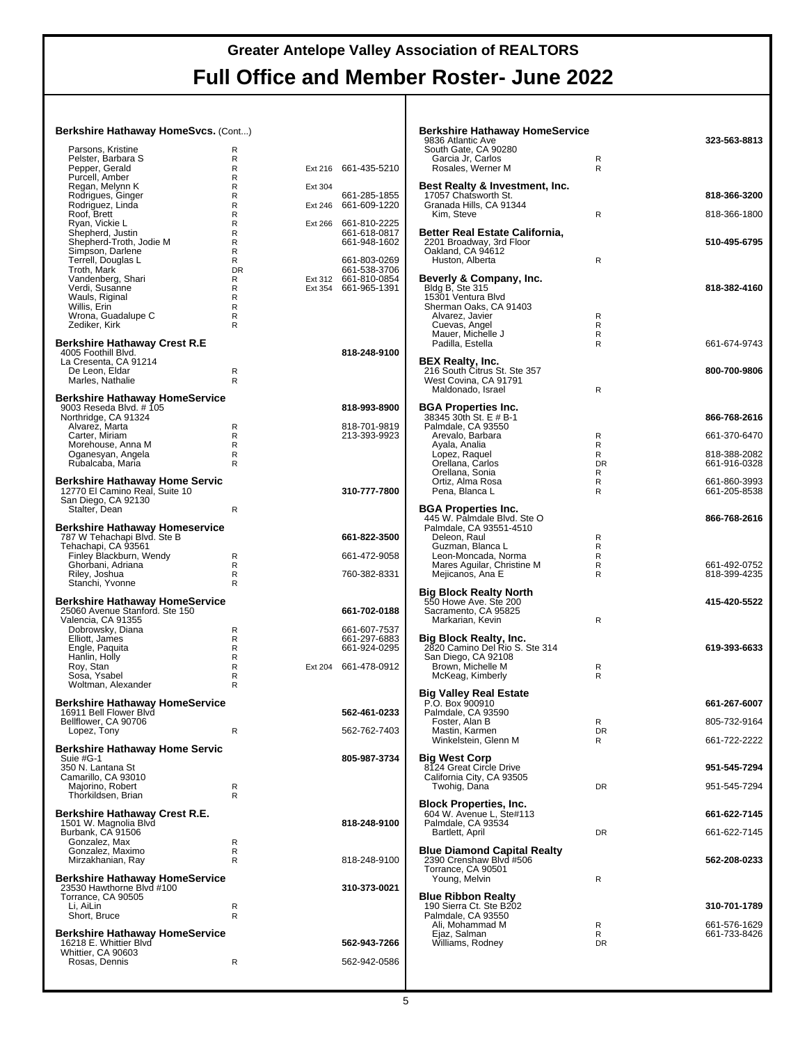# Greater Antelope Valley Association of REALTORS

## Full Office and Member Roster- June 2022

**Berkshire Hathaway HomeSvcs.** (Cont...)

| Name | Type | Ext | Phone |
|---|---|---|---|
| Parsons, Kristine | R | | |
| Pelster, Barbara S | R | | |
| Pepper, Gerald | R | Ext 216 | 661-435-5210 |
| Purcell, Amber | R | | |
| Regan, Melynn K | R | Ext 304 | |
| Rodrigues, Ginger | R | | 661-285-1855 |
| Rodriguez, Linda | R | Ext 246 | 661-609-1220 |
| Roof, Brett | R | | |
| Ryan, Vickie L | R | Ext 266 | 661-810-2225 |
| Shepherd, Justin | R | | 661-618-0817 |
| Shepherd-Troth, Jodie M | R | | 661-948-1602 |
| Simpson, Darlene | R | | |
| Terrell, Douglas L | R | | 661-803-0269 |
| Troth, Mark | DR | | 661-538-3706 |
| Vandenberg, Shari | R | Ext 312 | 661-810-0854 |
| Verdi, Susanne | R | Ext 354 | 661-965-1391 |
| Wauls, Riginal | R | | |
| Willis, Erin | R | | |
| Wrona, Guadalupe C | R | | |
| Zediker, Kirk | R | | |

**Berkshire Hathaway Crest R.E** — **818-248-9100**
4005 Foothill Blvd.
La Cresenta, CA 91214

| Name | Type | Phone |
|---|---|---|
| De Leon, Eldar | R | |
| Marles, Nathalie | R | |

**Berkshire Hathaway HomeService** — **818-993-8900**
9003 Reseda Blvd. # 105
Northridge, CA 91324

| Name | Type | Phone |
|---|---|---|
| Alvarez, Marta | R | 818-701-9819 |
| Carter, Miriam | R | 213-393-9923 |
| Morehouse, Anna M | R | |
| Oganesyan, Angela | R | |
| Rubalcaba, Maria | R | |

**Berkshire Hathaway Home Servic** — **310-777-7800**
12770 El Camino Real, Suite 10
San Diego, CA 92130

| Name | Type | Phone |
|---|---|---|
| Stalter, Dean | R | |

**Berkshire Hathaway Homeservice** — **661-822-3500**
787 W Tehachapi Blvd. Ste B
Tehachapi, CA 93561

| Name | Type | Phone |
|---|---|---|
| Finley Blackburn, Wendy | R | 661-472-9058 |
| Ghorbani, Adriana | R | |
| Riley, Joshua | R | 760-382-8331 |
| Stanchi, Yvonne | R | |

**Berkshire Hathaway HomeService** — **661-702-0188**
25060 Avenue Stanford. Ste 150
Valencia, CA 91355

| Name | Type | Ext | Phone |
|---|---|---|---|
| Dobrowsky, Diana | R | | 661-607-7537 |
| Elliott, James | R | | 661-297-6883 |
| Engle, Paquita | R | | 661-924-0295 |
| Hanlin, Holly | R | | |
| Roy, Stan | R | Ext 204 | 661-478-0912 |
| Sosa, Ysabel | R | | |
| Woltman, Alexander | R | | |

**Berkshire Hathaway HomeService** — **562-461-0233**
16911 Bell Flower Blvd
Bellflower, CA 90706

| Name | Type | Phone |
|---|---|---|
| Lopez, Tony | R | 562-762-7403 |

**Berkshire Hathaway Home Servic** — **805-987-3734**
Suie #G-1
350 N. Lantana St
Camarillo, CA 93010

| Name | Type | Phone |
|---|---|---|
| Majorino, Robert | R | |
| Thorkildsen, Brian | R | |

**Berkshire Hathaway Crest R.E.** — **818-248-9100**
1501 W. Magnolia Blvd
Burbank, CA 91506

| Name | Type | Phone |
|---|---|---|
| Gonzalez, Max | R | |
| Gonzalez, Maximo | R | |
| Mirzakhanian, Ray | R | 818-248-9100 |

**Berkshire Hathaway HomeService** — **310-373-0021**
23530 Hawthorne Blvd #100
Torrance, CA 90505

| Name | Type | Phone |
|---|---|---|
| Li, AiLin | R | |
| Short, Bruce | R | |

**Berkshire Hathaway HomeService** — **562-943-7266**
16218 E. Whittier Blvd
Whittier, CA 90603

| Name | Type | Phone |
|---|---|---|
| Rosas, Dennis | R | 562-942-0586 |

**Berkshire Hathaway HomeService** — **323-563-8813**
9836 Atlantic Ave
South Gate, CA 90280

| Name | Type | Phone |
|---|---|---|
| Garcia Jr, Carlos | R | |
| Rosales, Werner M | R | |

**Best Realty & Investment, Inc.** — **818-366-3200**
17057 Chatsworth St.
Granada Hills, CA 91344

| Name | Type | Phone |
|---|---|---|
| Kim, Steve | R | 818-366-1800 |

**Better Real Estate California,** — **510-495-6795**
2201 Broadway, 3rd Floor
Oakland, CA 94612

| Name | Type | Phone |
|---|---|---|
| Huston, Alberta | R | |

**Beverly & Company, Inc.** — **818-382-4160**
Bldg B, Ste 315
15301 Ventura Blvd
Sherman Oaks, CA 91403

| Name | Type | Phone |
|---|---|---|
| Alvarez, Javier | R | |
| Cuevas, Angel | R | |
| Mauer, Michelle J | R | |
| Padilla, Estella | R | 661-674-9743 |

**BEX Realty, Inc.** — **800-700-9806**
216 South Citrus St. Ste 357
West Covina, CA 91791

| Name | Type | Phone |
|---|---|---|
| Maldonado, Israel | R | |

**BGA Properties Inc.** — **866-768-2616**
38345 30th St. E # B-1
Palmdale, CA 93550

| Name | Type | Phone |
|---|---|---|
| Arevalo, Barbara | R | 661-370-6470 |
| Ayala, Analia | R | |
| Lopez, Raquel | R | 818-388-2082 |
| Orellana, Carlos | DR | 661-916-0328 |
| Orellana, Sonia | R | |
| Ortiz, Alma Rosa | R | 661-860-3993 |
| Pena, Blanca L | R | 661-205-8538 |

**BGA Properties Inc.** — **866-768-2616**
445 W. Palmdale Blvd. Ste O
Palmdale, CA 93551-4510

| Name | Type | Phone |
|---|---|---|
| Deleon, Raul | R | |
| Guzman, Blanca L | R | |
| Leon-Moncada, Norma | R | |
| Mares Aguilar, Christine M | R | 661-492-0752 |
| Mejicanos, Ana E | R | 818-399-4235 |

**Big Block Realty North** — **415-420-5522**
550 Howe Ave. Ste 200
Sacramento, CA 95825

| Name | Type | Phone |
|---|---|---|
| Markarian, Kevin | R | |

**Big Block Realty, Inc.** — **619-393-6633**
2820 Camino Del Rio S. Ste 314
San Diego, CA 92108

| Name | Type | Phone |
|---|---|---|
| Brown, Michelle M | R | |
| McKeag, Kimberly | R | |

**Big Valley Real Estate** — **661-267-6007**
P.O. Box 900910
Palmdale, CA 93590

| Name | Type | Phone |
|---|---|---|
| Foster, Alan B | R | 805-732-9164 |
| Mastin, Karmen | DR | |
| Winkelstein, Glenn M | R | 661-722-2222 |

**Big West Corp** — **951-545-7294**
8124 Great Circle Drive
California City, CA 93505

| Name | Type | Phone |
|---|---|---|
| Twohig, Dana | DR | 951-545-7294 |

**Block Properties, Inc.** — **661-622-7145**
604 W. Avenue L, Ste#113
Palmdale, CA 93534

| Name | Type | Phone |
|---|---|---|
| Bartlett, April | DR | 661-622-7145 |

**Blue Diamond Capital Realty** — **562-208-0233**
2390 Crenshaw Blvd #506
Torrance, CA 90501

| Name | Type | Phone |
|---|---|---|
| Young, Melvin | R | |

**Blue Ribbon Realty** — **310-701-1789**
190 Sierra Ct. Ste B202
Palmdale, CA 93550

| Name | Type | Phone |
|---|---|---|
| Ali, Mohammad M | R | 661-576-1629 |
| Ejaz, Salman | R | 661-733-8426 |
| Williams, Rodney | DR | |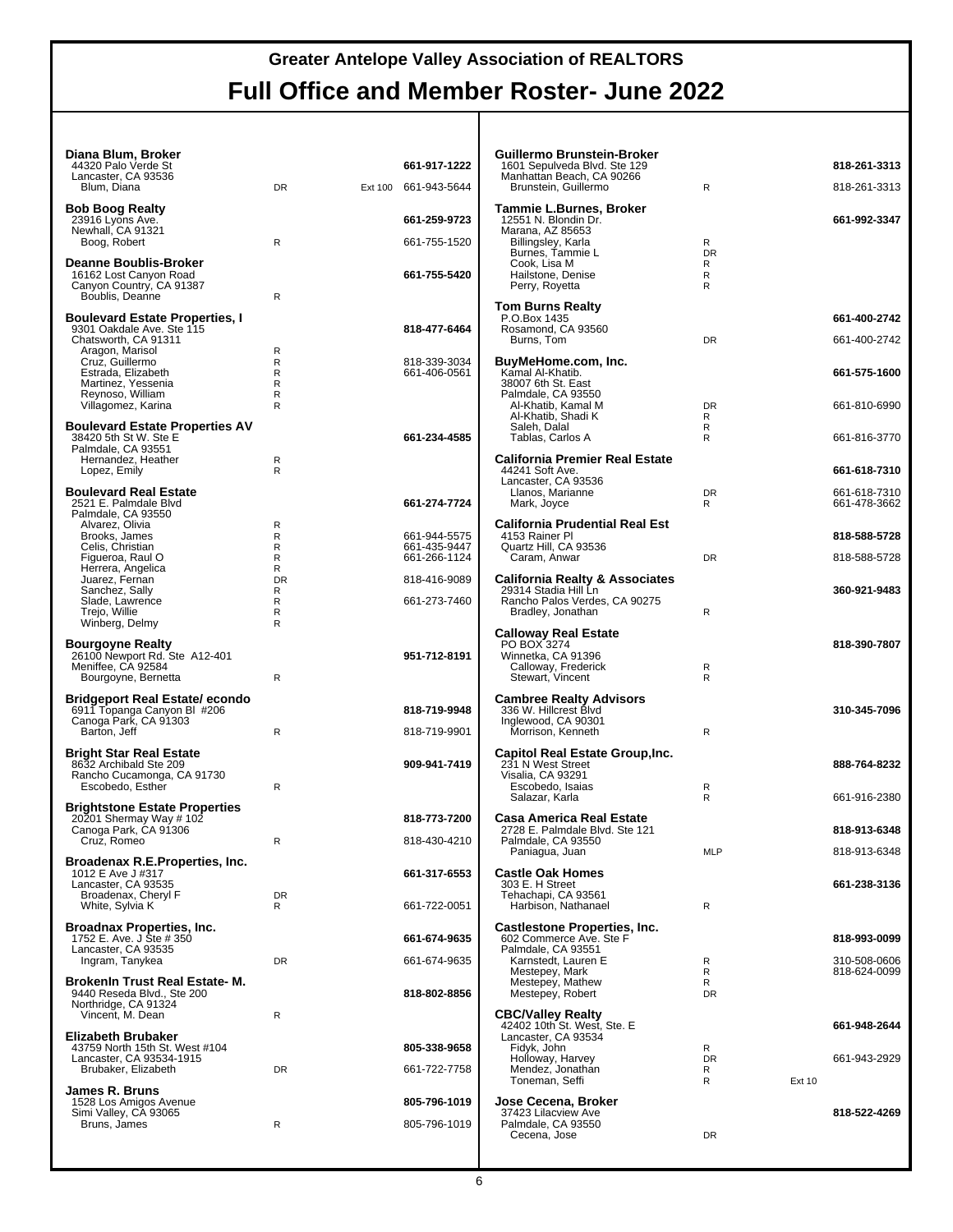# Greater Antelope Valley Association of REALTORS

## Full Office and Member Roster- June 2022

**Diana Blum, Broker** — **661-917-1222**
44320 Palo Verde St
Lancaster, CA 93536

| Name | Type | Ext | Phone |
|---|---|---|---|
| Blum, Diana | DR | Ext 100 | 661-943-5644 |

**Bob Boog Realty** — **661-259-9723**
23916 Lyons Ave.
Newhall, CA 91321

| Name | Type | Ext | Phone |
|---|---|---|---|
| Boog, Robert | R | | 661-755-1520 |

**Deanne Boublis-Broker** — **661-755-5420**
16162 Lost Canyon Road
Canyon Country, CA 91387

| Name | Type | Ext | Phone |
|---|---|---|---|
| Boublis, Deanne | R | | |

**Boulevard Estate Properties, I** — **818-477-6464**
9301 Oakdale Ave. Ste 115
Chatsworth, CA 91311

| Name | Type | Ext | Phone |
|---|---|---|---|
| Aragon, Marisol | R | | |
| Cruz, Guillermo | R | | 818-339-3034 |
| Estrada, Elizabeth | R | | 661-406-0561 |
| Martinez, Yessenia | R | | |
| Reynoso, William | R | | |
| Villagomez, Karina | R | | |

**Boulevard Estate Properties AV** — **661-234-4585**
38420 5th St W. Ste E
Palmdale, CA 93551

| Name | Type | Ext | Phone |
|---|---|---|---|
| Hernandez, Heather | R | | |
| Lopez, Emily | R | | |

**Boulevard Real Estate** — **661-274-7724**
2521 E. Palmdale Blvd
Palmdale, CA 93550

| Name | Type | Ext | Phone |
|---|---|---|---|
| Alvarez, Olivia | R | | |
| Brooks, James | R | | 661-944-5575 |
| Celis, Christian | R | | 661-435-9447 |
| Figueroa, Raul O | R | | 661-266-1124 |
| Herrera, Angelica | R | | |
| Juarez, Fernan | DR | | 818-416-9089 |
| Sanchez, Sally | R | | |
| Slade, Lawrence | R | | 661-273-7460 |
| Trejo, Willie | R | | |
| Winberg, Delmy | R | | |

**Bourgoyne Realty** — **951-712-8191**
26100 Newport Rd. Ste A12-401
Meniffee, CA 92584

| Name | Type | Ext | Phone |
|---|---|---|---|
| Bourgoyne, Bernetta | R | | |

**Bridgeport Real Estate/ econdo** — **818-719-9948**
6911 Topanga Canyon Bl #206
Canoga Park, CA 91303

| Name | Type | Ext | Phone |
|---|---|---|---|
| Barton, Jeff | R | | 818-719-9901 |

**Bright Star Real Estate** — **909-941-7419**
8632 Archibald Ste 209
Rancho Cucamonga, CA 91730

| Name | Type | Ext | Phone |
|---|---|---|---|
| Escobedo, Esther | R | | |

**Brightstone Estate Properties** — **818-773-7200**
20201 Shermay Way # 102
Canoga Park, CA 91306

| Name | Type | Ext | Phone |
|---|---|---|---|
| Cruz, Romeo | R | | 818-430-4210 |

**Broadenax R.E.Properties, Inc.** — **661-317-6553**
1012 E Ave J #317
Lancaster, CA 93535

| Name | Type | Ext | Phone |
|---|---|---|---|
| Broadenax, Cheryl F | DR | | |
| White, Sylvia K | R | | 661-722-0051 |

**Broadnax Properties, Inc.** — **661-674-9635**
1752 E. Ave. J Ste # 350
Lancaster, CA 93535

| Name | Type | Ext | Phone |
|---|---|---|---|
| Ingram, Tanykea | DR | | 661-674-9635 |

**BrokenIn Trust Real Estate- M.** — **818-802-8856**
9440 Reseda Blvd., Ste 200
Northridge, CA 91324

| Name | Type | Ext | Phone |
|---|---|---|---|
| Vincent, M. Dean | R | | |

**Elizabeth Brubaker** — **805-338-9658**
43759 North 15th St. West #104
Lancaster, CA 93534-1915

| Name | Type | Ext | Phone |
|---|---|---|---|
| Brubaker, Elizabeth | DR | | 661-722-7758 |

**James R. Bruns** — **805-796-1019**
1528 Los Amigos Avenue
Simi Valley, CA 93065

| Name | Type | Ext | Phone |
|---|---|---|---|
| Bruns, James | R | | 805-796-1019 |

**Guillermo Brunstein-Broker** — **818-261-3313**
1601 Sepulveda Blvd. Ste 129
Manhattan Beach, CA 90266

| Name | Type | Ext | Phone |
|---|---|---|---|
| Brunstein, Guillermo | R | | 818-261-3313 |

**Tammie L.Burnes, Broker** — **661-992-3347**
12551 N. Blondin Dr.
Marana, AZ 85653

| Name | Type | Ext | Phone |
|---|---|---|---|
| Billingsley, Karla | R | | |
| Burnes, Tammie L | DR | | |
| Cook, Lisa M | R | | |
| Hailstone, Denise | R | | |
| Perry, Royetta | R | | |

**Tom Burns Realty** — **661-400-2742**
P.O.Box 1435
Rosamond, CA 93560

| Name | Type | Ext | Phone |
|---|---|---|---|
| Burns, Tom | DR | | 661-400-2742 |

**BuyMeHome.com, Inc.** — **661-575-1600**
Kamal Al-Khatib.
38007 6th St. East
Palmdale, CA 93550

| Name | Type | Ext | Phone |
|---|---|---|---|
| Al-Khatib, Kamal M | DR | | 661-810-6990 |
| Al-Khatib, Shadi K | R | | |
| Saleh, Dalal | R | | |
| Tablas, Carlos A | R | | 661-816-3770 |

**California Premier Real Estate** — **661-618-7310**
44241 Soft Ave.
Lancaster, CA 93536

| Name | Type | Ext | Phone |
|---|---|---|---|
| Llanos, Marianne | DR | | 661-618-7310 |
| Mark, Joyce | R | | 661-478-3662 |

**California Prudential Real Est** — **818-588-5728**
4153 Rainer Pl
Quartz Hill, CA 93536

| Name | Type | Ext | Phone |
|---|---|---|---|
| Caram, Anwar | DR | | 818-588-5728 |

**California Realty & Associates** — **360-921-9483**
29314 Stadia Hill Ln
Rancho Palos Verdes, CA 90275

| Name | Type | Ext | Phone |
|---|---|---|---|
| Bradley, Jonathan | R | | |

**Calloway Real Estate** — **818-390-7807**
PO BOX 3274
Winnetka, CA 91396

| Name | Type | Ext | Phone |
|---|---|---|---|
| Calloway, Frederick | R | | |
| Stewart, Vincent | R | | |

**Cambree Realty Advisors** — **310-345-7096**
336 W. Hillcrest Blvd
Inglewood, CA 90301

| Name | Type | Ext | Phone |
|---|---|---|---|
| Morrison, Kenneth | R | | |

**Capitol Real Estate Group,Inc.** — **888-764-8232**
231 N West Street
Visalia, CA 93291

| Name | Type | Ext | Phone |
|---|---|---|---|
| Escobedo, Isaias | R | | |
| Salazar, Karla | R | | 661-916-2380 |

**Casa America Real Estate** — **818-913-6348**
2728 E. Palmdale Blvd. Ste 121
Palmdale, CA 93550

| Name | Type | Ext | Phone |
|---|---|---|---|
| Paniagua, Juan | MLP | | 818-913-6348 |

**Castle Oak Homes** — **661-238-3136**
303 E. H Street
Tehachapi, CA 93561

| Name | Type | Ext | Phone |
|---|---|---|---|
| Harbison, Nathanael | R | | |

**Castlestone Properties, Inc.** — **818-993-0099**
602 Commerce Ave. Ste F
Palmdale, CA 93551

| Name | Type | Ext | Phone |
|---|---|---|---|
| Karnstedt, Lauren E | R | | 310-508-0606 |
| Mestepey, Mark | R | | 818-624-0099 |
| Mestepey, Mathew | R | | |
| Mestepey, Robert | DR | | |

**CBC/Valley Realty** — **661-948-2644**
42402 10th St. West, Ste. E
Lancaster, CA 93534

| Name | Type | Ext | Phone |
|---|---|---|---|
| Fidyk, John | R | | |
| Holloway, Harvey | DR | | 661-943-2929 |
| Mendez, Jonathan | R | | |
| Toneman, Seffi | R | Ext 10 | |

**Jose Cecena, Broker** — **818-522-4269**
37423 Lilacview Ave
Palmdale, CA 93550

| Name | Type | Ext | Phone |
|---|---|---|---|
| Cecena, Jose | DR | | |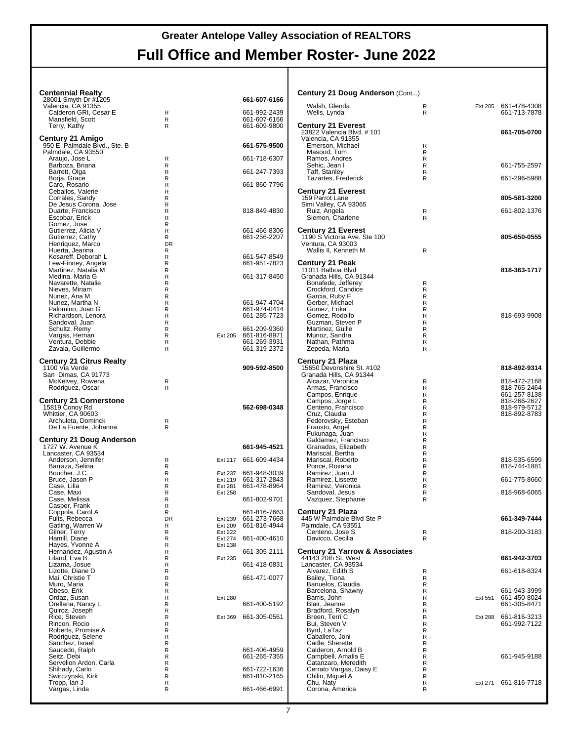# Greater Antelope Valley Association of REALTORS

## Full Office and Member Roster- June 2022

### Centennial Realty
28001 Smyth Dr #1205 — **661-607-6166**
Valencia, CA 91355

| Name | Type | Ext | Phone |
|---|---|---|---|
| Calderon GRI, Cesar E | R | | 661-992-2439 |
| Mansfield, Scott | R | | 661-607-6166 |
| Terry, Kathy | R | | 661-609-9800 |

### Century 21 Amigo
950 E. Palmdale Blvd., Ste. B — **661-575-9500**
Palmdale, CA 93550

| Name | Type | Ext | Phone |
|---|---|---|---|
| Araujo, Jose L | R | | 661-718-6307 |
| Barboza, Briana | R | | |
| Barrett, Olga | R | | 661-247-7393 |
| Borja, Grace | R | | |
| Caro, Rosario | R | | 661-860-7796 |
| Ceballos, Valerie | R | | |
| Corrales, Sandy | R | | |
| De Jesus Corona, Jose | R | | |
| Duarte, Francisco | R | | 818-849-4830 |
| Escobar, Erick | R | | |
| Gomez, Jose | R | | |
| Gutierrez, Alicia V | R | | 661-466-8306 |
| Gutierrez, Cathy | R | | 661-256-2207 |
| Henriquez, Marco | DR | | |
| Huerta, Jeanna | R | | |
| Kosareff, Deborah L | R | | 661-547-8549 |
| Lew-Finney, Angela | R | | 661-951-7823 |
| Martinez, Natalia M | R | | |
| Medina, Maria G | R | | 661-317-8450 |
| Navarette, Natalie | R | | |
| Nieves, Miriam | R | | |
| Nunez, Ana M | R | | |
| Nunez, Martha N | R | | 661-947-4704 |
| Palomino, Juan G | R | | 661-974-0414 |
| Richardson, Lenora | R | | 661-285-7723 |
| Sandoval, Juan | R | | |
| Schultz, Remy | R | | 661-209-9360 |
| Vargas, Hernan | R | Ext 205 | 661-816-8971 |
| Ventura, Debbie | R | | 661-269-3931 |
| Zavala, Guillermo | R | | 661-319-2372 |

### Century 21 Citrus Realty
1100 Via Verde — **909-592-8500**
San Dimas, CA 91773

| Name | Type | Ext | Phone |
|---|---|---|---|
| McKelvey, Rowena | R | | |
| Rodriguez, Oscar | R | | |

### Century 21 Cornerstone
15819 Conoy Rd — **562-698-0348**
Whittier, CA 90603

| Name | Type | Ext | Phone |
|---|---|---|---|
| Archuleta, Dominck | R | | |
| De La Fuente, Johanna | R | | |

### Century 21 Doug Anderson
1727 W. Avenue K — **661-945-4521**
Lancaster, CA 93534

| Name | Type | Ext | Phone |
|---|---|---|---|
| Anderson, Jennifer | R | Ext 217 | 661-609-4434 |
| Barraza, Selina | R | | |
| Boucher, J.C. | R | Ext 237 | 661-948-3039 |
| Bruce, Jason P | R | Ext 219 | 661-317-2843 |
| Case, Lilia | R | Ext 281 | 661-478-8964 |
| Case, Maxi | R | Ext 258 | |
| Case, Melissa | R | | 661-802-9701 |
| Casper, Frank | R | | |
| Coppola, Carol A | R | | 661-816-7663 |
| Fults, Rebecca | DR | Ext 239 | 661-273-7668 |
| Gatling, Warren W | R | Ext 209 | 661-816-4944 |
| Gilner, Terry | R | Ext 222 | |
| Hamill, Diane | R | Ext 274 | 661-400-4610 |
| Hayes, Yvonne A | R | Ext 238 | |
| Hernandez, Agustin A | R | | 661-305-2111 |
| Liland, Eva B | R | Ext 235 | |
| Lizama, Josue | R | | 661-418-0831 |
| Lizotte, Diane D | R | | |
| Mai, Christie T | R | | 661-471-0077 |
| Muro, Maria | R | | |
| Obeso, Erik | R | | |
| Ordaz, Susan | R | Ext 280 | |
| Orellana, Nancy L | R | | 661-400-5192 |
| Quiroz, Joseph | R | | |
| Rice, Steven | R | Ext 369 | 661-305-0561 |
| Rincon, Rocio | R | | |
| Roberts, Promise A | R | | |
| Rodriguez, Selene | R | | |
| Sanchez, Israel | R | | |
| Saucedo, Ralph | R | | 661-406-4959 |
| Seitz, Debi | R | | 661-265-7355 |
| Servellon Ardon, Carla | R | | |
| Shihady, Carlo | R | | 661-722-1636 |
| Swirczynski, Kirk | R | | 661-810-2165 |
| Tropp, Ian J | R | | |
| Vargas, Linda | R | | 661-466-6991 |

### Century 21 Doug Anderson (Cont...)

| Name | Type | Ext | Phone |
|---|---|---|---|
| Walsh, Glenda | R | Ext 205 | 661-478-4308 |
| Wells, Lynda | R | | 661-713-7878 |

### Century 21 Everest
23822 Valencia Blvd. # 101 — **661-705-0700**
Valencia, CA 91355

| Name | Type | Ext | Phone |
|---|---|---|---|
| Emerson, Michael | R | | |
| Masood, Tom | R | | |
| Ramos, Andres | R | | |
| Sehic, Jean I | R | | 661-755-2597 |
| Taff, Stanley | R | | |
| Tazartes, Frederick | R | | 661-296-5988 |

### Century 21 Everest
159 Parrot Lane — **805-581-3200**
Simi Valley, CA 93065

| Name | Type | Ext | Phone |
|---|---|---|---|
| Ruiz, Angela | R | | 661-802-1376 |
| Siemon, Charlene | R | | |

### Century 21 Everest
1190 S Victoria Ave. Ste 100 — **805-650-0555**
Ventura, CA 93003

| Name | Type | Ext | Phone |
|---|---|---|---|
| Wallis II, Kenneth M | R | | |

### Century 21 Peak
11011 Balboa Blvd — **818-363-1717**
Granada Hills, CA 91344

| Name | Type | Ext | Phone |
|---|---|---|---|
| Bonafede, Jefferey | R | | |
| Crockford, Candice | R | | |
| Garcia, Ruby F | R | | |
| Gerber, Michael | R | | |
| Gomez, Erika | R | | |
| Gomez, Rodolfo | R | | 818-693-9908 |
| Guzman, Steven P | R | | |
| Martinez, Guille | R | | |
| Munoz, Sandra | R | | |
| Nathan, Pathma | R | | |
| Zepeda, Maria | R | | |

### Century 21 Plaza
15650 Devonshire St. #102 — **818-892-9314**
Granada Hills, CA 91344

| Name | Type | Ext | Phone |
|---|---|---|---|
| Alcazar, Veronica | R | | 818-472-2168 |
| Armas, Francisco | R | | 818-765-2464 |
| Campos, Enrique | R | | 661-257-8138 |
| Campos, Jorge L | R | | 818-266-2627 |
| Centeno, Francisco | R | | 818-979-5712 |
| Cruz, Claudia | R | | 818-892-8783 |
| Federovsky, Esteban | R | | |
| Frausto, Angel | R | | |
| Fukunaga, Juan | R | | |
| Galdamez, Francisco | R | | |
| Granados, Elizabeth | R | | |
| Mariscal, Bertha | R | | |
| Mariscal, Roberto | R | | 818-535-6599 |
| Ponce, Roxana | R | | 818-744-1881 |
| Ramirez, Juan J | R | | |
| Ramirez, Lissette | R | | 661-775-8660 |
| Ramirez, Veronica | R | | |
| Sandoval, Jesus | R | | 818-968-6065 |
| Vazquez, Stephanie | R | | |

### Century 21 Plaza
445 W Palmdale Blvd Ste P — **661-349-7444**
Palmdale, CA 93551

| Name | Type | Ext | Phone |
|---|---|---|---|
| Centeno, Jose S | R | | 818-200-3183 |
| Davicco, Cecilia | R | | |

### Century 21 Yarrow & Associates
44143 20th St. West — **661-942-3703**
Lancaster, CA 93534

| Name | Type | Ext | Phone |
|---|---|---|---|
| Alvarez, Edith S | R | | 661-618-8324 |
| Bailey, Tiona | R | | |
| Banuelos, Claudia | R | | |
| Barcelona, Shawny | R | | 661-943-3999 |
| Barris, John | R | Ext 551 | 661-450-8024 |
| Blair, Jeanne | R | | 661-305-8471 |
| Bradford, Rosalyn | R | | |
| Breen, Terri C | R | Ext 288 | 661-816-3213 |
| Bui, Steven V | R | | 661-992-7122 |
| Byrd, LaTaz | R | | |
| Caballero, Joni | R | | |
| Cadle, Sherette | R | | |
| Calderon, Arnold B | R | | |
| Campbell, Amalia E | R | | 661-945-9188 |
| Catanzaro, Meredith | R | | |
| Cerrato Vargas, Daisy E | R | | |
| Chilin, Miguel A | R | | |
| Chu, Naty | R | Ext 271 | 661-816-7718 |
| Corona, America | R | | |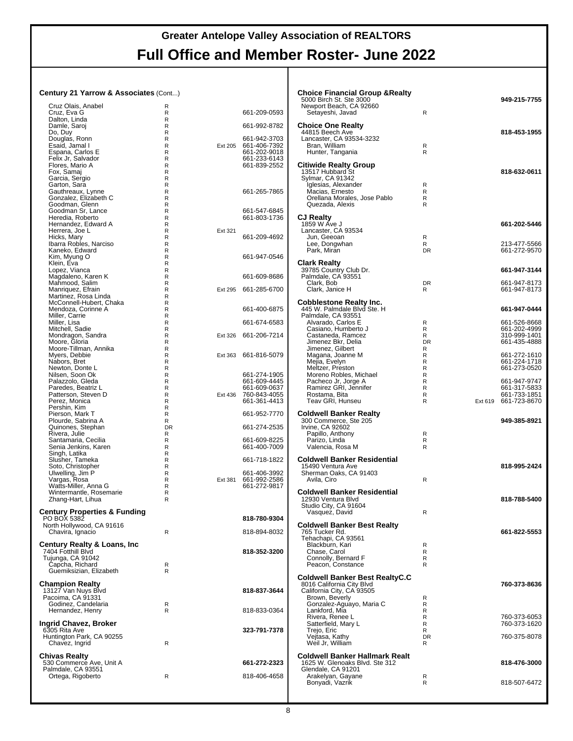# Greater Antelope Valley Association of REALTORS

# Full Office and Member Roster- June 2022

### Century 21 Yarrow & Associates (Cont...)

| Name | Type | Ext | Phone |
|---|---|---|---|
| Cruz Olais, Anabel | R | | |
| Cruz, Eva G | R | | 661-209-0593 |
| Dalton, Linda | R | | |
| Damle, Saroj | R | | 661-992-8782 |
| Do, Duy | R | | |
| Douglas, Ronn | R | | 661-942-3703 |
| Esaid, Jamal I | R | Ext 205 | 661-406-7392 |
| Espana, Carlos E | R | | 661-202-9018 |
| Felix Jr, Salvador | R | | 661-233-6143 |
| Flores, Mario A | R | | 661-839-2552 |
| Fox, Samaj | R | | |
| Garcia, Sergio | R | | |
| Garton, Sara | R | | |
| Gauthreaux, Lynne | R | | 661-265-7865 |
| Gonzalez, Elizabeth C | R | | |
| Goodman, Glenn | R | | |
| Goodman Sr, Lance | R | | 661-547-6845 |
| Heredia, Roberto | R | | 661-803-1736 |
| Hernandez, Edward A | R | | |
| Herrera, Joe L | R | Ext 321 | |
| Hicks, Mary | R | | 661-209-4692 |
| Ibarra Robles, Narciso | R | | |
| Kaneko, Edward | R | | |
| Kim, Myung O | R | | 661-947-0546 |
| Klein, Eva | R | | |
| Lopez, Vianca | R | | |
| Magdaleno, Karen K | R | | 661-609-8686 |
| Mahmood, Salim | R | | |
| Manriquez, Efrain | R | Ext 295 | 661-285-6700 |
| Martinez, Rosa Linda | R | | |
| McConnell-Hubert, Chaka | R | | |
| Mendoza, Corinne A | R | | 661-400-6875 |
| Miller, Carrie | R | | |
| Miller, Lisa | R | | 661-674-6583 |
| Mitchell, Sadie | R | | |
| Mondragon, Sandra | R | Ext 326 | 661-206-7214 |
| Moore, Gloria | R | | |
| Moore-Tillman, Annika | R | | |
| Myers, Debbie | R | Ext 363 | 661-816-5079 |
| Nabors, Bret | R | | |
| Newton, Donte L | R | | |
| Nilsen, Soon Ok | R | | 661-274-1905 |
| Palazzolo, Gleda | R | | 661-609-4445 |
| Paredes, Beatriz L | R | | 661-609-0637 |
| Patterson, Steven D | R | Ext 436 | 760-843-4055 |
| Perez, Monica | R | | 661-361-4413 |
| Pershin, Kim | R | | |
| Pierson, Mark T | R | | 661-952-7770 |
| Plourde, Sabrina A | R | | |
| Quinones, Stephan | DR | | 661-274-2535 |
| Rivera, Julie | R | | |
| Santamaria, Cecilia | R | | 661-609-8225 |
| Senia Jenkins, Karen | R | | 661-400-7009 |
| Singh, Latika | R | | |
| Slusher, Tameka | R | | 661-718-1822 |
| Soto, Christopher | R | | |
| Ulwelling, Jim P | R | | 661-406-3992 |
| Vargas, Rosa | R | Ext 381 | 661-992-2586 |
| Watts-Miller, Anna G | R | | 661-272-9817 |
| Wintermantle, Rosemarie | R | | |
| Zhang-Hart, Lihua | R | | |

### Century Properties & Funding
PO BOX 5382
North Hollywood, CA 91616 — **818-780-9304**

| Name | Type | Ext | Phone |
|---|---|---|---|
| Chavira, Ignacio | R | | 818-894-8032 |

### Century Realty & Loans, Inc
7404 Fotthill Blvd
Tujunga, CA 91042 — **818-352-3200**

| Name | Type | Ext | Phone |
|---|---|---|---|
| Capcha, Richard | R | | |
| Guemiksizian, Elizabeth | R | | |

### Champion Realty
13127 Van Nuys Blvd
Pacoima, CA 91331 — **818-837-3644**

| Name | Type | Ext | Phone |
|---|---|---|---|
| Godinez, Candelaria | R | | |
| Hernandez, Henry | R | | 818-833-0364 |

### Ingrid Chavez, Broker
6305 Rita Ave
Huntington Park, CA 90255 — **323-791-7378**

| Name | Type | Ext | Phone |
|---|---|---|---|
| Chavez, Ingrid | R | | |

### Chivas Realty
530 Commerce Ave, Unit A
Palmdale, CA 93551 — **661-272-2323**

| Name | Type | Ext | Phone |
|---|---|---|---|
| Ortega, Rigoberto | R | | 818-406-4658 |

### Choice Financial Group &Realty
5000 Birch St. Ste 3000
Newport Beach, CA 92660 — **949-215-7755**

| Name | Type | Ext | Phone |
|---|---|---|---|
| Setayeshi, Javad | R | | |

### Choice One Realty
44815 Beech Ave
Lancaster, CA 93534-3232 — **818-453-1955**

| Name | Type | Ext | Phone |
|---|---|---|---|
| Bran, William | R | | |
| Hunter, Tangania | R | | |

### Citiwide Realty Group
13517 Hubbard St
Sylmar, CA 91342 — **818-632-0611**

| Name | Type | Ext | Phone |
|---|---|---|---|
| Iglesias, Alexander | R | | |
| Macias, Ernesto | R | | |
| Orellana Morales, Jose Pablo | R | | |
| Quezada, Alexis | R | | |

### CJ Realty
1859 W Ave J
Lancaster, CA 93534 — **661-202-5446**

| Name | Type | Ext | Phone |
|---|---|---|---|
| Jun, Geeoan | R | | |
| Lee, Dongwhan | R | | 213-477-5566 |
| Park, Miran | DR | | 661-272-9570 |

### Clark Realty
39785 Country Club Dr.
Palmdale, CA 93551 — **661-947-3144**

| Name | Type | Ext | Phone |
|---|---|---|---|
| Clark, Bob | DR | | 661-947-8173 |
| Clark, Janice H | R | | 661-947-8173 |

### Cobblestone Realty Inc.
445 W. Palmdale Blvd Ste. H
Palmdale, CA 93551 — **661-947-0444**

| Name | Type | Ext | Phone |
|---|---|---|---|
| Alvarado, Carlos E | R | | 661-526-8668 |
| Casiano, Humberto J | R | | 661-202-4999 |
| Castaneda, Ramcez | R | | 310-999-1401 |
| Jimenez Bkr, Delia | DR | | 661-435-4888 |
| Jimenez, Gilbert | R | | |
| Magana, Joanne M | R | | 661-272-1610 |
| Mejia, Evelyn | R | | 661-224-1718 |
| Meltzer, Preston | R | | 661-273-0520 |
| Moreno Robles, Michael | R | | |
| Pacheco Jr, Jorge A | R | | 661-947-9747 |
| Ramirez GRI, Jennifer | R | | 661-317-5833 |
| Rostama, Bita | R | | 661-733-1851 |
| Teav GRI, Hunseu | R | Ext 619 | 661-723-8670 |

### Coldwell Banker Realty
300 Commerce, Ste 205
Irvine, CA 92602 — **949-385-8921**

| Name | Type | Ext | Phone |
|---|---|---|---|
| Papillo, Anthony | R | | |
| Parizo, Linda | R | | |
| Valencia, Rosa M | R | | |

### Coldwell Banker Residential
15490 Ventura Ave
Sherman Oaks, CA 91403 — **818-995-2424**

| Name | Type | Ext | Phone |
|---|---|---|---|
| Avila, Ciro | R | | |

### Coldwell Banker Residential
12930 Ventura Blvd
Studio City, CA 91604 — **818-788-5400**

| Name | Type | Ext | Phone |
|---|---|---|---|
| Vasquez, David | R | | |

### Coldwell Banker Best Realty
765 Tucker Rd.
Tehachapi, CA 93561 — **661-822-5553**

| Name | Type | Ext | Phone |
|---|---|---|---|
| Blackburn, Kari | R | | |
| Chase, Carol | R | | |
| Connolly, Bernard F | R | | |
| Peacon, Constance | R | | |

### Coldwell Banker Best RealtyC.C
8016 California City Blvd
California City, CA 93505 — **760-373-8636**

| Name | Type | Ext | Phone |
|---|---|---|---|
| Brown, Beverly | R | | |
| Gonzalez-Aguayo, Maria C | R | | |
| Lankford, Mia | R | | |
| Rivera, Renee L | R | | 760-373-6053 |
| Satterfield, Mary L | R | | 760-373-1620 |
| Trejo, Eric | R | | |
| Vejtasa, Kathy | DR | | 760-375-8078 |
| Weil Jr, William | R | | |

### Coldwell Banker Hallmark Realt
1625 W. Glenoaks Blvd. Ste 312
Glendale, CA 91201 — **818-476-3000**

| Name | Type | Ext | Phone |
|---|---|---|---|
| Arakelyan, Gayane | R | | |
| Bonyadi, Vazrik | R | | 818-507-6472 |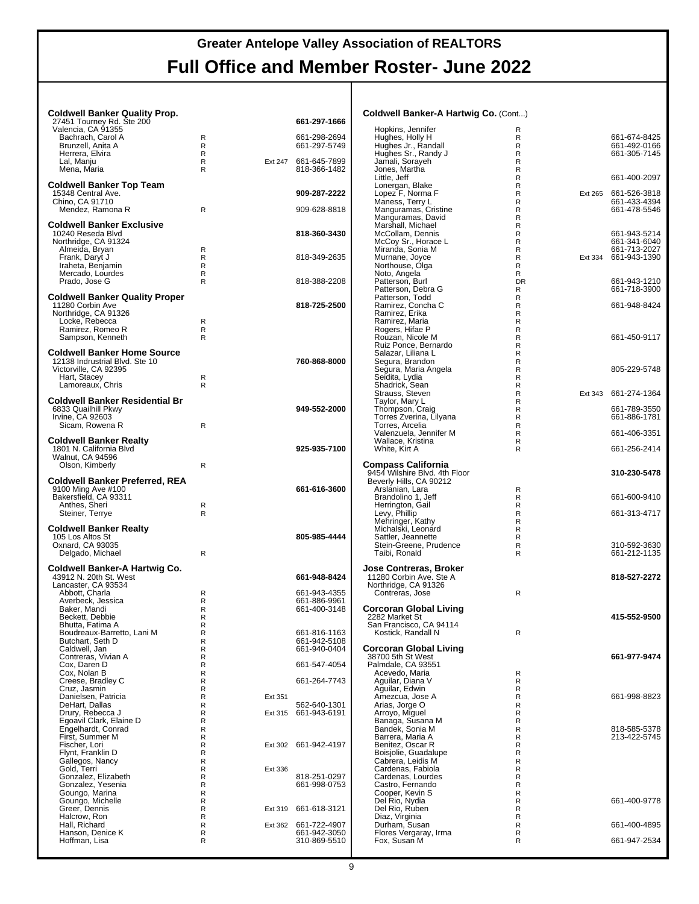# Greater Antelope Valley Association of REALTORS

## Full Office and Member Roster- June 2022

### Coldwell Banker Quality Prop.

27451 Tourney Rd. Ste 200
Valencia, CA 91355
**661-297-1666**

| Name | Type | Ext | Phone |
|---|---|---|---|
| Bachrach, Carol A | R | | 661-298-2694 |
| Brunzell, Anita A | R | | 661-297-5749 |
| Herrera, Elvira | R | | |
| Lal, Manju | R | Ext 247 | 661-645-7899 |
| Mena, Maria | R | | 818-366-1482 |

### Coldwell Banker Top Team

15348 Central Ave.
Chino, CA 91710
**909-287-2222**

| Name | Type | Ext | Phone |
|---|---|---|---|
| Mendez, Ramona R | R | | 909-628-8818 |

### Coldwell Banker Exclusive

10240 Reseda Blvd
Northridge, CA 91324
**818-360-3430**

| Name | Type | Ext | Phone |
|---|---|---|---|
| Almeida, Bryan | R | | |
| Frank, Daryt J | R | | 818-349-2635 |
| Iraheta, Benjamin | R | | |
| Mercado, Lourdes | R | | |
| Prado, Jose G | R | | 818-388-2208 |

### Coldwell Banker Quality Proper

11280 Corbin Ave
Northridge, CA 91326
**818-725-2500**

| Name | Type | Ext | Phone |
|---|---|---|---|
| Locke, Rebecca | R | | |
| Ramirez, Romeo R | R | | |
| Sampson, Kenneth | R | | |

### Coldwell Banker Home Source

12138 Indrustrial Blvd. Ste 10
Victorville, CA 92395
**760-868-8000**

| Name | Type | Ext | Phone |
|---|---|---|---|
| Hart, Stacey | R | | |
| Lamoreaux, Chris | R | | |

### Coldwell Banker Residential Br

6833 Quailhill Pkwy
Irvine, CA 92603
**949-552-2000**

| Name | Type | Ext | Phone |
|---|---|---|---|
| Sicam, Rowena R | R | | |

### Coldwell Banker Realty

1801 N. California Blvd
Walnut, CA 94596
**925-935-7100**

| Name | Type | Ext | Phone |
|---|---|---|---|
| Olson, Kimberly | R | | |

### Coldwell Banker Preferred, REA

9100 Ming Ave #100
Bakersfield, CA 93311
**661-616-3600**

| Name | Type | Ext | Phone |
|---|---|---|---|
| Anthes, Sheri | R | | |
| Steiner, Terrye | R | | |

### Coldwell Banker Realty

105 Los Altos St
Oxnard, CA 93035
**805-985-4444**

| Name | Type | Ext | Phone |
|---|---|---|---|
| Delgado, Michael | R | | |

### Coldwell Banker-A Hartwig Co.

43912 N. 20th St. West
Lancaster, CA 93534
**661-948-8424**

| Name | Type | Ext | Phone |
|---|---|---|---|
| Abbott, Charla | R | | 661-943-4355 |
| Averbeck, Jessica | R | | 661-886-9961 |
| Baker, Mandi | R | | 661-400-3148 |
| Beckett, Debbie | R | | |
| Bhutta, Fatima A | R | | |
| Boudreaux-Barretto, Lani M | R | | 661-816-1163 |
| Butchart, Seth D | R | | 661-942-5108 |
| Caldwell, Jan | R | | 661-940-0404 |
| Contreras, Vivian A | R | | |
| Cox, Daren D | R | | 661-547-4054 |
| Cox, Nolan B | R | | |
| Creese, Bradley C | R | | 661-264-7743 |
| Cruz, Jasmin | R | | |
| Danielsen, Patricia | R | Ext 351 | |
| DeHart, Dallas | R | | 562-640-1301 |
| Drury, Rebecca J | R | Ext 315 | 661-943-6191 |
| Egoavil Clark, Elaine D | R | | |
| Engelhardt, Conrad | R | | |
| First, Summer M | R | | |
| Fischer, Lori | R | Ext 302 | 661-942-4197 |
| Flynt, Franklin D | R | | |
| Gallegos, Nancy | R | | |
| Gold, Terri | R | Ext 336 | |
| Gonzalez, Elizabeth | R | | 818-251-0297 |
| Gonzalez, Yesenia | R | | 661-998-0753 |
| Goungo, Marina | R | | |
| Goungo, Michelle | R | | |
| Greer, Dennis | R | Ext 319 | 661-618-3121 |
| Halcrow, Ron | R | | |
| Hall, Richard | R | Ext 362 | 661-722-4907 |
| Hanson, Denice K | R | | 661-942-3050 |
| Hoffman, Lisa | R | | 310-869-5510 |

### Coldwell Banker-A Hartwig Co. (Cont...)

| Name | Type | Ext | Phone |
|---|---|---|---|
| Hopkins, Jennifer | R | | |
| Hughes, Holly H | R | | 661-674-8425 |
| Hughes Jr., Randall | R | | 661-492-0166 |
| Hughes Sr., Randy J | R | | 661-305-7145 |
| Jamali, Sorayeh | R | | |
| Jones, Martha | R | | |
| Little, Jeff | R | | 661-400-2097 |
| Lonergan, Blake | R | | |
| Lopez F, Norma F | R | Ext 265 | 661-526-3818 |
| Maness, Terry L | R | | 661-433-4394 |
| Manguramas, Cristine | R | | 661-478-5546 |
| Manguramas, David | R | | |
| Marshall, Michael | R | | |
| McCollam, Dennis | R | | 661-943-5214 |
| McCoy Sr., Horace L | R | | 661-341-6040 |
| Miranda, Sonia M | R | | 661-713-2027 |
| Murnane, Joyce | R | Ext 334 | 661-943-1390 |
| Northouse, Olga | R | | |
| Noto, Angela | R | | |
| Patterson, Burl | DR | | 661-943-1210 |
| Patterson, Debra G | R | | 661-718-3900 |
| Patterson, Todd | R | | |
| Ramirez, Concha C | R | | 661-948-8424 |
| Ramirez, Erika | R | | |
| Ramirez, Maria | R | | |
| Rogers, Hifae P | R | | |
| Rouzan, Nicole M | R | | 661-450-9117 |
| Ruiz Ponce, Bernardo | R | | |
| Salazar, Liliana L | R | | |
| Segura, Brandon | R | | |
| Segura, Maria Angela | R | | 805-229-5748 |
| Seidita, Lydia | R | | |
| Shadrick, Sean | R | | |
| Strauss, Steven | R | Ext 343 | 661-274-1364 |
| Taylor, Mary L | R | | |
| Thompson, Craig | R | | 661-789-3550 |
| Torres Zverina, Lilyana | R | | 661-886-1781 |
| Torres, Arcelia | R | | |
| Valenzuela, Jennifer M | R | | 661-406-3351 |
| Wallace, Kristina | R | | |
| White, Kirt A | R | | 661-256-2414 |

### Compass California

9454 Wilshire Blvd. 4th Floor
Beverly Hills, CA 90212
**310-230-5478**

| Name | Type | Ext | Phone |
|---|---|---|---|
| Arslanian, Lara | R | | |
| Brandolino 1, Jeff | R | | 661-600-9410 |
| Herrington, Gail | R | | |
| Levy, Phillip | R | | 661-313-4717 |
| Mehringer, Kathy | R | | |
| Michalski, Leonard | R | | |
| Sattler, Jeannette | R | | |
| Stein-Greene, Prudence | R | | 310-592-3630 |
| Taibi, Ronald | R | | 661-212-1135 |

### Jose Contreras, Broker

11280 Corbin Ave. Ste A
Northridge, CA 91326
**818-527-2272**

| Name | Type | Ext | Phone |
|---|---|---|---|
| Contreras, Jose | R | | |

### Corcoran Global Living

2282 Market St
San Francisco, CA 94114
**415-552-9500**

| Name | Type | Ext | Phone |
|---|---|---|---|
| Kostick, Randall N | R | | |

### Corcoran Global Living

38700 5th St West
Palmdale, CA 93551
**661-977-9474**

| Name | Type | Ext | Phone |
|---|---|---|---|
| Acevedo, Maria | R | | |
| Aguilar, Diana V | R | | |
| Aguilar, Edwin | R | | |
| Amezcua, Jose A | R | | 661-998-8823 |
| Arias, Jorge O | R | | |
| Arroyo, Miguel | R | | |
| Banaga, Susana M | R | | |
| Bandek, Sonia M | R | | 818-585-5378 |
| Barrera, Maria A | R | | 213-422-5745 |
| Benitez, Oscar R | R | | |
| Boisjolie, Guadalupe | R | | |
| Cabrera, Leidis M | R | | |
| Cardenas, Fabiola | R | | |
| Cardenas, Lourdes | R | | |
| Castro, Fernando | R | | |
| Cooper, Kevin S | R | | |
| Del Rio, Nydia | R | | 661-400-9778 |
| Del Rio, Ruben | R | | |
| Diaz, Virginia | R | | |
| Durham, Susan | R | | 661-400-4895 |
| Flores Vergaray, Irma | R | | |
| Fox, Susan M | R | | 661-947-2534 |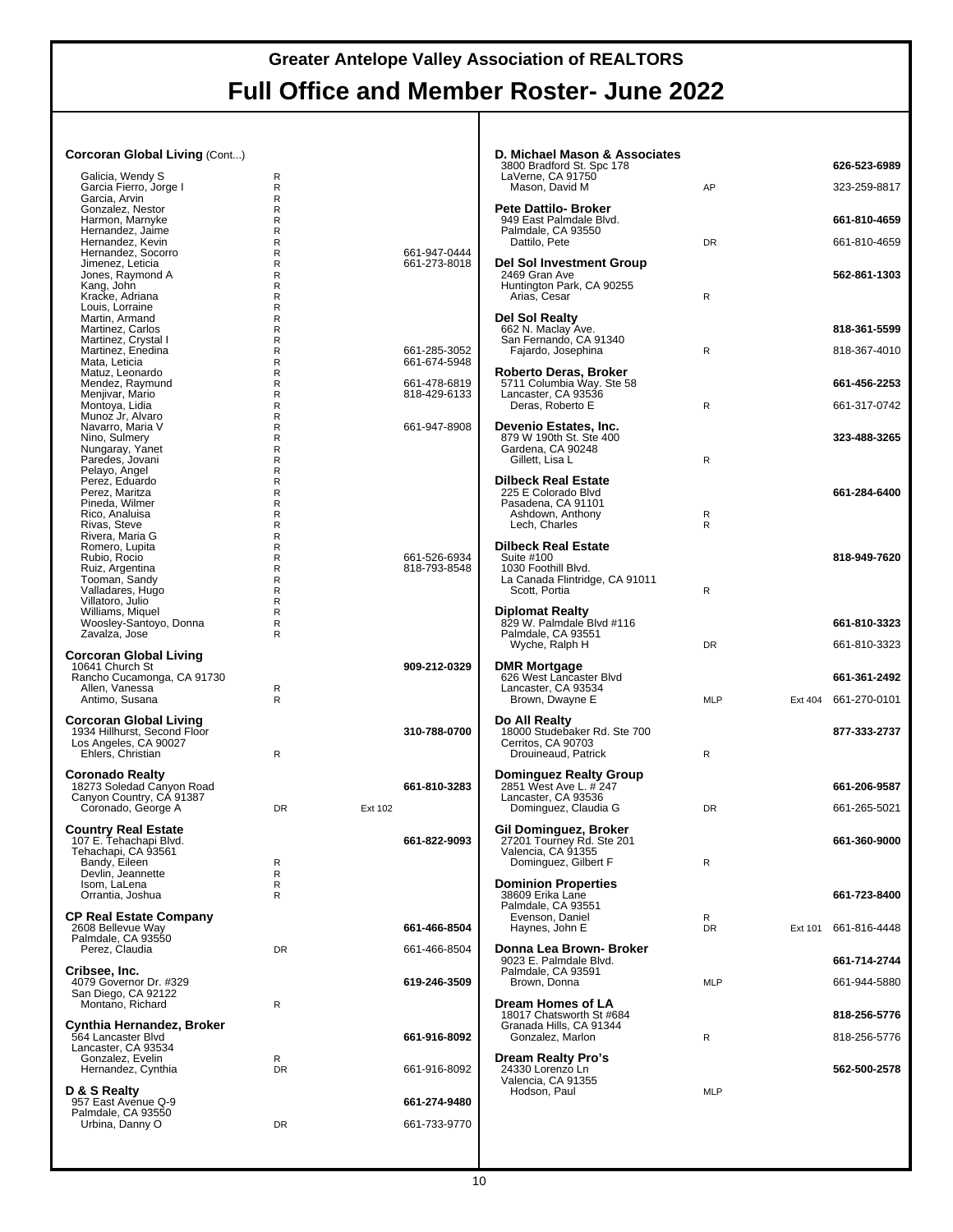# Greater Antelope Valley Association of REALTORS

# Full Office and Member Roster- June 2022

**Corcoran Global Living** (Cont...)

| Name | Type | Ext | Phone |
|---|---|---|---|
| Galicia, Wendy S | R | | |
| Garcia Fierro, Jorge I | R | | |
| Garcia, Arvin | R | | |
| Gonzalez, Nestor | R | | |
| Harmon, Marnyke | R | | |
| Hernandez, Jaime | R | | |
| Hernandez, Kevin | R | | |
| Hernandez, Socorro | R | | 661-947-0444 |
| Jimenez, Leticia | R | | 661-273-8018 |
| Jones, Raymond A | R | | |
| Kang, John | R | | |
| Kracke, Adriana | R | | |
| Louis, Lorraine | R | | |
| Martin, Armand | R | | |
| Martinez, Carlos | R | | |
| Martinez, Crystal I | R | | |
| Martinez, Enedina | R | | 661-285-3052 |
| Mata, Leticia | R | | 661-674-5948 |
| Matuz, Leonardo | R | | |
| Mendez, Raymund | R | | 661-478-6819 |
| Menjivar, Mario | R | | 818-429-6133 |
| Montoya, Lidia | R | | |
| Munoz Jr, Alvaro | R | | |
| Navarro, Maria V | R | | 661-947-8908 |
| Nino, Sulmery | R | | |
| Nungaray, Yanet | R | | |
| Paredes, Jovani | R | | |
| Pelayo, Angel | R | | |
| Perez, Eduardo | R | | |
| Perez, Maritza | R | | |
| Pineda, Wilmer | R | | |
| Rico, Analuisa | R | | |
| Rivas, Steve | R | | |
| Rivera, Maria G | R | | |
| Romero, Lupita | R | | |
| Rubio, Rocio | R | | 661-526-6934 |
| Ruiz, Argentina | R | | 818-793-8548 |
| Tooman, Sandy | R | | |
| Valladares, Hugo | R | | |
| Villatoro, Julio | R | | |
| Williams, Miquel | R | | |
| Woosley-Santoyo, Donna | R | | |
| Zavalza, Jose | R | | |

**Corcoran Global Living** — **909-212-0329**
10641 Church St
Rancho Cucamonga, CA 91730

| Name | Type | Ext | Phone |
|---|---|---|---|
| Allen, Vanessa | R | | |
| Antimo, Susana | R | | |

**Corcoran Global Living** — **310-788-0700**
1934 Hillhurst, Second Floor
Los Angeles, CA 90027

| Name | Type | Ext | Phone |
|---|---|---|---|
| Ehlers, Christian | R | | |

**Coronado Realty** — **661-810-3283**
18273 Soledad Canyon Road
Canyon Country, CA 91387

| Name | Type | Ext | Phone |
|---|---|---|---|
| Coronado, George A | DR | Ext 102 | |

**Country Real Estate** — **661-822-9093**
107 E. Tehachapi Blvd.
Tehachapi, CA 93561

| Name | Type | Ext | Phone |
|---|---|---|---|
| Bandy, Eileen | R | | |
| Devlin, Jeannette | R | | |
| Isom, LaLena | R | | |
| Orrantia, Joshua | R | | |

**CP Real Estate Company** — **661-466-8504**
2608 Bellevue Way
Palmdale, CA 93550

| Name | Type | Ext | Phone |
|---|---|---|---|
| Perez, Claudia | DR | | 661-466-8504 |

**Cribsee, Inc.** — **619-246-3509**
4079 Governor Dr. #329
San Diego, CA 92122

| Name | Type | Ext | Phone |
|---|---|---|---|
| Montano, Richard | R | | |

**Cynthia Hernandez, Broker** — **661-916-8092**
564 Lancaster Blvd
Lancaster, CA 93534

| Name | Type | Ext | Phone |
|---|---|---|---|
| Gonzalez, Evelin | R | | |
| Hernandez, Cynthia | DR | | 661-916-8092 |

**D & S Realty** — **661-274-9480**
957 East Avenue Q-9
Palmdale, CA 93550

| Name | Type | Ext | Phone |
|---|---|---|---|
| Urbina, Danny O | DR | | 661-733-9770 |

**D. Michael Mason & Associates** — **626-523-6989**
3800 Bradford St. Spc 178
LaVerne, CA 91750

| Name | Type | Ext | Phone |
|---|---|---|---|
| Mason, David M | AP | | 323-259-8817 |

**Pete Dattilo- Broker** — **661-810-4659**
949 East Palmdale Blvd.
Palmdale, CA 93550

| Name | Type | Ext | Phone |
|---|---|---|---|
| Dattilo, Pete | DR | | 661-810-4659 |

**Del Sol Investment Group** — **562-861-1303**
2469 Gran Ave
Huntington Park, CA 90255

| Name | Type | Ext | Phone |
|---|---|---|---|
| Arias, Cesar | R | | |

**Del Sol Realty** — **818-361-5599**
662 N. Maclay Ave.
San Fernando, CA 91340

| Name | Type | Ext | Phone |
|---|---|---|---|
| Fajardo, Josephina | R | | 818-367-4010 |

**Roberto Deras, Broker** — **661-456-2253**
5711 Columbia Way. Ste 58
Lancaster, CA 93536

| Name | Type | Ext | Phone |
|---|---|---|---|
| Deras, Roberto E | R | | 661-317-0742 |

**Devenio Estates, Inc.** — **323-488-3265**
879 W 190th St. Ste 400
Gardena, CA 90248

| Name | Type | Ext | Phone |
|---|---|---|---|
| Gillett, Lisa L | R | | |

**Dilbeck Real Estate** — **661-284-6400**
225 E Colorado Blvd
Pasadena, CA 91101

| Name | Type | Ext | Phone |
|---|---|---|---|
| Ashdown, Anthony | R | | |
| Lech, Charles | R | | |

**Dilbeck Real Estate** — **818-949-7620**
Suite #100
1030 Foothill Blvd.
La Canada Flintridge, CA 91011

| Name | Type | Ext | Phone |
|---|---|---|---|
| Scott, Portia | R | | |

**Diplomat Realty** — **661-810-3323**
829 W. Palmdale Blvd #116
Palmdale, CA 93551

| Name | Type | Ext | Phone |
|---|---|---|---|
| Wyche, Ralph H | DR | | 661-810-3323 |

**DMR Mortgage** — **661-361-2492**
626 West Lancaster Blvd
Lancaster, CA 93534

| Name | Type | Ext | Phone |
|---|---|---|---|
| Brown, Dwayne E | MLP | Ext 404 | 661-270-0101 |

**Do All Realty** — **877-333-2737**
18000 Studebaker Rd. Ste 700
Cerritos, CA 90703

| Name | Type | Ext | Phone |
|---|---|---|---|
| Drouineaud, Patrick | R | | |

**Dominguez Realty Group** — **661-206-9587**
2851 West Ave L. # 247
Lancaster, CA 93536

| Name | Type | Ext | Phone |
|---|---|---|---|
| Dominguez, Claudia G | DR | | 661-265-5021 |

**Gil Dominguez, Broker** — **661-360-9000**
27201 Tourney Rd. Ste 201
Valencia, CA 91355

| Name | Type | Ext | Phone |
|---|---|---|---|
| Dominguez, Gilbert F | R | | |

**Dominion Properties** — **661-723-8400**
38609 Erika Lane
Palmdale, CA 93551

| Name | Type | Ext | Phone |
|---|---|---|---|
| Evenson, Daniel | R | | |
| Haynes, John E | DR | Ext 101 | 661-816-4448 |

**Donna Lea Brown- Broker** — **661-714-2744**
9023 E. Palmdale Blvd.
Palmdale, CA 93591

| Name | Type | Ext | Phone |
|---|---|---|---|
| Brown, Donna | MLP | | 661-944-5880 |

**Dream Homes of LA** — **818-256-5776**
18017 Chatsworth St #684
Granada Hills, CA 91344

| Name | Type | Ext | Phone |
|---|---|---|---|
| Gonzalez, Marlon | R | | 818-256-5776 |

**Dream Realty Pro's** — **562-500-2578**
24330 Lorenzo Ln
Valencia, CA 91355

| Name | Type | Ext | Phone |
|---|---|---|---|
| Hodson, Paul | MLP | | |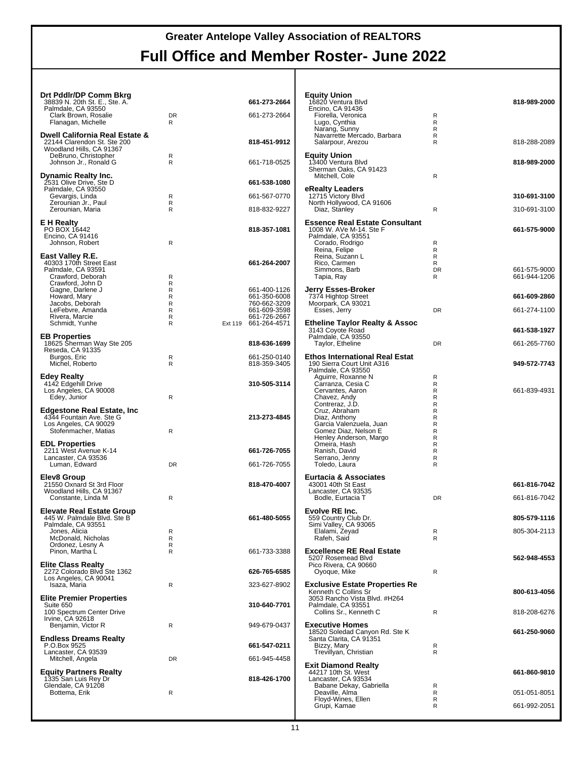# Greater Antelope Valley Association of REALTORS

## Full Office and Member Roster- June 2022

**Drt Pddlr/DP Comm Bkrg** — **661-273-2664**
38839 N. 20th St. E., Ste. A.
Palmdale, CA 93550

| Name | Type | Ext | Phone |
|---|---|---|---|
| Clark Brown, Rosalie | DR | | 661-273-2664 |
| Flanagan, Michelle | R | | |

**Dwell California Real Estate &** — **818-451-9912**
22144 Clarendon St. Ste 200
Woodland Hills, CA 91367

| Name | Type | Ext | Phone |
|---|---|---|---|
| DeBruno, Christopher | R | | |
| Johnson Jr., Ronald G | R | | 661-718-0525 |

**Dynamic Realty Inc.** — **661-538-1080**
2531 Olive Drive, Ste D
Palmdale, CA 93550

| Name | Type | Ext | Phone |
|---|---|---|---|
| Gevargis, Linda | R | | 661-567-0770 |
| Zerounian Jr., Paul | R | | |
| Zerounian, Maria | R | | 818-832-9227 |

**E H Realty** — **818-357-1081**
PO BOX 16442
Encino, CA 91416

| Name | Type | Ext | Phone |
|---|---|---|---|
| Johnson, Robert | R | | |

**East Valley R.E.** — **661-264-2007**
40303 170th Street East
Palmdale, CA 93591

| Name | Type | Ext | Phone |
|---|---|---|---|
| Crawford, Deborah | R | | |
| Crawford, John D | R | | |
| Gagne, Darlene J | R | | 661-400-1126 |
| Howard, Mary | R | | 661-350-6008 |
| Jacobs, Deborah | R | | 760-662-3209 |
| LeFebvre, Amanda | R | | 661-609-3598 |
| Rivera, Marcie | R | | 661-726-2667 |
| Schmidt, Yunhe | R | Ext 119 | 661-264-4571 |

**EB Properties** — **818-636-1699**
18625 Sherman Way Ste 205
Reseda, CA 91335

| Name | Type | Ext | Phone |
|---|---|---|---|
| Burgos, Eric | R | | 661-250-0140 |
| Michel, Roberto | R | | 818-359-3405 |

**Edey Realty** — **310-505-3114**
4142 Edgehill Drive
Los Angeles, CA 90008

| Name | Type | Ext | Phone |
|---|---|---|---|
| Edey, Junior | R | | |

**Edgestone Real Estate, Inc** — **213-273-4845**
4344 Fountain Ave. Ste G
Los Angeles, CA 90029

| Name | Type | Ext | Phone |
|---|---|---|---|
| Stofenmacher, Matias | R | | |

**EDL Properties** — **661-726-7055**
2211 West Avenue K-14
Lancaster, CA 93536

| Name | Type | Ext | Phone |
|---|---|---|---|
| Luman, Edward | DR | | 661-726-7055 |

**Elev8 Group** — **818-470-4007**
21550 Oxnard St 3rd Floor
Woodland Hills, CA 91367

| Name | Type | Ext | Phone |
|---|---|---|---|
| Constante, Linda M | R | | |

**Elevate Real Estate Group** — **661-480-5055**
445 W. Palmdale Blvd. Ste B
Palmdale, CA 93551

| Name | Type | Ext | Phone |
|---|---|---|---|
| Jones, Alicia | R | | |
| McDonald, Nicholas | R | | |
| Ordonez, Lesny A | R | | |
| Pinon, Martha L | R | | 661-733-3388 |

**Elite Class Realty** — **626-765-6585**
2272 Colorado Blvd Ste 1362
Los Angeles, CA 90041

| Name | Type | Ext | Phone |
|---|---|---|---|
| Isaza, Maria | R | | 323-627-8902 |

**Elite Premier Properties** — **310-640-7701**
Suite 650
100 Spectrum Center Drive
Irvine, CA 92618

| Name | Type | Ext | Phone |
|---|---|---|---|
| Benjamin, Victor R | R | | 949-679-0437 |

**Endless Dreams Realty** — **661-547-0211**
P.O.Box 9525
Lancaster, CA 93539

| Name | Type | Ext | Phone |
|---|---|---|---|
| Mitchell, Angela | DR | | 661-945-4458 |

**Equity Partners Realty** — **818-426-1700**
1335 San Luis Rey Dr
Glendale, CA 91208

| Name | Type | Ext | Phone |
|---|---|---|---|
| Bottema, Erik | R | | |

**Equity Union** — **818-989-2000**
16820 Ventura Blvd
Encino, CA 91436

| Name | Type | Ext | Phone |
|---|---|---|---|
| Fiorella, Veronica | R | | |
| Lugo, Cynthia | R | | |
| Narang, Sunny | R | | |
| Navarrette Mercado, Barbara | R | | |
| Salarpour, Arezou | R | | 818-288-2089 |

**Equity Union** — **818-989-2000**
13400 Ventura Blvd
Sherman Oaks, CA 91423

| Name | Type | Ext | Phone |
|---|---|---|---|
| Mitchell, Cole | R | | |

**eRealty Leaders** — **310-691-3100**
12715 Victory Blvd
North Hollywood, CA 91606

| Name | Type | Ext | Phone |
|---|---|---|---|
| Diaz, Stanley | R | | 310-691-3100 |

**Essence Real Estate Consultant** — **661-575-9000**
1008 W. AVe M-14. Ste F
Palmdale, CA 93551

| Name | Type | Ext | Phone |
|---|---|---|---|
| Corado, Rodrigo | R | | |
| Reina, Felipe | R | | |
| Reina, Suzann L | R | | |
| Rico, Carmen | R | | |
| Simmons, Barb | DR | | 661-575-9000 |
| Tapia, Ray | R | | 661-944-1206 |

**Jerry Esses-Broker** — **661-609-2860**
7374 Hightop Street
Moorpark, CA 93021

| Name | Type | Ext | Phone |
|---|---|---|---|
| Esses, Jerry | DR | | 661-274-1100 |

**Etheline Taylor Realty & Assoc** — **661-538-1927**
3143 Coyote Road
Palmdale, CA 93550

| Name | Type | Ext | Phone |
|---|---|---|---|
| Taylor, Etheline | DR | | 661-265-7760 |

**Ethos International Real Estat** — **949-572-7743**
190 Sierra Court Unit A316
Palmdale, CA 93550

| Name | Type | Ext | Phone |
|---|---|---|---|
| Aguirre, Roxanne N | R | | |
| Carranza, Cesia C | R | | |
| Cervantes, Aaron | R | | 661-839-4931 |
| Chavez, Andy | R | | |
| Contreraz, J.D. | R | | |
| Cruz, Abraham | R | | |
| Diaz, Anthony | R | | |
| Garcia Valenzuela, Juan | R | | |
| Gomez Diaz, Nelson E | R | | |
| Henley Anderson, Margo | R | | |
| Omeira, Hash | R | | |
| Ranish, David | R | | |
| Serrano, Jenny | R | | |
| Toledo, Laura | R | | |

**Eurtacia & Associates** — **661-816-7042**
43001 40th St East
Lancaster, CA 93535

| Name | Type | Ext | Phone |
|---|---|---|---|
| Bodle, Eurtacia T | DR | | 661-816-7042 |

**Evolve RE Inc.** — **805-579-1116**
559 Country Club Dr.
Simi Valley, CA 93065

| Name | Type | Ext | Phone |
|---|---|---|---|
| Elalami, Zeyad | R | | 805-304-2113 |
| Rafeh, Said | R | | |

**Excellence RE Real Estate** — **562-948-4553**
5207 Rosemead Blvd
Pico Rivera, CA 90660

| Name | Type | Ext | Phone |
|---|---|---|---|
| Oyoque, Mike | R | | |

**Exclusive Estate Properties Re** — **800-613-4056**
Kenneth C Collins Sr
3053 Rancho Vista Blvd. #H264
Palmdale, CA 93551

| Name | Type | Ext | Phone |
|---|---|---|---|
| Collins Sr., Kenneth C | R | | 818-208-6276 |

**Executive Homes** — **661-250-9060**
18520 Soledad Canyon Rd. Ste K
Santa Clarita, CA 91351

| Name | Type | Ext | Phone |
|---|---|---|---|
| Bizzy, Mary | R | | |
| Trevillyan, Christian | R | | |

**Exit Diamond Realty** — **661-860-9810**
44217 10th St. West
Lancaster, CA 93534

| Name | Type | Ext | Phone |
|---|---|---|---|
| Babane Dekay, Gabriella | R | | |
| Deaville, Alma | R | | 051-051-8051 |
| Floyd-Wines, Ellen | R | | |
| Grupi, Kamae | R | | 661-992-2051 |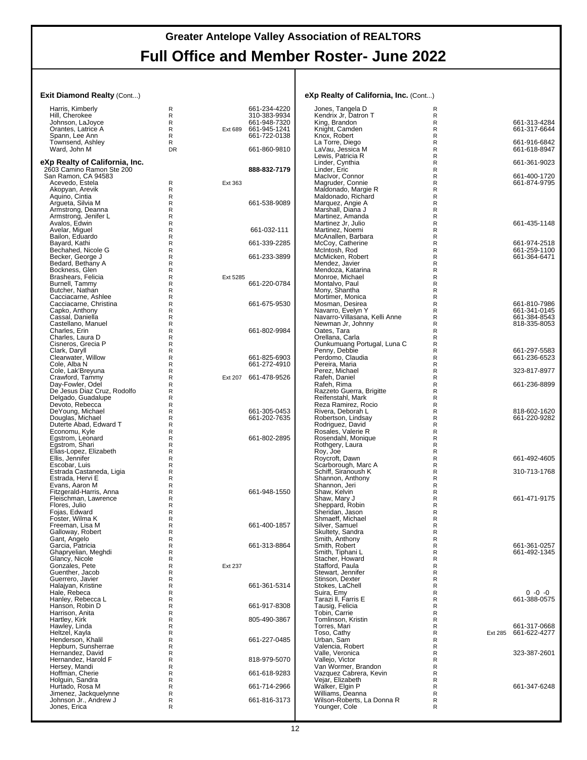# Greater Antelope Valley Association of REALTORS

## Full Office and Member Roster- June 2022

### Exit Diamond Realty (Cont...)

| Name | Type | Ext | Phone |
|---|---|---|---|
| Harris, Kimberly | R | | 661-234-4220 |
| Hill, Cherokee | R | | 310-383-9934 |
| Johnson, LaJoyce | R | | 661-948-7320 |
| Orantes, Latrice A | R | Ext 689 | 661-945-1241 |
| Spann, Lee Ann | R | | 661-722-0138 |
| Townsend, Ashley | R | | |
| Ward, John M | DR | | 661-860-9810 |

### eXp Realty of California, Inc.

2603 Camino Ramon Ste 200 — **888-832-7179**
San Ramon, CA 94583

| Name | Type | Ext | Phone |
|---|---|---|---|
| Acevedo, Estela | R | Ext 363 | |
| Akopyan, Arevik | R | | |
| Aquino, Cintia | R | | |
| Argueta, Silvia M | R | | 661-538-9089 |
| Armstrong, Deanna | R | | |
| Armstrong, Jenifer L | R | | |
| Avalos, Edwin | R | | |
| Avelar, Miguel | R | | 661-032-111 |
| Bailon, Eduardo | R | | |
| Bayard, Kathi | R | | 661-339-2285 |
| Bechahed, Nicole G | R | | |
| Becker, George J | R | | 661-233-3899 |
| Bedard, Bethany A | R | | |
| Bockness, Glen | R | | |
| Brashears, Felicia | R | Ext 5285 | |
| Burnell, Tammy | R | | 661-220-0784 |
| Butcher, Nathan | R | | |
| Cacciacarne, Ashlee | R | | |
| Cacciacarne, Christina | R | | 661-675-9530 |
| Capko, Anthony | R | | |
| Cassal, Daniella | R | | |
| Castellano, Manuel | R | | |
| Charles, Erin | R | | 661-802-9984 |
| Charles, Laura D | R | | |
| Cisneros, Grecia P | R | | |
| Clark, Daryll | R | | |
| Clearwater, Willow | R | | 661-825-6903 |
| Cole, Alba N | R | | 661-272-4910 |
| Cole, Lak'Breyuna | R | | |
| Crawford, Tammy | R | Ext 207 | 661-478-9526 |
| Day-Fowler, Odel | R | | |
| De Jesus Diaz Cruz, Rodolfo | R | | |
| Delgado, Guadalupe | R | | |
| Devoto, Rebecca | R | | |
| DeYoung, Michael | R | | 661-305-0453 |
| Douglas, Michael | R | | 661-202-7635 |
| Duterte Abad, Edward T | R | | |
| Economu, Kyle | R | | |
| Egstrom, Leonard | R | | 661-802-2895 |
| Egstrom, Shari | R | | |
| Elias-Lopez, Elizabeth | R | | |
| Ellis, Jennifer | R | | |
| Escobar, Luis | R | | |
| Estrada Castaneda, Ligia | R | | |
| Estrada, Hervi E | R | | |
| Evans, Aaron M | R | | |
| Fitzgerald-Harris, Anna | R | | 661-948-1550 |
| Fleischman, Lawrence | R | | |
| Flores, Julio | R | | |
| Fojas, Edward | R | | |
| Foster, Wilma K | R | | |
| Freeman, Lisa M | R | | 661-400-1857 |
| Galloway, Robert | R | | |
| Gant, Angelo | R | | |
| Garcia, Patricia | R | | 661-313-8864 |
| Ghapryelian, Meghdi | R | | |
| Glancy, Nicole | R | | |
| Gonzales, Pete | R | Ext 237 | |
| Guenther, Jacob | R | | |
| Guerrero, Javier | R | | |
| Halajyan, Kristine | R | | 661-361-5314 |
| Hale, Rebeca | R | | |
| Hanley, Rebecca L | R | | |
| Hanson, Robin D | R | | 661-917-8308 |
| Harrison, Anita | R | | |
| Hartley, Kirk | R | | 805-490-3867 |
| Hawley, Linda | R | | |
| Heltzel, Kayla | R | | |
| Henderson, Khalil | R | | 661-227-0485 |
| Hepburn, Sunsherrae | R | | |
| Hernandez, David | R | | |
| Hernandez, Harold F | R | | 818-979-5070 |
| Hersey, Mandi | R | | |
| Hoffman, Cherie | R | | 661-618-9283 |
| Holguin, Sandra | R | | |
| Hurtado, Rosa M | R | | 661-714-2966 |
| Jimenez, Jackquelynne | R | | |
| Johnson Jr., Andrew J | R | | 661-816-3173 |
| Jones, Erica | R | | |

### eXp Realty of California, Inc. (Cont...)

| Name | Type | Ext | Phone |
|---|---|---|---|
| Jones, Tangela D | R | | |
| Kendrix Jr, Datron T | R | | |
| King, Brandon | R | | 661-313-4284 |
| Knight, Camden | R | | 661-317-6644 |
| Knox, Robert | R | | |
| La Torre, Diego | R | | 661-916-6842 |
| LaVau, Jessica M | R | | 661-618-8947 |
| Lewis, Patricia R | R | | |
| Linder, Cynthia | R | | 661-361-9023 |
| Linder, Eric | R | | |
| MacIvor, Connor | R | | 661-400-1720 |
| Magruder, Connie | R | | 661-874-9795 |
| Maldonado, Margie R | R | | |
| Maldonado, Richard | R | | |
| Marquez, Angie A | R | | |
| Marshall, Diana J | R | | |
| Martinez, Amanda | R | | |
| Martinez Jr, Julio | R | | 661-435-1148 |
| Martinez, Noemi | R | | |
| McAnallen, Barbara | R | | |
| McCoy, Catherine | R | | 661-974-2518 |
| McIntosh, Rod | R | | 661-259-1100 |
| McMicken, Robert | R | | 661-364-6471 |
| Mendez, Javier | R | | |
| Mendoza, Katarina | R | | |
| Monroe, Michael | R | | |
| Montalvo, Paul | R | | |
| Mony, Shantha | R | | |
| Mortimer, Monica | R | | |
| Mosman, Desirea | R | | 661-810-7986 |
| Navarro, Evelyn Y | R | | 661-341-0145 |
| Navarro-Villasana, Kelli Anne | R | | 661-384-8543 |
| Newman Jr, Johnny | R | | 818-335-8053 |
| Oates, Tara | R | | |
| Orellana, Carla | R | | |
| Ounkumuang Portugal, Luna C | R | | |
| Penny, Debbie | R | | 661-297-5583 |
| Perdomo, Claudia | R | | 661-236-6523 |
| Pereira, Maria | R | | |
| Perez, Michael | R | | 323-817-8977 |
| Rafeh, Daniel | R | | |
| Rafeh, Rima | R | | 661-236-8899 |
| Razzeto Guerra, Brigitte | R | | |
| Reifenstahl, Mark | R | | |
| Reza Ramirez, Rocio | R | | |
| Rivera, Deborah L | R | | 818-602-1620 |
| Robertson, Lindsay | R | | 661-220-9282 |
| Rodriguez, David | R | | |
| Rosales, Valerie R | R | | |
| Rosendahl, Monique | R | | |
| Rothgery, Laura | R | | |
| Roy, Joe | R | | |
| Roycroft, Dawn | R | | 661-492-4605 |
| Scarborough, Marc A | R | | |
| Schiff, Siranoush K | R | | 310-713-1768 |
| Shannon, Anthony | R | | |
| Shannon, Jeri | R | | |
| Shaw, Kelvin | R | | |
| Shaw, Mary J | R | | 661-471-9175 |
| Sheppard, Robin | R | | |
| Sheridan, Jason | R | | |
| Shmaeff, Michael | R | | |
| Silver, Samuel | R | | |
| Skultety, Sandra | R | | |
| Smith, Anthony | R | | |
| Smith, Robert | R | | 661-361-0257 |
| Smith, Tiphani L | R | | 661-492-1345 |
| Stacher, Howard | R | | |
| Stafford, Paula | R | | |
| Stewart, Jennifer | R | | |
| Stinson, Dexter | R | | |
| Stokes, LaChell | R | | |
| Suira, Emy | R | | 0 -0 -0 |
| Tarazi II, Farris E | R | | 661-388-0575 |
| Tausig, Felicia | R | | |
| Tobin, Carrie | R | | |
| Tomlinson, Kristin | R | | |
| Torres, Mari | R | | 661-317-0668 |
| Toso, Cathy | R | Ext 285 | 661-622-4277 |
| Urban, Sam | R | | |
| Valencia, Robert | R | | |
| Valle, Veronica | R | | 323-387-2601 |
| Vallejo, Victor | R | | |
| Van Wormer, Brandon | R | | |
| Vazquez Cabrera, Kevin | R | | |
| Vejar, Elizabeth | R | | |
| Walker, Elgin P | R | | 661-347-6248 |
| Williams, Deanna | R | | |
| Wilson-Roberts, La Donna R | R | | |
| Younger, Cole | R | | |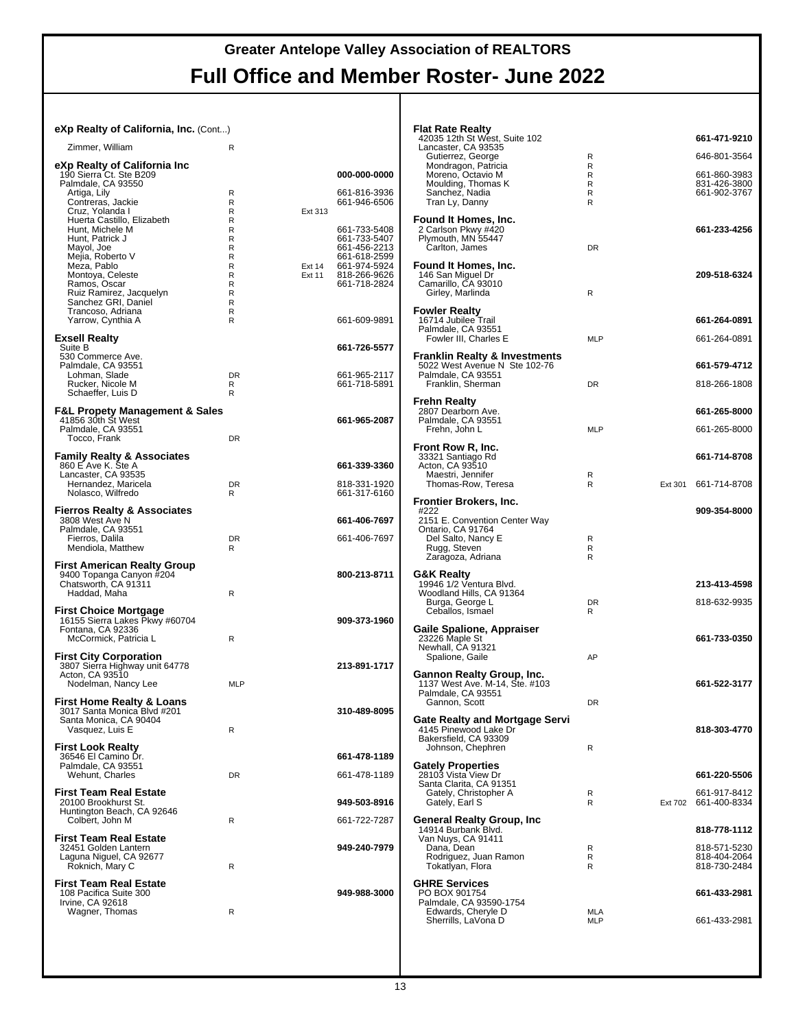# Greater Antelope Valley Association of REALTORS

# Full Office and Member Roster- June 2022

**eXp Realty of California, Inc.** (Cont...)

| | | | |
|---|---|---|---|
| Zimmer, William | R | | |

**eXp Realty of California Inc**
190 Sierra Ct. Ste B209
Palmdale, CA 93550 — **000-000-0000**

| | | | |
|---|---|---|---|
| Artiga, Lily | R | | 661-816-3936 |
| Contreras, Jackie | R | | 661-946-6506 |
| Cruz, Yolanda I | R | Ext 313 | |
| Huerta Castillo, Elizabeth | R | | |
| Hunt, Michele M | R | | 661-733-5408 |
| Hunt, Patrick J | R | | 661-733-5407 |
| Mayol, Joe | R | | 661-456-2213 |
| Mejia, Roberto V | R | | 661-618-2599 |
| Meza, Pablo | R | Ext 14 | 661-974-5924 |
| Montoya, Celeste | R | Ext 11 | 818-266-9626 |
| Ramos, Oscar | R | | 661-718-2824 |
| Ruiz Ramirez, Jacquelyn | R | | |
| Sanchez GRI, Daniel | R | | |
| Trancoso, Adriana | R | | |
| Yarrow, Cynthia A | R | | 661-609-9891 |

**Exsell Realty**
Suite B
530 Commerce Ave.
Palmdale, CA 93551 — **661-726-5577**

| | | | |
|---|---|---|---|
| Lohman, Slade | DR | | 661-965-2117 |
| Rucker, Nicole M | R | | 661-718-5891 |
| Schaeffer, Luis D | R | | |

**F&L Propety Management & Sales**
41856 30th St West
Palmdale, CA 93551 — **661-965-2087**

| | | | |
|---|---|---|---|
| Tocco, Frank | DR | | |

**Family Realty & Associates**
860 E Ave K. Ste A
Lancaster, CA 93535 — **661-339-3360**

| | | | |
|---|---|---|---|
| Hernandez, Maricela | DR | | 818-331-1920 |
| Nolasco, Wilfredo | R | | 661-317-6160 |

**Fierros Realty & Associates**
3808 West Ave N
Palmdale, CA 93551 — **661-406-7697**

| | | | |
|---|---|---|---|
| Fierros, Dalila | DR | | 661-406-7697 |
| Mendiola, Matthew | R | | |

**First American Realty Group**
9400 Topanga Canyon #204
Chatsworth, CA 91311 — **800-213-8711**

| | | | |
|---|---|---|---|
| Haddad, Maha | R | | |

**First Choice Mortgage**
16155 Sierra Lakes Pkwy #60704
Fontana, CA 92336 — **909-373-1960**

| | | | |
|---|---|---|---|
| McCormick, Patricia L | R | | |

**First City Corporation**
3807 Sierra Highway unit 64778
Acton, CA 93510 — **213-891-1717**

| | | | |
|---|---|---|---|
| Nodelman, Nancy Lee | MLP | | |

**First Home Realty & Loans**
3017 Santa Monica Blvd #201
Santa Monica, CA 90404 — **310-489-8095**

| | | | |
|---|---|---|---|
| Vasquez, Luis E | R | | |

**First Look Realty**
36546 El Camino Dr.
Palmdale, CA 93551 — **661-478-1189**

| | | | |
|---|---|---|---|
| Wehunt, Charles | DR | | 661-478-1189 |

**First Team Real Estate**
20100 Brookhurst St.
Huntington Beach, CA 92646 — **949-503-8916**

| | | | |
|---|---|---|---|
| Colbert, John M | R | | 661-722-7287 |

**First Team Real Estate**
32451 Golden Lantern
Laguna Niguel, CA 92677 — **949-240-7979**

| | | | |
|---|---|---|---|
| Roknich, Mary C | R | | |

**First Team Real Estate**
108 Pacifica Suite 300
Irvine, CA 92618 — **949-988-3000**

| | | | |
|---|---|---|---|
| Wagner, Thomas | R | | |

**Flat Rate Realty**
42035 12th St West, Suite 102
Lancaster, CA 93535 — **661-471-9210**

| | | | |
|---|---|---|---|
| Gutierrez, George | R | | 646-801-3564 |
| Mondragon, Patricia | R | | |
| Moreno, Octavio M | R | | 661-860-3983 |
| Moulding, Thomas K | R | | 831-426-3800 |
| Sanchez, Nadia | R | | 661-902-3767 |
| Tran Ly, Danny | R | | |

**Found It Homes, Inc.**
2 Carlson Pkwy #420
Plymouth, MN 55447 — **661-233-4256**

| | | | |
|---|---|---|---|
| Carlton, James | DR | | |

**Found It Homes, Inc.**
146 San Miguel Dr
Camarillo, CA 93010 — **209-518-6324**

| | | | |
|---|---|---|---|
| Girley, Marlinda | R | | |

**Fowler Realty**
16714 Jubilee Trail
Palmdale, CA 93551 — **661-264-0891**

| | | | |
|---|---|---|---|
| Fowler III, Charles E | MLP | | 661-264-0891 |

**Franklin Realty & Investments**
5022 West Avenue N Ste 102-76
Palmdale, CA 93551 — **661-579-4712**

| | | | |
|---|---|---|---|
| Franklin, Sherman | DR | | 818-266-1808 |

**Frehn Realty**
2807 Dearborn Ave.
Palmdale, CA 93551 — **661-265-8000**

| | | | |
|---|---|---|---|
| Frehn, John L | MLP | | 661-265-8000 |

**Front Row R, Inc.**
33321 Santiago Rd
Acton, CA 93510 — **661-714-8708**

| | | | |
|---|---|---|---|
| Maestri, Jennifer | R | | |
| Thomas-Row, Teresa | R | Ext 301 | 661-714-8708 |

**Frontier Brokers, Inc.**
#222
2151 E. Convention Center Way
Ontario, CA 91764 — **909-354-8000**

| | | | |
|---|---|---|---|
| Del Salto, Nancy E | R | | |
| Rugg, Steven | R | | |
| Zaragoza, Adriana | R | | |

**G&K Realty**
19946 1/2 Ventura Blvd.
Woodland Hills, CA 91364 — **213-413-4598**

| | | | |
|---|---|---|---|
| Burga, George L | DR | | 818-632-9935 |
| Ceballos, Ismael | R | | |

**Gaile Spalione, Appraiser**
23226 Maple St
Newhall, CA 91321 — **661-733-0350**

| | | | |
|---|---|---|---|
| Spalione, Gaile | AP | | |

**Gannon Realty Group, Inc.**
1137 West Ave. M-14, Ste. #103
Palmdale, CA 93551 — **661-522-3177**

| | | | |
|---|---|---|---|
| Gannon, Scott | DR | | |

**Gate Realty and Mortgage Servi**
4145 Pinewood Lake Dr
Bakersfield, CA 93309 — **818-303-4770**

| | | | |
|---|---|---|---|
| Johnson, Chephren | R | | |

**Gately Properties**
28103 Vista View Dr
Santa Clarita, CA 91351 — **661-220-5506**

| | | | |
|---|---|---|---|
| Gately, Christopher A | R | | 661-917-8412 |
| Gately, Earl S | R | Ext 702 | 661-400-8334 |

**General Realty Group, Inc**
14914 Burbank Blvd.
Van Nuys, CA 91411 — **818-778-1112**

| | | | |
|---|---|---|---|
| Dana, Dean | R | | 818-571-5230 |
| Rodriguez, Juan Ramon | R | | 818-404-2064 |
| Tokatlyan, Flora | R | | 818-730-2484 |

**GHRE Services**
PO BOX 901754
Palmdale, CA 93590-1754 — **661-433-2981**

| | | | |
|---|---|---|---|
| Edwards, Cheryle D | MLA | | |
| Sherrills, LaVona D | MLP | | 661-433-2981 |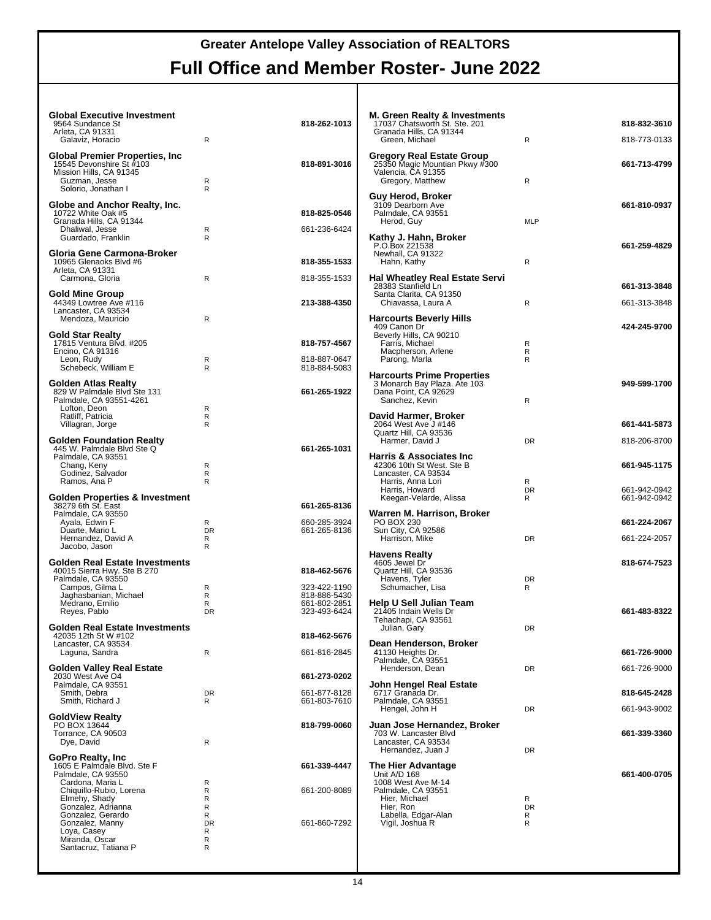# Greater Antelope Valley Association of REALTORS

## Full Office and Member Roster- June 2022

**Global Executive Investment** — **818-262-1013**
9564 Sundance St
Arleta, CA 91331
- Galaviz, Horacio — R

**Global Premier Properties, Inc** — **818-891-3016**
15545 Devonshire St #103
Mission Hills, CA 91345
- Guzman, Jesse — R
- Solorio, Jonathan I — R

**Globe and Anchor Realty, Inc.** — **818-825-0546**
10722 White Oak #5
Granada Hills, CA 91344
- Dhaliwal, Jesse — R — 661-236-6424
- Guardado, Franklin — R

**Gloria Gene Carmona-Broker** — **818-355-1533**
10965 Glenaoks Blvd #6
Arleta, CA 91331
- Carmona, Gloria — R — 818-355-1533

**Gold Mine Group** — **213-388-4350**
44349 Lowtree Ave #116
Lancaster, CA 93534
- Mendoza, Mauricio — R

**Gold Star Realty** — **818-757-4567**
17815 Ventura Blvd. #205
Encino, CA 91316
- Leon, Rudy — R — 818-887-0647
- Schebeck, William E — R — 818-884-5083

**Golden Atlas Realty** — **661-265-1922**
829 W Palmdale Blvd Ste 131
Palmdale, CA 93551-4261
- Lofton, Deon — R
- Ratliff, Patricia — R
- Villagran, Jorge — R

**Golden Foundation Realty** — **661-265-1031**
445 W. Palmdale Blvd Ste Q
Palmdale, CA 93551
- Chang, Keny — R
- Godinez, Salvador — R
- Ramos, Ana P — R

**Golden Properties & Investment** — **661-265-8136**
38279 6th St. East
Palmdale, CA 93550
- Ayala, Edwin F — R — 660-285-3924
- Duarte, Mario L — DR — 661-265-8136
- Hernandez, David A — R
- Jacobo, Jason — R

**Golden Real Estate Investments** — **818-462-5676**
40015 Sierra Hwy. Ste B 270
Palmdale, CA 93550
- Campos, Gilma L — R — 323-422-1190
- Jaghasbanian, Michael — R — 818-886-5430
- Medrano, Emilio — R — 661-802-2851
- Reyes, Pablo — DR — 323-493-6424

**Golden Real Estate Investments** — **818-462-5676**
42035 12th St W #102
Lancaster, CA 93534
- Laguna, Sandra — R — 661-816-2845

**Golden Valley Real Estate** — **661-273-0202**
2030 West Ave O4
Palmdale, CA 93551
- Smith, Debra — DR — 661-877-8128
- Smith, Richard J — R — 661-803-7610

**GoldView Realty** — **818-799-0060**
PO BOX 13644
Torrance, CA 90503
- Dye, David — R

**GoPro Realty, Inc** — **661-339-4447**
1605 E Palmdale Blvd. Ste F
Palmdale, CA 93550
- Cardona, Maria L — R
- Chiquillo-Rubio, Lorena — R — 661-200-8089
- Elmehy, Shady — R
- Gonzalez, Adrianna — R
- Gonzalez, Gerardo — R
- Gonzalez, Manny — DR — 661-860-7292
- Loya, Casey — R
- Miranda, Oscar — R
- Santacruz, Tatiana P — R

**M. Green Realty & Investments** — **818-832-3610**
17037 Chatsworth St. Ste. 201
Granada Hills, CA 91344
- Green, Michael — R — 818-773-0133

**Gregory Real Estate Group** — **661-713-4799**
25350 Magic Mountian Pkwy #300
Valencia, CA 91355
- Gregory, Matthew — R

**Guy Herod, Broker** — **661-810-0937**
3109 Dearborn Ave
Palmdale, CA 93551
- Herod, Guy — MLP

**Kathy J. Hahn, Broker** — **661-259-4829**
P.O.Box 221538
Newhall, CA 91322
- Hahn, Kathy — R

**Hal Wheatley Real Estate Servi** — **661-313-3848**
28383 Stanfield Ln
Santa Clarita, CA 91350
- Chiavassa, Laura A — R — 661-313-3848

**Harcourts Beverly Hills** — **424-245-9700**
409 Canon Dr
Beverly Hills, CA 90210
- Farris, Michael — R
- Macpherson, Arlene — R
- Parong, Marla — R

**Harcourts Prime Properties** — **949-599-1700**
3 Monarch Bay Plaza. Ate 103
Dana Point, CA 92629
- Sanchez, Kevin — R

**David Harmer, Broker** — **661-441-5873**
2064 West Ave J #146
Quartz Hill, CA 93536
- Harmer, David J — DR — 818-206-8700

**Harris & Associates Inc** — **661-945-1175**
42306 10th St West. Ste B
Lancaster, CA 93534
- Harris, Anna Lori — R
- Harris, Howard — DR — 661-942-0942
- Keegan-Velarde, Alissa — R — 661-942-0942

**Warren M. Harrison, Broker** — **661-224-2067**
PO BOX 230
Sun City, CA 92586
- Harrison, Mike — DR — 661-224-2057

**Havens Realty** — **818-674-7523**
4605 Jewel Dr
Quartz Hill, CA 93536
- Havens, Tyler — DR
- Schumacher, Lisa — R

**Help U Sell Julian Team** — **661-483-8322**
21405 Indain Wells Dr
Tehachapi, CA 93561
- Julian, Gary — DR

**Dean Henderson, Broker** — **661-726-9000**
41130 Heights Dr.
Palmdale, CA 93551
- Henderson, Dean — DR — 661-726-9000

**John Hengel Real Estate** — **818-645-2428**
6717 Granada Dr.
Palmdale, CA 93551
- Hengel, John H — DR — 661-943-9002

**Juan Jose Hernandez, Broker** — **661-339-3360**
703 W. Lancaster Blvd
Lancaster, CA 93534
- Hernandez, Juan J — DR

**The Hier Advantage** — **661-400-0705**
Unit A/D 168
1008 West Ave M-14
Palmdale, CA 93551
- Hier, Michael — R
- Hier, Ron — DR
- Labella, Edgar-Alan — R
- Vigil, Joshua R — R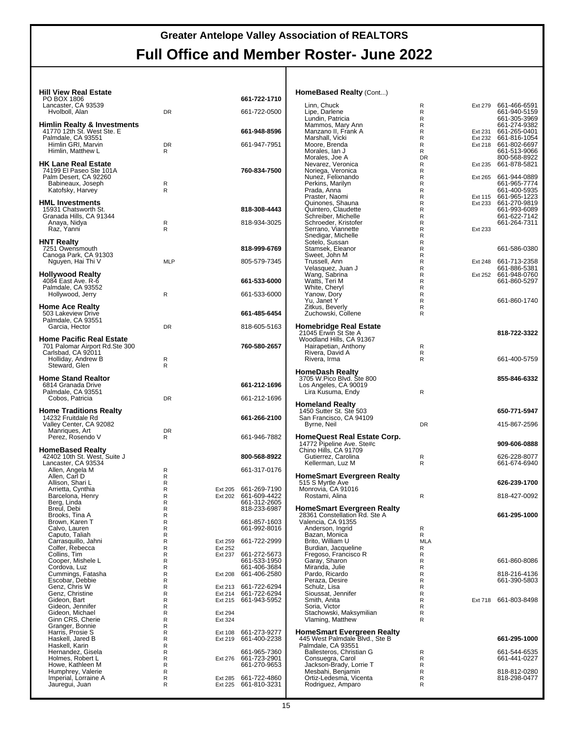# Greater Antelope Valley Association of REALTORS

# Full Office and Member Roster- June 2022

### Hill View Real Estate

PO BOX 1806
Lancaster, CA 93539
**661-722-1710**

| Name | Type | Ext | Phone |
|---|---|---|---|
| Hvolboll, Alan | DR | | 661-722-0500 |

### Himlin Realty & Investments

41770 12th St. West Ste. E
Palmdale, CA 93551
**661-948-8596**

| Name | Type | Ext | Phone |
|---|---|---|---|
| Himlin GRI, Marvin | DR | | 661-947-7951 |
| Himlin, Matthew L | R | | |

### HK Lane Real Estate

74199 El Paseo Ste 101A
Palm Desert, CA 92260
**760-834-7500**

| Name | Type | Ext | Phone |
|---|---|---|---|
| Babineaux, Joseph | R | | |
| Katofsky, Harvey | R | | |

### HML Investments

15931 Chatsworth St.
Granada Hills, CA 91344
**818-308-4443**

| Name | Type | Ext | Phone |
|---|---|---|---|
| Anaya, Nidya | R | | 818-934-3025 |
| Raz, Yanni | R | | |

### HNT Realty

7251 Owensmouth
Canoga Park, CA 91303
**818-999-6769**

| Name | Type | Ext | Phone |
|---|---|---|---|
| Nguyen, Hai Thi V | MLP | | 805-579-7345 |

### Hollywood Realty

4084 East Ave. R-6
Palmdale, CA 93552
**661-533-6000**

| Name | Type | Ext | Phone |
|---|---|---|---|
| Hollywood, Jerry | R | | 661-533-6000 |

### Home Ace Realty

503 Lakeview Drive
Palmdale, CA 93551
**661-485-6454**

| Name | Type | Ext | Phone |
|---|---|---|---|
| Garcia, Hector | DR | | 818-605-5163 |

### Home Pacific Real Estate

701 Palomar Airport Rd.Ste 300
Carlsbad, CA 92011
**760-580-2657**

| Name | Type | Ext | Phone |
|---|---|---|---|
| Holliday, Andrew B | R | | |
| Steward, Glen | R | | |

### Home Stand Realtor

6814 Granada Drive
Palmdale, CA 93551
**661-212-1696**

| Name | Type | Ext | Phone |
|---|---|---|---|
| Cobos, Patricia | DR | | 661-212-1696 |

### Home Traditions Realty

14232 Fruitdale Rd
Valley Center, CA 92082
**661-266-2100**

| Name | Type | Ext | Phone |
|---|---|---|---|
| Manriques, Art | DR | | |
| Perez, Rosendo V | R | | 661-946-7882 |

### HomeBased Realty

42402 10th St. West, Suite J
Lancaster, CA 93534
**800-568-8922**

| Name | Type | Ext | Phone |
|---|---|---|---|
| Allen, Angela M | R | | 661-317-0176 |
| Allen, Carl D | R | | |
| Allison, Shari L | R | | |
| Arrietta, Cynthia | R | Ext 205 | 661-269-7190 |
| Barcelona, Henry | R | Ext 202 | 661-609-4422 |
| Berg, Linda | R | | 661-312-2605 |
| Breul, Debi | R | | 818-233-6987 |
| Brooks, Tina A | R | | |
| Brown, Karen T | R | | 661-857-1603 |
| Calvo, Lauren | R | | 661-992-8016 |
| Caputo, Taliah | R | | |
| Carrasquillo, Jahni | R | Ext 259 | 661-722-2999 |
| Colfer, Rebecca | R | Ext 252 | |
| Collins, Tim | R | Ext 237 | 661-272-5673 |
| Cooper, Mishele L | R | | 661-533-1950 |
| Cordova, Luz | R | | 661-406-3684 |
| Cummings, Fatasha | R | Ext 208 | 661-406-2580 |
| Escobar, Debbie | R | | |
| Genz, Chris W | R | Ext 213 | 661-722-6294 |
| Genz, Christine | R | Ext 214 | 661-722-6294 |
| Gideon, Bart | R | Ext 215 | 661-943-5952 |
| Gideon, Jennifer | R | | |
| Gideon, Michael | R | Ext 294 | |
| Ginn CRS, Cherie | R | Ext 324 | |
| Granger, Bonnie | R | | |
| Harris, Prosie S | R | Ext 108 | 661-273-9277 |
| Haskell, Jared B | R | Ext 219 | 661-400-2238 |
| Haskell, Karin | R | | |
| Hernandez, Gisela | R | | 661-965-7360 |
| Holmes, Robert L | R | Ext 276 | 661-723-2901 |
| Howe, Kathleen M | R | | 661-270-9653 |
| Humphrey, Valerie | R | | |
| Imperial, Lorraine A | R | Ext 285 | 661-722-4860 |
| Jauregui, Juan | R | Ext 225 | 661-810-3231 |

### HomeBased Realty (Cont...)

| Name | Type | Ext | Phone |
|---|---|---|---|
| Linn, Chuck | R | Ext 279 | 661-466-6591 |
| Lipe, Darlene | R | | 661-940-5159 |
| Lundin, Patricia | R | | 661-305-3969 |
| Mammos, Mary Ann | R | | 661-274-9382 |
| Manzano II, Frank A | R | Ext 231 | 661-265-0401 |
| Marshall, Vicki | R | Ext 232 | 661-816-1054 |
| Moore, Brenda | R | Ext 218 | 661-802-6697 |
| Morales, Ian J | R | | 661-513-9066 |
| Morales, Joe A | DR | | 800-568-8922 |
| Nevarez, Veronica | R | Ext 235 | 661-878-5821 |
| Noriega, Veronica | R | | |
| Nunez, Felixnando | R | Ext 265 | 661-944-0889 |
| Perkins, Marilyn | R | | 661-965-7774 |
| Prada, Anna | R | | 661-400-5935 |
| Praster, Naomi | R | Ext 115 | 661-965-1223 |
| Quinones, Shauna | R | Ext 233 | 661-270-9819 |
| Quintero, Claudette | R | | 661-993-6089 |
| Schreiber, Michelle | R | | 661-622-7142 |
| Schroeder, Kristofer | R | | 661-264-7311 |
| Serrano, Viannette | R | Ext 233 | |
| Snedigar, Michelle | R | | |
| Sotelo, Sussan | R | | |
| Stamsek, Eleanor | R | | 661-586-0380 |
| Sweet, John M | R | | |
| Trussell, Ann | R | Ext 248 | 661-713-2358 |
| Velasquez, Juan J | R | | 661-886-5381 |
| Wang, Sabrina | R | Ext 252 | 661-948-0760 |
| Watts, Teri M | R | | 661-860-5297 |
| White, Cheryl | R | | |
| Yanow, Dory | R | | |
| Yu, Janet Y | R | | 661-860-1740 |
| Zitkus, Beverly | R | | |
| Zuchowski, Collene | R | | |

### Homebridge Real Estate

21045 Erwin St Ste A
Woodland Hills, CA 91367
**818-722-3322**

| Name | Type | Ext | Phone |
|---|---|---|---|
| Hairapetian, Anthony | R | | |
| Rivera, David A | R | | |
| Rivera, Irma | R | | 661-400-5759 |

### HomeDash Realty

3705 W.Pico Blvd. Ste 800
Los Angeles, CA 90019
**855-846-6332**

| Name | Type | Ext | Phone |
|---|---|---|---|
| Lira Kusuma, Endy | R | | |

### Homeland Realty

1450 Sutter St. Ste 503
San Francisco, CA 94109
**650-771-5947**

| Name | Type | Ext | Phone |
|---|---|---|---|
| Byrne, Neil | DR | | 415-867-2596 |

### HomeQuest Real Estate Corp.

14772 Pipeline Ave. Ste#c
Chino Hills, CA 91709
**909-606-0888**

| Name | Type | Ext | Phone |
|---|---|---|---|
| Gutierrez, Carolina | R | | 626-228-8077 |
| Kellerman, Luz M | R | | 661-674-6940 |

### HomeSmart Evergreen Realty

515 S Myrtle Ave
Monrovia, CA 91016
**626-239-1700**

| Name | Type | Ext | Phone |
|---|---|---|---|
| Rostami, Alina | R | | 818-427-0092 |

### HomeSmart Evergreen Realty

28361 Constellation Rd. Ste A
Valencia, CA 91355
**661-295-1000**

| Name | Type | Ext | Phone |
|---|---|---|---|
| Anderson, Ingrid | R | | |
| Bazan, Monica | R | | |
| Brito, William U | MLA | | |
| Burdian, Jacqueline | R | | |
| Fregoso, Francisco R | R | | |
| Garay, Sharon | R | | 661-860-8086 |
| Miranda, Julie | R | | |
| Pardo, Ricardo | R | | 818-216-4136 |
| Peraza, Desire | R | | 661-390-5803 |
| Schulz, Lisa | R | | |
| Sioussat, Jennifer | R | | |
| Smith, Anita | R | Ext 718 | 661-803-8498 |
| Soria, Victor | R | | |
| Stachowski, Maksymilian | R | | |
| Vlaming, Matthew | R | | |

### HomeSmart Evergreen Realty

445 West Palmdale Blvd., Ste B
Palmdale, CA 93551
**661-295-1000**

| Name | Type | Ext | Phone |
|---|---|---|---|
| Ballesteros, Christian G | R | | 661-544-6535 |
| Consuegra, Carol | R | | 661-441-0227 |
| Jackson-Brady, Lorrie T | R | | |
| Mesbahi, Benjamin | R | | 818-812-0280 |
| Ortiz-Ledesma, Vicenta | R | | 818-298-0477 |
| Rodriguez, Amparo | R | | |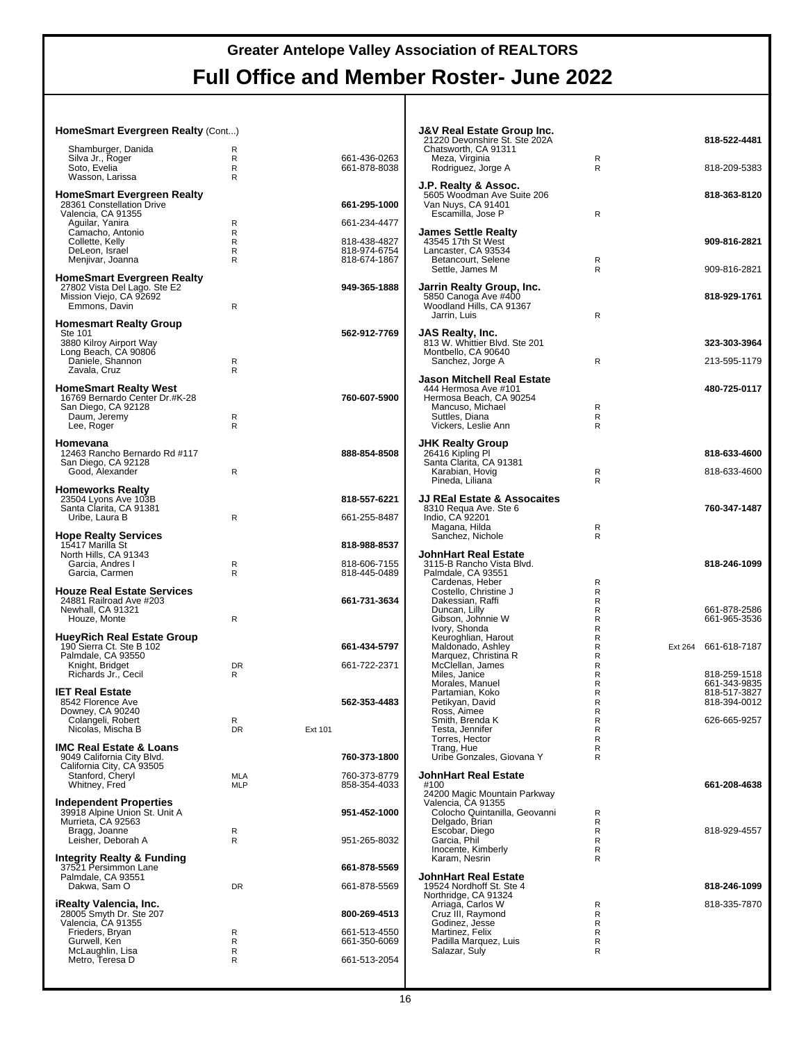# Greater Antelope Valley Association of REALTORS

# Full Office and Member Roster- June 2022

**HomeSmart Evergreen Realty** (Cont...)

| Name | Type | Ext | Phone |
|---|---|---|---|
| Shamburger, Danida | R | | |
| Silva Jr., Roger | R | | 661-436-0263 |
| Soto, Evelia | R | | 661-878-8038 |
| Wasson, Larissa | R | | |

**HomeSmart Evergreen Realty**
28361 Constellation Drive
Valencia, CA 91355 — **661-295-1000**

| Name | Type | Ext | Phone |
|---|---|---|---|
| Aguilar, Yanira | R | | 661-234-4477 |
| Camacho, Antonio | R | | |
| Collette, Kelly | R | | 818-438-4827 |
| DeLeon, Israel | R | | 818-974-6754 |
| Menjivar, Joanna | R | | 818-674-1867 |

**HomeSmart Evergreen Realty**
27802 Vista Del Lago. Ste E2
Mission Viejo, CA 92692 — **949-365-1888**

| Name | Type | Ext | Phone |
|---|---|---|---|
| Emmons, Davin | R | | |

**Homesmart Realty Group**
Ste 101
3880 Kilroy Airport Way
Long Beach, CA 90806 — **562-912-7769**

| Name | Type | Ext | Phone |
|---|---|---|---|
| Daniele, Shannon | R | | |
| Zavala, Cruz | R | | |

**HomeSmart Realty West**
16769 Bernardo Center Dr.#K-28
San Diego, CA 92128 — **760-607-5900**

| Name | Type | Ext | Phone |
|---|---|---|---|
| Daum, Jeremy | R | | |
| Lee, Roger | R | | |

**Homevana**
12463 Rancho Bernardo Rd #117
San Diego, CA 92128 — **888-854-8508**

| Name | Type | Ext | Phone |
|---|---|---|---|
| Good, Alexander | R | | |

**Homeworks Realty**
23504 Lyons Ave 103B
Santa Clarita, CA 91381 — **818-557-6221**

| Name | Type | Ext | Phone |
|---|---|---|---|
| Uribe, Laura B | R | | 661-255-8487 |

**Hope Realty Services**
15417 Marilla St
North Hills, CA 91343 — **818-988-8537**

| Name | Type | Ext | Phone |
|---|---|---|---|
| Garcia, Andres I | R | | 818-606-7155 |
| Garcia, Carmen | R | | 818-445-0489 |

**Houze Real Estate Services**
24881 Railroad Ave #203
Newhall, CA 91321 — **661-731-3634**

| Name | Type | Ext | Phone |
|---|---|---|---|
| Houze, Monte | R | | |

**HueyRich Real Estate Group**
190 Sierra Ct. Ste B 102
Palmdale, CA 93550 — **661-434-5797**

| Name | Type | Ext | Phone |
|---|---|---|---|
| Knight, Bridget | DR | | 661-722-2371 |
| Richards Jr., Cecil | R | | |

**IET Real Estate**
8542 Florence Ave
Downey, CA 90240 — **562-353-4483**

| Name | Type | Ext | Phone |
|---|---|---|---|
| Colangeli, Robert | R | | |
| Nicolas, Mischa B | DR | Ext 101 | |

**IMC Real Estate & Loans**
9049 California City Blvd.
California City, CA 93505 — **760-373-1800**

| Name | Type | Ext | Phone |
|---|---|---|---|
| Stanford, Cheryl | MLA | | 760-373-8779 |
| Whitney, Fred | MLP | | 858-354-4033 |

**Independent Properties**
39918 Alpine Union St. Unit A
Murrieta, CA 92563 — **951-452-1000**

| Name | Type | Ext | Phone |
|---|---|---|---|
| Bragg, Joanne | R | | |
| Leisher, Deborah A | R | | 951-265-8032 |

**Integrity Realty & Funding**
37521 Persimmon Lane
Palmdale, CA 93551 — **661-878-5569**

| Name | Type | Ext | Phone |
|---|---|---|---|
| Dakwa, Sam O | DR | | 661-878-5569 |

**iRealty Valencia, Inc.**
28005 Smyth Dr. Ste 207
Valencia, CA 91355 — **800-269-4513**

| Name | Type | Ext | Phone |
|---|---|---|---|
| Frieders, Bryan | R | | 661-513-4550 |
| Gurwell, Ken | R | | 661-350-6069 |
| McLaughlin, Lisa | R | | |
| Metro, Teresa D | R | | 661-513-2054 |

**J&V Real Estate Group Inc.**
21220 Devonshire St. Ste 202A
Chatsworth, CA 91311 — **818-522-4481**

| Name | Type | Ext | Phone |
|---|---|---|---|
| Meza, Virginia | R | | |
| Rodriguez, Jorge A | R | | 818-209-5383 |

**J.P. Realty & Assoc.**
5605 Woodman Ave Suite 206
Van Nuys, CA 91401 — **818-363-8120**

| Name | Type | Ext | Phone |
|---|---|---|---|
| Escamilla, Jose P | R | | |

**James Settle Realty**
43545 17th St West
Lancaster, CA 93534 — **909-816-2821**

| Name | Type | Ext | Phone |
|---|---|---|---|
| Betancourt, Selene | R | | |
| Settle, James M | R | | 909-816-2821 |

**Jarrin Realty Group, Inc.**
5850 Canoga Ave #400
Woodland Hills, CA 91367 — **818-929-1761**

| Name | Type | Ext | Phone |
|---|---|---|---|
| Jarrin, Luis | R | | |

**JAS Realty, Inc.**
813 W. Whittier Blvd. Ste 201
Montbello, CA 90640 — **323-303-3964**

| Name | Type | Ext | Phone |
|---|---|---|---|
| Sanchez, Jorge A | R | | 213-595-1179 |

**Jason Mitchell Real Estate**
444 Hermosa Ave #101
Hermosa Beach, CA 90254 — **480-725-0117**

| Name | Type | Ext | Phone |
|---|---|---|---|
| Mancuso, Michael | R | | |
| Suttles, Diana | R | | |
| Vickers, Leslie Ann | R | | |

**JHK Realty Group**
26416 Kipling Pl
Santa Clarita, CA 91381 — **818-633-4600**

| Name | Type | Ext | Phone |
|---|---|---|---|
| Karabian, Hovig | R | | 818-633-4600 |
| Pineda, Liliana | R | | |

**JJ REal Estate & Assocaites**
8310 Requa Ave. Ste 6
Indio, CA 92201 — **760-347-1487**

| Name | Type | Ext | Phone |
|---|---|---|---|
| Magana, Hilda | R | | |
| Sanchez, Nichole | R | | |

**JohnHart Real Estate**
3115-B Rancho Vista Blvd.
Palmdale, CA 93551 — **818-246-1099**

| Name | Type | Ext | Phone |
|---|---|---|---|
| Cardenas, Heber | R | | |
| Costello, Christine J | R | | |
| Dakessian, Raffi | R | | |
| Duncan, Lilly | R | | 661-878-2586 |
| Gibson, Johnnie W | R | | 661-965-3536 |
| Ivory, Shonda | R | | |
| Keuroghlian, Harout | R | | |
| Maldonado, Ashley | R | Ext 264 | 661-618-7187 |
| Marquez, Christina R | R | | |
| McClellan, James | R | | |
| Miles, Janice | R | | 818-259-1518 |
| Morales, Manuel | R | | 661-343-9835 |
| Partamian, Koko | R | | 818-517-3827 |
| Petikyan, David | R | | 818-394-0012 |
| Ross, Aimee | R | | |
| Smith, Brenda K | R | | 626-665-9257 |
| Testa, Jennifer | R | | |
| Torres, Hector | R | | |
| Trang, Hue | R | | |
| Uribe Gonzales, Giovana Y | R | | |

**JohnHart Real Estate**
#100
24200 Magic Mountain Parkway
Valencia, CA 91355 — **661-208-4638**

| Name | Type | Ext | Phone |
|---|---|---|---|
| Colocho Quintanilla, Geovanni | R | | |
| Delgado, Brian | R | | |
| Escobar, Diego | R | | 818-929-4557 |
| Garcia, Phil | R | | |
| Inocente, Kimberly | R | | |
| Karam, Nesrin | R | | |

**JohnHart Real Estate**
19524 Nordhoff St. Ste 4
Northridge, CA 91324 — **818-246-1099**

| Name | Type | Ext | Phone |
|---|---|---|---|
| Arriaga, Carlos W | R | | 818-335-7870 |
| Cruz III, Raymond | R | | |
| Godinez, Jesse | R | | |
| Martinez, Felix | R | | |
| Padilla Marquez, Luis | R | | |
| Salazar, Suly | R | | |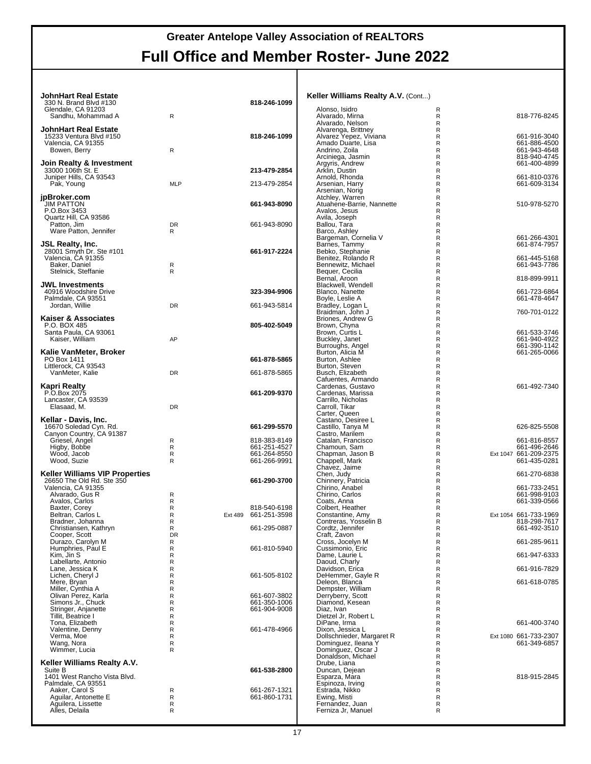# Greater Antelope Valley Association of REALTORS

# Full Office and Member Roster- June 2022

**JohnHart Real Estate** — **818-246-1099**
330 N. Brand Blvd #130
Glendale, CA 91203

| Name | Type | Ext | Phone |
|---|---|---|---|
| Sandhu, Mohammad A | R | | |

**JohnHart Real Estate** — **818-246-1099**
15233 Ventura Blvd #150
Valencia, CA 91355

| Name | Type | Ext | Phone |
|---|---|---|---|
| Bowen, Berry | R | | |

**Join Realty & Investment** — **213-479-2854**
33000 106th St. E
Juniper Hills, CA 93543

| Name | Type | Ext | Phone |
|---|---|---|---|
| Pak, Young | MLP | | 213-479-2854 |

**jpBroker.com** — **661-943-8090**
JIM PATTON
P.O.Box 3453
Quartz Hill, CA 93586

| Name | Type | Ext | Phone |
|---|---|---|---|
| Patton, Jim | DR | | 661-943-8090 |
| Ware Patton, Jennifer | R | | |

**JSL Realty, Inc.** — **661-917-2224**
28001 Smyth Dr. Ste #101
Valencia, CA 91355

| Name | Type | Ext | Phone |
|---|---|---|---|
| Baker, Daniel | R | | |
| Stelnick, Steffanie | R | | |

**JWL Investments** — **323-394-9906**
40916 Woodshire Drive
Palmdale, CA 93551

| Name | Type | Ext | Phone |
|---|---|---|---|
| Jordan, Willie | DR | | 661-943-5814 |

**Kaiser & Associates** — **805-402-5049**
P.O. BOX 485
Santa Paula, CA 93061

| Name | Type | Ext | Phone |
|---|---|---|---|
| Kaiser, William | AP | | |

**Kalie VanMeter, Broker** — **661-878-5865**
PO Box 1411
Littlerock, CA 93543

| Name | Type | Ext | Phone |
|---|---|---|---|
| VanMeter, Kalie | DR | | 661-878-5865 |

**Kapri Realty** — **661-209-9370**
P.O.Box 2075
Lancaster, CA 93539

| Name | Type | Ext | Phone |
|---|---|---|---|
| Elasaad, M. | DR | | |

**Kellar - Davis, Inc.** — **661-299-5570**
16670 Soledad Cyn. Rd.
Canyon Country, CA 91387

| Name | Type | Ext | Phone |
|---|---|---|---|
| Griesel, Angel | R | | 818-383-8149 |
| Higby, Bobbe | R | | 661-251-4527 |
| Wood, Jacob | R | | 661-264-8550 |
| Wood, Suzie | R | | 661-266-9991 |

**Keller Williams VIP Properties** — **661-290-3700**
26650 The Old Rd. Ste 350
Valencia, CA 91355

| Name | Type | Ext | Phone |
|---|---|---|---|
| Alvarado, Gus R | R | | |
| Avalos, Carlos | R | | |
| Baxter, Corey | R | | 818-540-6198 |
| Beltran, Carlos L | R | Ext 489 | 661-251-3598 |
| Bradner, Johanna | R | | |
| Christiansen, Kathryn | R | | 661-295-0887 |
| Cooper, Scott | DR | | |
| Durazo, Carolyn M | R | | |
| Humphries, Paul E | R | | 661-810-5940 |
| Kim, Jin S | R | | |
| Labellarte, Antonio | R | | |
| Lane, Jessica K | R | | |
| Lichen, Cheryl J | R | | 661-505-8102 |
| Mere, Bryan | R | | |
| Miller, Cynthia A | R | | |
| Olivan Perez, Karla | R | | 661-607-3802 |
| Simons Jr., Chuck | R | | 661-350-1006 |
| Stringer, Anjanette | R | | 661-904-9008 |
| Tillit, Beatrice I | R | | |
| Tona, Elizabeth | R | | |
| Valentine, Denny | R | | 661-478-4966 |
| Verma, Moe | R | | |
| Wang, Nora | R | | |
| Wimmer, Lucia | R | | |

**Keller Williams Realty A.V.** — **661-538-2800**
Suite B
1401 West Rancho Vista Blvd.
Palmdale, CA 93551

| Name | Type | Ext | Phone |
|---|---|---|---|
| Aaker, Carol S | R | | 661-267-1321 |
| Aguilar, Antonette E | R | | 661-860-1731 |
| Aguilera, Lissette | R | | |
| Alles, Delaila | R | | |

**Keller Williams Realty A.V.** (Cont...)

| Name | Type | Ext | Phone |
|---|---|---|---|
| Alonso, Isidro | R | | |
| Alvarado, Mirna | R | | 818-776-8245 |
| Alvarado, Nelson | R | | |
| Alvarenga, Brittney | R | | |
| Alvarez Yepez, Viviana | R | | 661-916-3040 |
| Amado Duarte, Lisa | R | | 661-886-4500 |
| Andrino, Zoila | R | | 661-943-4648 |
| Arciniega, Jasmin | R | | 818-940-4745 |
| Argyris, Andrew | R | | 661-400-4899 |
| Arklin, Dustin | R | | |
| Arnold, Rhonda | R | | 661-810-0376 |
| Arsenian, Harry | R | | 661-609-3134 |
| Arsenian, Norig | R | | |
| Atchley, Warren | R | | |
| Atuahene-Barrie, Nannette | R | | 510-978-5270 |
| Avalos, Jesus | R | | |
| Avila, Joseph | R | | |
| Ballou, Tara | R | | |
| Barco, Ashley | R | | |
| Bargeman, Cornelia V | R | | 661-266-4301 |
| Barnes, Tammy | R | | 661-874-7957 |
| Bebko, Stephanie | R | | |
| Benitez, Rolando R | R | | 661-445-5168 |
| Bennewitz, Michael | R | | 661-943-7786 |
| Bequer, Cecilia | R | | |
| Bernal, Aroon | R | | 818-899-9911 |
| Blackwell, Wendell | R | | |
| Blanco, Nanette | R | | 661-723-6864 |
| Boyle, Leslie A | R | | 661-478-4647 |
| Bradley, Logan L | R | | |
| Braidman, John J | R | | 760-701-0122 |
| Briones, Andrew G | R | | |
| Brown, Chyna | R | | |
| Brown, Curtis L | R | | 661-533-3746 |
| Buckley, Janet | R | | 661-940-4922 |
| Burroughs, Angel | R | | 661-390-1142 |
| Burton, Alicia M | R | | 661-265-0066 |
| Burton, Ashlee | R | | |
| Burton, Steven | R | | |
| Busch, Elizabeth | R | | |
| Cafuentes, Armando | R | | |
| Cardenas, Gustavo | R | | 661-492-7340 |
| Cardenas, Marissa | R | | |
| Carrillo, Nicholas | R | | |
| Carroll, Tikar | R | | |
| Carter, Queen | R | | |
| Castano, Desiree L | R | | |
| Castillo, Tanya M | R | | 626-825-5508 |
| Castro, Marilem | R | | |
| Catalan, Francisco | R | | 661-816-8557 |
| Chamoun, Sam | R | | 661-496-2646 |
| Chapman, Jason B | R | Ext 1047 | 661-209-2375 |
| Chappell, Mark | R | | 661-435-0281 |
| Chavez, Jaime | R | | |
| Chen, Judy | R | | 661-270-6838 |
| Chinnery, Patricia | R | | |
| Chirino, Anabel | R | | 661-733-2451 |
| Chirino, Carlos | R | | 661-998-9103 |
| Coats, Anna | R | | 661-339-0566 |
| Colbert, Heather | R | | |
| Constantine, Amy | R | Ext 1054 | 661-733-1969 |
| Contreras, Yosselin B | R | | 818-298-7617 |
| Cordtz, Jennifer | R | | 661-492-3510 |
| Craft, Zavon | R | | |
| Cross, Jocelyn M | R | | 661-285-9611 |
| Cussimonio, Eric | R | | |
| Dame, Laurie L | R | | 661-947-6333 |
| Daoud, Charly | R | | |
| Davidson, Erica | R | | 661-916-7829 |
| DeHemmer, Gayle R | R | | |
| Deleon, Blanca | R | | 661-618-0785 |
| Dempster, William | R | | |
| Derryberry, Scott | R | | |
| Diamond, Kesean | R | | |
| Diaz, Ivan | R | | |
| Dietzel Jr, Robert L | R | | |
| DiPane, Irma | R | | 661-400-3740 |
| Dixon, Jessica L | R | | |
| Dollschnieder, Margaret R | R | Ext 1080 | 661-733-2307 |
| Dominguez, Ileana Y | R | | 661-349-6857 |
| Dominguez, Oscar J | R | | |
| Donaldson, Michael | R | | |
| Drube, Liana | R | | |
| Duncan, Dejean | R | | |
| Esparza, Mara | R | | 818-915-2845 |
| Espinoza, Irving | R | | |
| Estrada, Nikko | R | | |
| Ewing, Misti | R | | |
| Fernandez, Juan | R | | |
| Ferniza Jr, Manuel | R | | |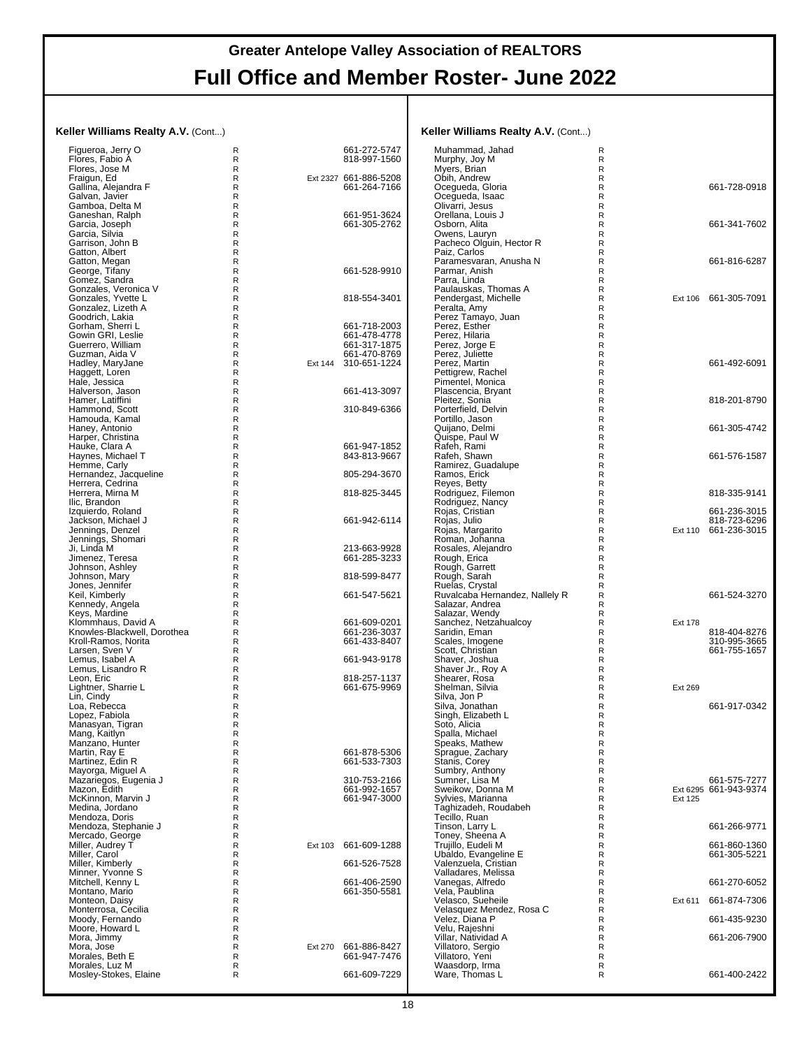# Greater Antelope Valley Association of REALTORS

## Full Office and Member Roster- June 2022

### Keller Williams Realty A.V. (Cont...)

| Name | Type | Ext | Phone |
|---|---|---|---|
| Figueroa, Jerry O | R | | 661-272-5747 |
| Flores, Fabio A | R | | 818-997-1560 |
| Flores, Jose M | R | | |
| Fraigun, Ed | R | Ext 2327 | 661-886-5208 |
| Gallina, Alejandra F | R | | 661-264-7166 |
| Galvan, Javier | R | | |
| Gamboa, Delta M | R | | |
| Ganeshan, Ralph | R | | 661-951-3624 |
| Garcia, Joseph | R | | 661-305-2762 |
| Garcia, Silvia | R | | |
| Garrison, John B | R | | |
| Gatton, Albert | R | | |
| Gatton, Megan | R | | |
| George, Tifany | R | | 661-528-9910 |
| Gomez, Sandra | R | | |
| Gonzales, Veronica V | R | | |
| Gonzales, Yvette L | R | | 818-554-3401 |
| Gonzalez, Lizeth A | R | | |
| Goodrich, Lakia | R | | |
| Gorham, Sherri L | R | | 661-718-2003 |
| Gowin GRI, Leslie | R | | 661-478-4778 |
| Guerrero, William | R | | 661-317-1875 |
| Guzman, Aida V | R | | 661-470-8769 |
| Hadley, MaryJane | R | Ext 144 | 310-651-1224 |
| Haggett, Loren | R | | |
| Hale, Jessica | R | | |
| Halverson, Jason | R | | 661-413-3097 |
| Hamer, Latiffini | R | | |
| Hammond, Scott | R | | 310-849-6366 |
| Hamouda, Kamal | R | | |
| Haney, Antonio | R | | |
| Harper, Christina | R | | |
| Hauke, Clara A | R | | 661-947-1852 |
| Haynes, Michael T | R | | 843-813-9667 |
| Hemme, Carly | R | | |
| Hernandez, Jacqueline | R | | 805-294-3670 |
| Herrera, Cedrina | R | | |
| Herrera, Mirna M | R | | 818-825-3445 |
| Ilic, Brandon | R | | |
| Izquierdo, Roland | R | | |
| Jackson, Michael J | R | | 661-942-6114 |
| Jennings, Denzel | R | | |
| Jennings, Shomari | R | | |
| Ji, Linda M | R | | 213-663-9928 |
| Jimenez, Teresa | R | | 661-285-3233 |
| Johnson, Ashley | R | | |
| Johnson, Mary | R | | 818-599-8477 |
| Jones, Jennifer | R | | |
| Keil, Kimberly | R | | 661-547-5621 |
| Kennedy, Angela | R | | |
| Keys, Mardine | R | | |
| Klommhaus, David A | R | | 661-609-0201 |
| Knowles-Blackwell, Dorothea | R | | 661-236-3037 |
| Kroll-Ramos, Norita | R | | 661-433-8407 |
| Larsen, Sven V | R | | |
| Lemus, Isabel A | R | | 661-943-9178 |
| Lemus, Lisandro R | R | | |
| Leon, Eric | R | | 818-257-1137 |
| Lightner, Sharrie L | R | | 661-675-9969 |
| Lin, Cindy | R | | |
| Loa, Rebecca | R | | |
| Lopez, Fabiola | R | | |
| Manasyan, Tigran | R | | |
| Mang, Kaitlyn | R | | |
| Manzano, Hunter | R | | |
| Martin, Ray E | R | | 661-878-5306 |
| Martinez, Edin R | R | | 661-533-7303 |
| Mayorga, Miguel A | R | | |
| Mazariegos, Eugenia J | R | | 310-753-2166 |
| Mazon, Edith | R | | 661-992-1657 |
| McKinnon, Marvin J | R | | 661-947-3000 |
| Medina, Jordano | R | | |
| Mendoza, Doris | R | | |
| Mendoza, Stephanie J | R | | |
| Mercado, George | R | | |
| Miller, Audrey T | R | Ext 103 | 661-609-1288 |
| Miller, Carol | R | | |
| Miller, Kimberly | R | | 661-526-7528 |
| Minner, Yvonne S | R | | |
| Mitchell, Kenny L | R | | 661-406-2590 |
| Montano, Mario | R | | 661-350-5581 |
| Monteon, Daisy | R | | |
| Monterrosa, Cecilia | R | | |
| Moody, Fernando | R | | |
| Moore, Howard L | R | | |
| Mora, Jimmy | R | | |
| Mora, Jose | R | Ext 270 | 661-886-8427 |
| Morales, Beth E | R | | 661-947-7476 |
| Morales, Luz M | R | | |
| Mosley-Stokes, Elaine | R | | 661-609-7229 |

### Keller Williams Realty A.V. (Cont...)

| Name | Type | Ext | Phone |
|---|---|---|---|
| Muhammad, Jahad | R | | |
| Murphy, Joy M | R | | |
| Myers, Brian | R | | |
| Obih, Andrew | R | | |
| Ocegueda, Gloria | R | | 661-728-0918 |
| Ocegueda, Isaac | R | | |
| Olivarri, Jesus | R | | |
| Orellana, Louis J | R | | |
| Osborn, Alita | R | | 661-341-7602 |
| Owens, Lauryn | R | | |
| Pacheco Olguin, Hector R | R | | |
| Paiz, Carlos | R | | |
| Paramesvaran, Anusha N | R | | 661-816-6287 |
| Parmar, Anish | R | | |
| Parra, Linda | R | | |
| Paulauskas, Thomas A | R | | |
| Pendergast, Michelle | R | Ext 106 | 661-305-7091 |
| Peralta, Amy | R | | |
| Perez Tamayo, Juan | R | | |
| Perez, Esther | R | | |
| Perez, Hilaria | R | | |
| Perez, Jorge E | R | | |
| Perez, Juliette | R | | |
| Perez, Martin | R | | 661-492-6091 |
| Pettigrew, Rachel | R | | |
| Pimentel, Monica | R | | |
| Plascencia, Bryant | R | | |
| Pleitez, Sonia | R | | 818-201-8790 |
| Porterfield, Delvin | R | | |
| Portillo, Jason | R | | |
| Quijano, Delmi | R | | 661-305-4742 |
| Quispe, Paul W | R | | |
| Rafeh, Rami | R | | |
| Rafeh, Shawn | R | | 661-576-1587 |
| Ramirez, Guadalupe | R | | |
| Ramos, Erick | R | | |
| Reyes, Betty | R | | |
| Rodriguez, Filemon | R | | 818-335-9141 |
| Rodriguez, Nancy | R | | |
| Rojas, Cristian | R | | 661-236-3015 |
| Rojas, Julio | R | | 818-723-6296 |
| Rojas, Margarito | R | Ext 110 | 661-236-3015 |
| Roman, Johanna | R | | |
| Rosales, Alejandro | R | | |
| Rough, Erica | R | | |
| Rough, Garrett | R | | |
| Rough, Sarah | R | | |
| Ruelas, Crystal | R | | |
| Ruvalcaba Hernandez, Nallely R | R | | 661-524-3270 |
| Salazar, Andrea | R | | |
| Salazar, Wendy | R | | |
| Sanchez, Netzahualcoy | R | Ext 178 | |
| Saridin, Eman | R | | 818-404-8276 |
| Scales, Imogene | R | | 310-995-3665 |
| Scott, Christian | R | | 661-755-1657 |
| Shaver, Joshua | R | | |
| Shaver Jr., Roy A | R | | |
| Shearer, Rosa | R | | |
| Shelman, Silvia | R | Ext 269 | |
| Silva, Jon P | R | | |
| Silva, Jonathan | R | | 661-917-0342 |
| Singh, Elizabeth L | R | | |
| Soto, Alicia | R | | |
| Spalla, Michael | R | | |
| Speaks, Mathew | R | | |
| Sprague, Zachary | R | | |
| Stanis, Corey | R | | |
| Sumbry, Anthony | R | | |
| Sumner, Lisa M | R | | 661-575-7277 |
| Sweikow, Donna M | R | Ext 6295 | 661-943-9374 |
| Sylvies, Marianna | R | Ext 125 | |
| Taghizadeh, Roudabeh | R | | |
| Tecillo, Ruan | R | | |
| Tinson, Larry L | R | | 661-266-9771 |
| Toney, Sheena A | R | | |
| Trujillo, Eudeli M | R | | 661-860-1360 |
| Ubaldo, Evangeline E | R | | 661-305-5221 |
| Valenzuela, Cristian | R | | |
| Valladares, Melissa | R | | |
| Vanegas, Alfredo | R | | 661-270-6052 |
| Vela, Paublina | R | | |
| Velasco, Sueheile | R | Ext 611 | 661-874-7306 |
| Velasquez Mendez, Rosa C | R | | |
| Velez, Diana P | R | | 661-435-9230 |
| Velu, Rajeshni | R | | |
| Villar, Natividad A | R | | 661-206-7900 |
| Villatoro, Sergio | R | | |
| Villatoro, Yeni | R | | |
| Waasdorp, Irma | R | | |
| Ware, Thomas L | R | | 661-400-2422 |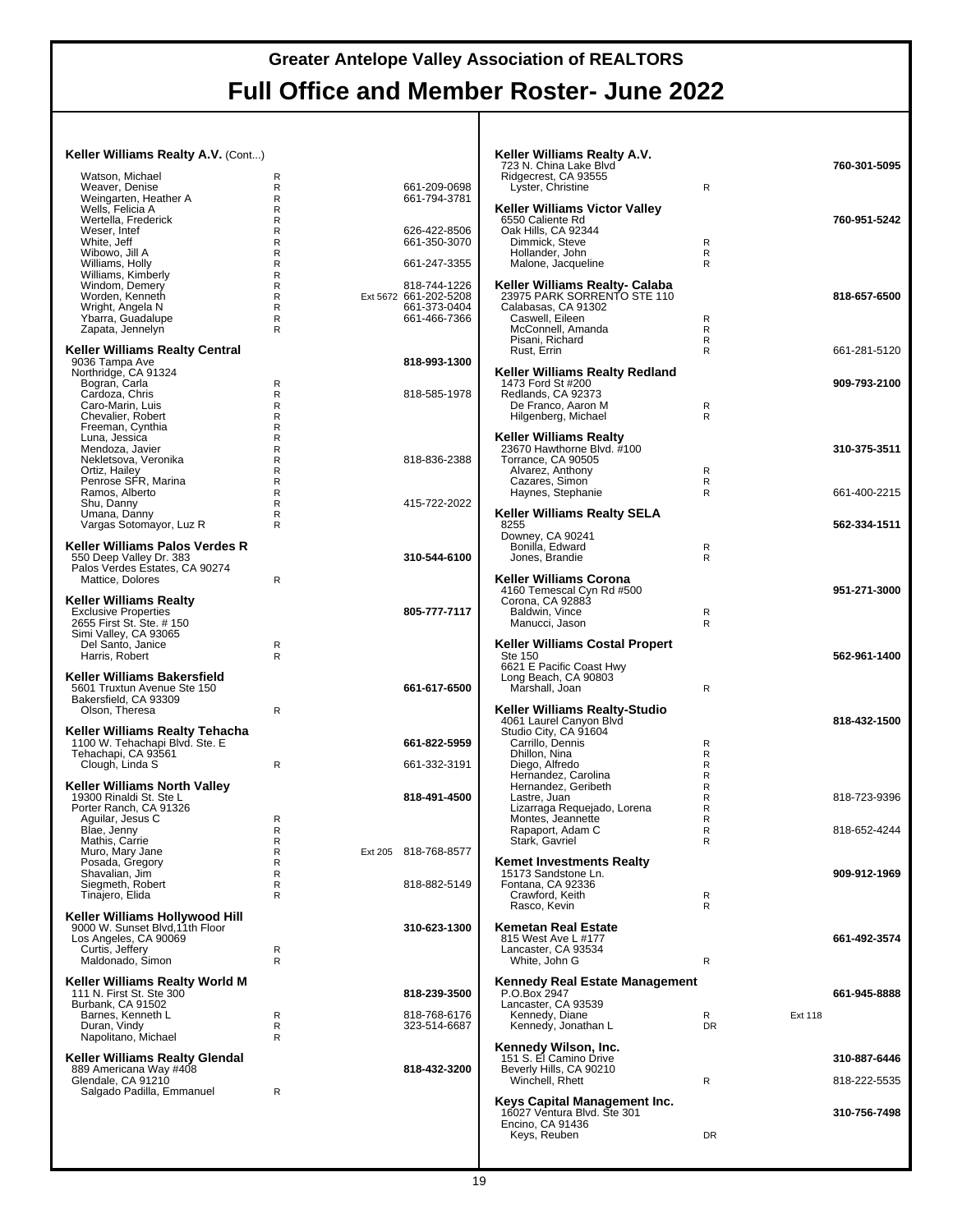## Keller Williams Realty A.V. (Cont...)

| Name | Type | Ext | Phone |
|---|---|---|---|
| Watson, Michael | R | | |
| Weaver, Denise | R | | 661-209-0698 |
| Weingarten, Heather A | R | | 661-794-3781 |
| Wells, Felicia A | R | | |
| Wertella, Frederick | R | | |
| Weser, Intef | R | | 626-422-8506 |
| White, Jeff | R | | 661-350-3070 |
| Wibowo, Jill A | R | | |
| Williams, Holly | R | | 661-247-3355 |
| Williams, Kimberly | R | | |
| Windom, Demery | R | | 818-744-1226 |
| Worden, Kenneth | R | Ext 5672 | 661-202-5208 |
| Wright, Angela N | R | | 661-373-0404 |
| Ybarra, Guadalupe | R | | 661-466-7366 |
| Zapata, Jennelyn | R | | |

## Keller Williams Realty Central
9036 Tampa Ave
Northridge, CA 91324
**818-993-1300**

| Name | Type | Ext | Phone |
|---|---|---|---|
| Bogran, Carla | R | | |
| Cardoza, Chris | R | | 818-585-1978 |
| Caro-Marin, Luis | R | | |
| Chevalier, Robert | R | | |
| Freeman, Cynthia | R | | |
| Luna, Jessica | R | | |
| Mendoza, Javier | R | | |
| Nekletsova, Veronika | R | | 818-836-2388 |
| Ortiz, Hailey | R | | |
| Penrose SFR, Marina | R | | |
| Ramos, Alberto | R | | |
| Shu, Danny | R | | 415-722-2022 |
| Umana, Danny | R | | |
| Vargas Sotomayor, Luz R | R | | |

## Keller Williams Palos Verdes R
550 Deep Valley Dr. 383
Palos Verdes Estates, CA 90274
**310-544-6100**

| Name | Type | Ext | Phone |
|---|---|---|---|
| Mattice, Dolores | R | | |

## Keller Williams Realty
Exclusive Properties
2655 First St. Ste. # 150
Simi Valley, CA 93065
**805-777-7117**

| Name | Type | Ext | Phone |
|---|---|---|---|
| Del Santo, Janice | R | | |
| Harris, Robert | R | | |

## Keller Williams Bakersfield
5601 Truxtun Avenue Ste 150
Bakersfield, CA 93309
**661-617-6500**

| Name | Type | Ext | Phone |
|---|---|---|---|
| Olson, Theresa | R | | |

## Keller Williams Realty Tehacha
1100 W. Tehachapi Blvd. Ste. E
Tehachapi, CA 93561
**661-822-5959**

| Name | Type | Ext | Phone |
|---|---|---|---|
| Clough, Linda S | R | | 661-332-3191 |

## Keller Williams North Valley
19300 Rinaldi St. Ste L
Porter Ranch, CA 91326
**818-491-4500**

| Name | Type | Ext | Phone |
|---|---|---|---|
| Aguilar, Jesus C | R | | |
| Blae, Jenny | R | | |
| Mathis, Carrie | R | | |
| Muro, Mary Jane | R | Ext 205 | 818-768-8577 |
| Posada, Gregory | R | | |
| Shavalian, Jim | R | | |
| Siegmeth, Robert | R | | 818-882-5149 |
| Tinajero, Elida | R | | |

## Keller Williams Hollywood Hill
9000 W. Sunset Blvd,11th Floor
Los Angeles, CA 90069
**310-623-1300**

| Name | Type | Ext | Phone |
|---|---|---|---|
| Curtis, Jeffery | R | | |
| Maldonado, Simon | R | | |

## Keller Williams Realty World M
111 N. First St. Ste 300
Burbank, CA 91502
**818-239-3500**

| Name | Type | Ext | Phone |
|---|---|---|---|
| Barnes, Kenneth L | R | | 818-768-6176 |
| Duran, Vindy | R | | 323-514-6687 |
| Napolitano, Michael | R | | |

## Keller Williams Realty Glendal
889 Americana Way #408
Glendale, CA 91210
**818-432-3200**

| Name | Type | Ext | Phone |
|---|---|---|---|
| Salgado Padilla, Emmanuel | R | | |

## Keller Williams Realty A.V.
723 N. China Lake Blvd
Ridgecrest, CA 93555
**760-301-5095**

| Name | Type | Ext | Phone |
|---|---|---|---|
| Lyster, Christine | R | | |

## Keller Williams Victor Valley
6550 Caliente Rd
Oak Hills, CA 92344
**760-951-5242**

| Name | Type | Ext | Phone |
|---|---|---|---|
| Dimmick, Steve | R | | |
| Hollander, John | R | | |
| Malone, Jacqueline | R | | |

## Keller Williams Realty- Calaba
23975 PARK SORRENTO STE 110
Calabasas, CA 91302
**818-657-6500**

| Name | Type | Ext | Phone |
|---|---|---|---|
| Caswell, Eileen | R | | |
| McConnell, Amanda | R | | |
| Pisani, Richard | R | | |
| Rust, Errin | R | | 661-281-5120 |

## Keller Williams Realty Redland
1473 Ford St #200
Redlands, CA 92373
**909-793-2100**

| Name | Type | Ext | Phone |
|---|---|---|---|
| De Franco, Aaron M | R | | |
| Hilgenberg, Michael | R | | |

## Keller Williams Realty
23670 Hawthorne Blvd. #100
Torrance, CA 90505
**310-375-3511**

| Name | Type | Ext | Phone |
|---|---|---|---|
| Alvarez, Anthony | R | | |
| Cazares, Simon | R | | |
| Haynes, Stephanie | R | | 661-400-2215 |

## Keller Williams Realty SELA
8255
Downey, CA 90241
**562-334-1511**

| Name | Type | Ext | Phone |
|---|---|---|---|
| Bonilla, Edward | R | | |
| Jones, Brandie | R | | |

## Keller Williams Corona
4160 Temescal Cyn Rd #500
Corona, CA 92883
**951-271-3000**

| Name | Type | Ext | Phone |
|---|---|---|---|
| Baldwin, Vince | R | | |
| Manucci, Jason | R | | |

## Keller Williams Costal Propert
Ste 150
6621 E Pacific Coast Hwy
Long Beach, CA 90803
**562-961-1400**

| Name | Type | Ext | Phone |
|---|---|---|---|
| Marshall, Joan | R | | |

## Keller Williams Realty-Studio
4061 Laurel Canyon Blvd
Studio City, CA 91604
**818-432-1500**

| Name | Type | Ext | Phone |
|---|---|---|---|
| Carrillo, Dennis | R | | |
| Dhillon, Nina | R | | |
| Diego, Alfredo | R | | |
| Hernandez, Carolina | R | | |
| Hernandez, Geribeth | R | | |
| Lastre, Juan | R | | 818-723-9396 |
| Lizarraga Requejado, Lorena | R | | |
| Montes, Jeannette | R | | |
| Rapaport, Adam C | R | | 818-652-4244 |
| Stark, Gavriel | R | | |

## Kemet Investments Realty
15173 Sandstone Ln.
Fontana, CA 92336
**909-912-1969**

| Name | Type | Ext | Phone |
|---|---|---|---|
| Crawford, Keith | R | | |
| Rasco, Kevin | R | | |

## Kemetan Real Estate
815 West Ave L #177
Lancaster, CA 93534
**661-492-3574**

| Name | Type | Ext | Phone |
|---|---|---|---|
| White, John G | R | | |

## Kennedy Real Estate Management
P.O.Box 2947
Lancaster, CA 93539
**661-945-8888**

| Name | Type | Ext | Phone |
|---|---|---|---|
| Kennedy, Diane | R | Ext 118 | |
| Kennedy, Jonathan L | DR | | |

## Kennedy Wilson, Inc.
151 S. El Camino Drive
Beverly Hills, CA 90210
**310-887-6446**

| Name | Type | Ext | Phone |
|---|---|---|---|
| Winchell, Rhett | R | | 818-222-5535 |

## Keys Capital Management Inc.
16027 Ventura Blvd. Ste 301
Encino, CA 91436
**310-756-7498**

| Name | Type | Ext | Phone |
|---|---|---|---|
| Keys, Reuben | DR | | |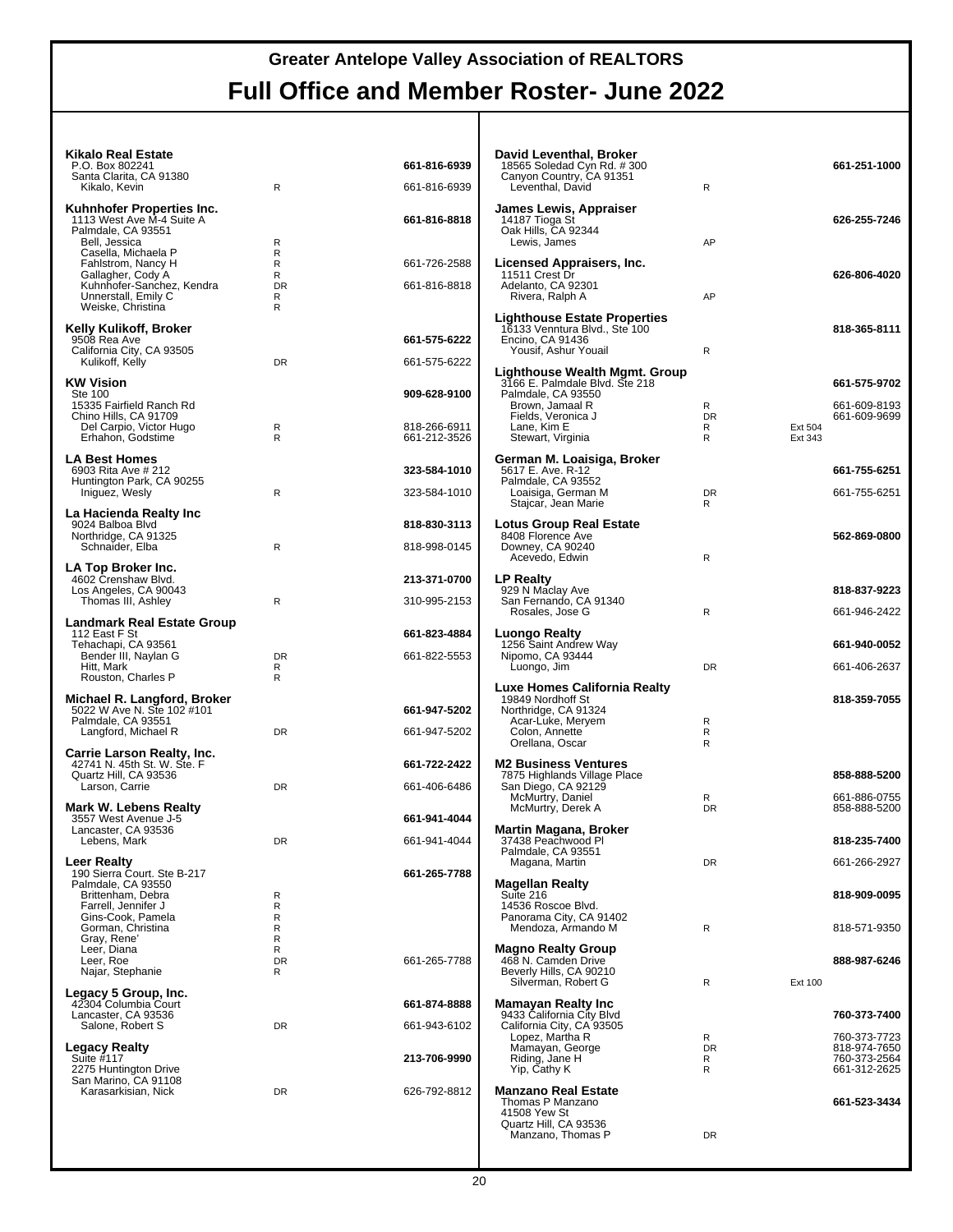# Greater Antelope Valley Association of REALTORS

# Full Office and Member Roster- June 2022

**Kikalo Real Estate** — 661-816-6939
P.O. Box 802241
Santa Clarita, CA 91380

| Name | Type | Phone |
|---|---|---|
| Kikalo, Kevin | R | 661-816-6939 |

**Kuhnhofer Properties Inc.** — 661-816-8818
1113 West Ave M-4 Suite A
Palmdale, CA 93551

| Name | Type | Phone |
|---|---|---|
| Bell, Jessica | R | |
| Casella, Michaela P | R | |
| Fahlstrom, Nancy H | R | 661-726-2588 |
| Gallagher, Cody A | R | |
| Kuhnhofer-Sanchez, Kendra | DR | 661-816-8818 |
| Unnerstall, Emily C | R | |
| Weiske, Christina | R | |

**Kelly Kulikoff, Broker** — 661-575-6222
9508 Rea Ave
California City, CA 93505

| Name | Type | Phone |
|---|---|---|
| Kulikoff, Kelly | DR | 661-575-6222 |

**KW Vision** — 909-628-9100
Ste 100
15335 Fairfield Ranch Rd
Chino Hills, CA 91709

| Name | Type | Phone |
|---|---|---|
| Del Carpio, Victor Hugo | R | 818-266-6911 |
| Erhahon, Godstime | R | 661-212-3526 |

**LA Best Homes** — 323-584-1010
6903 Rita Ave # 212
Huntington Park, CA 90255

| Name | Type | Phone |
|---|---|---|
| Iniguez, Wesly | R | 323-584-1010 |

**La Hacienda Realty Inc** — 818-830-3113
9024 Balboa Blvd
Northridge, CA 91325

| Name | Type | Phone |
|---|---|---|
| Schnaider, Elba | R | 818-998-0145 |

**LA Top Broker Inc.** — 213-371-0700
4602 Crenshaw Blvd.
Los Angeles, CA 90043

| Name | Type | Phone |
|---|---|---|
| Thomas III, Ashley | R | 310-995-2153 |

**Landmark Real Estate Group** — 661-823-4884
112 East F St
Tehachapi, CA 93561

| Name | Type | Phone |
|---|---|---|
| Bender III, Naylan G | DR | 661-822-5553 |
| Hitt, Mark | R | |
| Rouston, Charles P | R | |

**Michael R. Langford, Broker** — 661-947-5202
5022 W Ave N. Ste 102 #101
Palmdale, CA 93551

| Name | Type | Phone |
|---|---|---|
| Langford, Michael R | DR | 661-947-5202 |

**Carrie Larson Realty, Inc.** — 661-722-2422
42741 N. 45th St. W. Ste. F
Quartz Hill, CA 93536

| Name | Type | Phone |
|---|---|---|
| Larson, Carrie | DR | 661-406-6486 |

**Mark W. Lebens Realty** — 661-941-4044
3557 West Avenue J-5
Lancaster, CA 93536

| Name | Type | Phone |
|---|---|---|
| Lebens, Mark | DR | 661-941-4044 |

**Leer Realty** — 661-265-7788
190 Sierra Court. Ste B-217
Palmdale, CA 93550

| Name | Type | Phone |
|---|---|---|
| Brittenham, Debra | R | |
| Farrell, Jennifer J | R | |
| Gins-Cook, Pamela | R | |
| Gorman, Christina | R | |
| Gray, Rene' | R | |
| Leer, Diana | R | |
| Leer, Roe | DR | 661-265-7788 |
| Najar, Stephanie | R | |

**Legacy 5 Group, Inc.** — 661-874-8888
42304 Columbia Court
Lancaster, CA 93536

| Name | Type | Phone |
|---|---|---|
| Salone, Robert S | DR | 661-943-6102 |

**Legacy Realty** — 213-706-9990
Suite #117
2275 Huntington Drive
San Marino, CA 91108

| Name | Type | Phone |
|---|---|---|
| Karasarkisian, Nick | DR | 626-792-8812 |

**David Leventhal, Broker** — 661-251-1000
18565 Soledad Cyn Rd. # 300
Canyon Country, CA 91351

| Name | Type | Phone |
|---|---|---|
| Leventhal, David | R | |

**James Lewis, Appraiser** — 626-255-7246
14187 Tioga St
Oak Hills, CA 92344

| Name | Type | Phone |
|---|---|---|
| Lewis, James | AP | |

**Licensed Appraisers, Inc.** — 626-806-4020
11511 Crest Dr
Adelanto, CA 92301

| Name | Type | Phone |
|---|---|---|
| Rivera, Ralph A | AP | |

**Lighthouse Estate Properties** — 818-365-8111
16133 Venntura Blvd., Ste 100
Encino, CA 91436

| Name | Type | Phone |
|---|---|---|
| Yousif, Ashur Youail | R | |

**Lighthouse Wealth Mgmt. Group** — 661-575-9702
3166 E. Palmdale Blvd. Ste 218
Palmdale, CA 93550

| Name | Type | Ext | Phone |
|---|---|---|---|
| Brown, Jamaal R | R | | 661-609-8193 |
| Fields, Veronica J | DR | | 661-609-9699 |
| Lane, Kim E | R | Ext 504 | |
| Stewart, Virginia | R | Ext 343 | |

**German M. Loaisiga, Broker** — 661-755-6251
5617 E. Ave. R-12
Palmdale, CA 93552

| Name | Type | Phone |
|---|---|---|
| Loaisiga, German M | DR | 661-755-6251 |
| Stajcar, Jean Marie | R | |

**Lotus Group Real Estate** — 562-869-0800
8408 Florence Ave
Downey, CA 90240

| Name | Type | Phone |
|---|---|---|
| Acevedo, Edwin | R | |

**LP Realty** — 818-837-9223
929 N Maclay Ave
San Fernando, CA 91340

| Name | Type | Phone |
|---|---|---|
| Rosales, Jose G | R | 661-946-2422 |

**Luongo Realty** — 661-940-0052
1256 Saint Andrew Way
Nipomo, CA 93444

| Name | Type | Phone |
|---|---|---|
| Luongo, Jim | DR | 661-406-2637 |

**Luxe Homes California Realty** — 818-359-7055
19849 Nordhoff St
Northridge, CA 91324

| Name | Type | Phone |
|---|---|---|
| Acar-Luke, Meryem | R | |
| Colon, Annette | R | |
| Orellana, Oscar | R | |

**M2 Business Ventures** — 858-888-5200
7875 Highlands Village Place
San Diego, CA 92129

| Name | Type | Phone |
|---|---|---|
| McMurtry, Daniel | R | 661-886-0755 |
| McMurtry, Derek A | DR | 858-888-5200 |

**Martin Magana, Broker** — 818-235-7400
37438 Peachwood Pl
Palmdale, CA 93551

| Name | Type | Phone |
|---|---|---|
| Magana, Martin | DR | 661-266-2927 |

**Magellan Realty** — 818-909-0095
Suite 216
14536 Roscoe Blvd.
Panorama City, CA 91402

| Name | Type | Phone |
|---|---|---|
| Mendoza, Armando M | R | 818-571-9350 |

**Magno Realty Group** — 888-987-6246
468 N. Camden Drive
Beverly Hills, CA 90210

| Name | Type | Ext | Phone |
|---|---|---|---|
| Silverman, Robert G | R | Ext 100 | |

**Mamayan Realty Inc** — 760-373-7400
9433 California City Blvd
California City, CA 93505

| Name | Type | Phone |
|---|---|---|
| Lopez, Martha R | R | 760-373-7723 |
| Mamayan, George | DR | 818-974-7650 |
| Riding, Jane H | R | 760-373-2564 |
| Yip, Cathy K | R | 661-312-2625 |

**Manzano Real Estate** — 661-523-3434
Thomas P Manzano
41508 Yew St
Quartz Hill, CA 93536

| Name | Type | Phone |
|---|---|---|
| Manzano, Thomas P | DR | |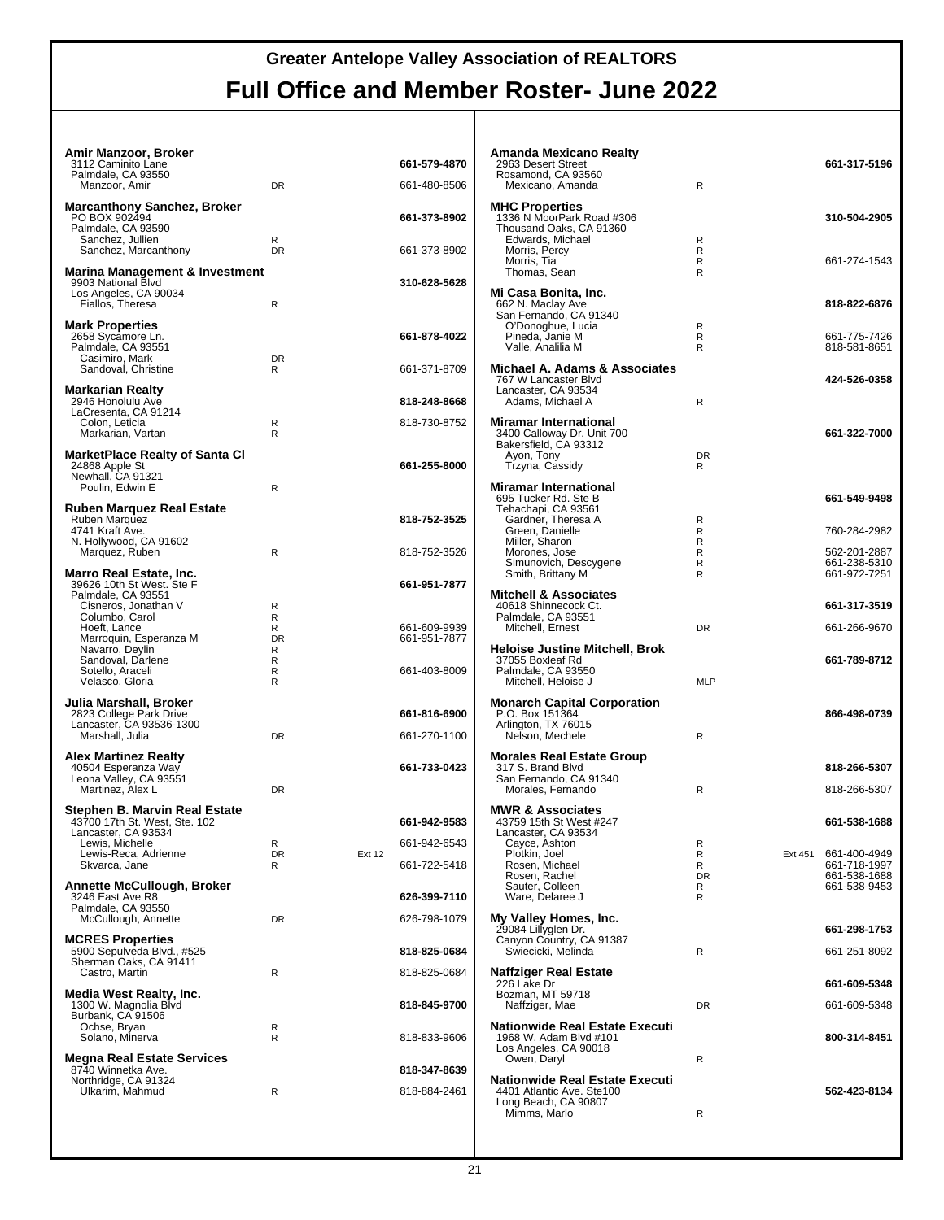# Greater Antelope Valley Association of REALTORS

## Full Office and Member Roster- June 2022

**Amir Manzoor, Broker**
3112 Caminito Lane
Palmdale, CA 93550
**661-579-4870**

| Name | Type | Ext | Phone |
|---|---|---|---|
| Manzoor, Amir | DR | | 661-480-8506 |

**Marcanthony Sanchez, Broker**
PO BOX 902494
Palmdale, CA 93590
**661-373-8902**

| Name | Type | Ext | Phone |
|---|---|---|---|
| Sanchez, Jullien | R | | |
| Sanchez, Marcanthony | DR | | 661-373-8902 |

**Marina Management & Investment**
9903 National Blvd
Los Angeles, CA 90034
**310-628-5628**

| Name | Type | Ext | Phone |
|---|---|---|---|
| Fiallos, Theresa | R | | |

**Mark Properties**
2658 Sycamore Ln.
Palmdale, CA 93551
**661-878-4022**

| Name | Type | Ext | Phone |
|---|---|---|---|
| Casimiro, Mark | DR | | |
| Sandoval, Christine | R | | 661-371-8709 |

**Markarian Realty**
2946 Honolulu Ave
LaCresenta, CA 91214
**818-248-8668**

| Name | Type | Ext | Phone |
|---|---|---|---|
| Colon, Leticia | R | | 818-730-8752 |
| Markarian, Vartan | R | | |

**MarketPlace Realty of Santa Cl**
24868 Apple St
Newhall, CA 91321
**661-255-8000**

| Name | Type | Ext | Phone |
|---|---|---|---|
| Poulin, Edwin E | R | | |

**Ruben Marquez Real Estate**
Ruben Marquez
4741 Kraft Ave.
N. Hollywood, CA 91602
**818-752-3525**

| Name | Type | Ext | Phone |
|---|---|---|---|
| Marquez, Ruben | R | | 818-752-3526 |

**Marro Real Estate, Inc.**
39626 10th St West. Ste F
Palmdale, CA 93551
**661-951-7877**

| Name | Type | Ext | Phone |
|---|---|---|---|
| Cisneros, Jonathan V | R | | |
| Columbo, Carol | R | | |
| Hoeft, Lance | R | | 661-609-9939 |
| Marroquin, Esperanza M | DR | | 661-951-7877 |
| Navarro, Deylin | R | | |
| Sandoval, Darlene | R | | |
| Sotello, Araceli | R | | 661-403-8009 |
| Velasco, Gloria | R | | |

**Julia Marshall, Broker**
2823 College Park Drive
Lancaster, CA 93536-1300
**661-816-6900**

| Name | Type | Ext | Phone |
|---|---|---|---|
| Marshall, Julia | DR | | 661-270-1100 |

**Alex Martinez Realty**
40504 Esperanza Way
Leona Valley, CA 93551
**661-733-0423**

| Name | Type | Ext | Phone |
|---|---|---|---|
| Martinez, Alex L | DR | | |

**Stephen B. Marvin Real Estate**
43700 17th St. West, Ste. 102
Lancaster, CA 93534
**661-942-9583**

| Name | Type | Ext | Phone |
|---|---|---|---|
| Lewis, Michelle | R | | 661-942-6543 |
| Lewis-Reca, Adrienne | DR | Ext 12 | |
| Skvarca, Jane | R | | 661-722-5418 |

**Annette McCullough, Broker**
3246 East Ave R8
Palmdale, CA 93550
**626-399-7110**

| Name | Type | Ext | Phone |
|---|---|---|---|
| McCullough, Annette | DR | | 626-798-1079 |

**MCRES Properties**
5900 Sepulveda Blvd., #525
Sherman Oaks, CA 91411
**818-825-0684**

| Name | Type | Ext | Phone |
|---|---|---|---|
| Castro, Martin | R | | 818-825-0684 |

**Media West Realty, Inc.**
1300 W. Magnolia Blvd
Burbank, CA 91506
**818-845-9700**

| Name | Type | Ext | Phone |
|---|---|---|---|
| Ochse, Bryan | R | | |
| Solano, Minerva | R | | 818-833-9606 |

**Megna Real Estate Services**
8740 Winnetka Ave.
Northridge, CA 91324
**818-347-8639**

| Name | Type | Ext | Phone |
|---|---|---|---|
| Ulkarim, Mahmud | R | | 818-884-2461 |

**Amanda Mexicano Realty**
2963 Desert Street
Rosamond, CA 93560
**661-317-5196**

| Name | Type | Ext | Phone |
|---|---|---|---|
| Mexicano, Amanda | R | | |

**MHC Properties**
1336 N MoorPark Road #306
Thousand Oaks, CA 91360
**310-504-2905**

| Name | Type | Ext | Phone |
|---|---|---|---|
| Edwards, Michael | R | | |
| Morris, Percy | R | | |
| Morris, Tia | R | | 661-274-1543 |
| Thomas, Sean | R | | |

**Mi Casa Bonita, Inc.**
662 N. Maclay Ave
San Fernando, CA 91340
**818-822-6876**

| Name | Type | Ext | Phone |
|---|---|---|---|
| O'Donoghue, Lucia | R | | |
| Pineda, Janie M | R | | 661-775-7426 |
| Valle, Analilia M | R | | 818-581-8651 |

**Michael A. Adams & Associates**
767 W Lancaster Blvd
Lancaster, CA 93534
**424-526-0358**

| Name | Type | Ext | Phone |
|---|---|---|---|
| Adams, Michael A | R | | |

**Miramar International**
3400 Calloway Dr. Unit 700
Bakersfield, CA 93312
**661-322-7000**

| Name | Type | Ext | Phone |
|---|---|---|---|
| Ayon, Tony | DR | | |
| Trzyna, Cassidy | R | | |

**Miramar International**
695 Tucker Rd. Ste B
Tehachapi, CA 93561
**661-549-9498**

| Name | Type | Ext | Phone |
|---|---|---|---|
| Gardner, Theresa A | R | | |
| Green, Danielle | R | | 760-284-2982 |
| Miller, Sharon | R | | |
| Morones, Jose | R | | 562-201-2887 |
| Simunovich, Descygene | R | | 661-238-5310 |
| Smith, Brittany M | R | | 661-972-7251 |

**Mitchell & Associates**
40618 Shinnecock Ct.
Palmdale, CA 93551
**661-317-3519**

| Name | Type | Ext | Phone |
|---|---|---|---|
| Mitchell, Ernest | DR | | 661-266-9670 |

**Heloise Justine Mitchell, Brok**
37055 Boxleaf Rd
Palmdale, CA 93550
**661-789-8712**

| Name | Type | Ext | Phone |
|---|---|---|---|
| Mitchell, Heloise J | MLP | | |

**Monarch Capital Corporation**
P.O. Box 151364
Arlington, TX 76015
**866-498-0739**

| Name | Type | Ext | Phone |
|---|---|---|---|
| Nelson, Mechele | R | | |

**Morales Real Estate Group**
317 S. Brand Blvd
San Fernando, CA 91340
**818-266-5307**

| Name | Type | Ext | Phone |
|---|---|---|---|
| Morales, Fernando | R | | 818-266-5307 |

**MWR & Associates**
43759 15th St West #247
Lancaster, CA 93534
**661-538-1688**

| Name | Type | Ext | Phone |
|---|---|---|---|
| Cayce, Ashton | R | | |
| Plotkin, Joel | R | Ext 451 | 661-400-4949 |
| Rosen, Michael | R | | 661-718-1997 |
| Rosen, Rachel | DR | | 661-538-1688 |
| Sauter, Colleen | R | | 661-538-9453 |
| Ware, Delaree J | R | | |

**My Valley Homes, Inc.**
29084 Lillyglen Dr.
Canyon Country, CA 91387
**661-298-1753**

| Name | Type | Ext | Phone |
|---|---|---|---|
| Swiecicki, Melinda | R | | 661-251-8092 |

**Naffziger Real Estate**
226 Lake Dr
Bozman, MT 59718
**661-609-5348**

| Name | Type | Ext | Phone |
|---|---|---|---|
| Naffziger, Mae | DR | | 661-609-5348 |

**Nationwide Real Estate Executi**
1968 W. Adam Blvd #101
Los Angeles, CA 90018
**800-314-8451**

| Name | Type | Ext | Phone |
|---|---|---|---|
| Owen, Daryl | R | | |

**Nationwide Real Estate Executi**
4401 Atlantic Ave. Ste100
Long Beach, CA 90807
**562-423-8134**

| Name | Type | Ext | Phone |
|---|---|---|---|
| Mimms, Marlo | R | | |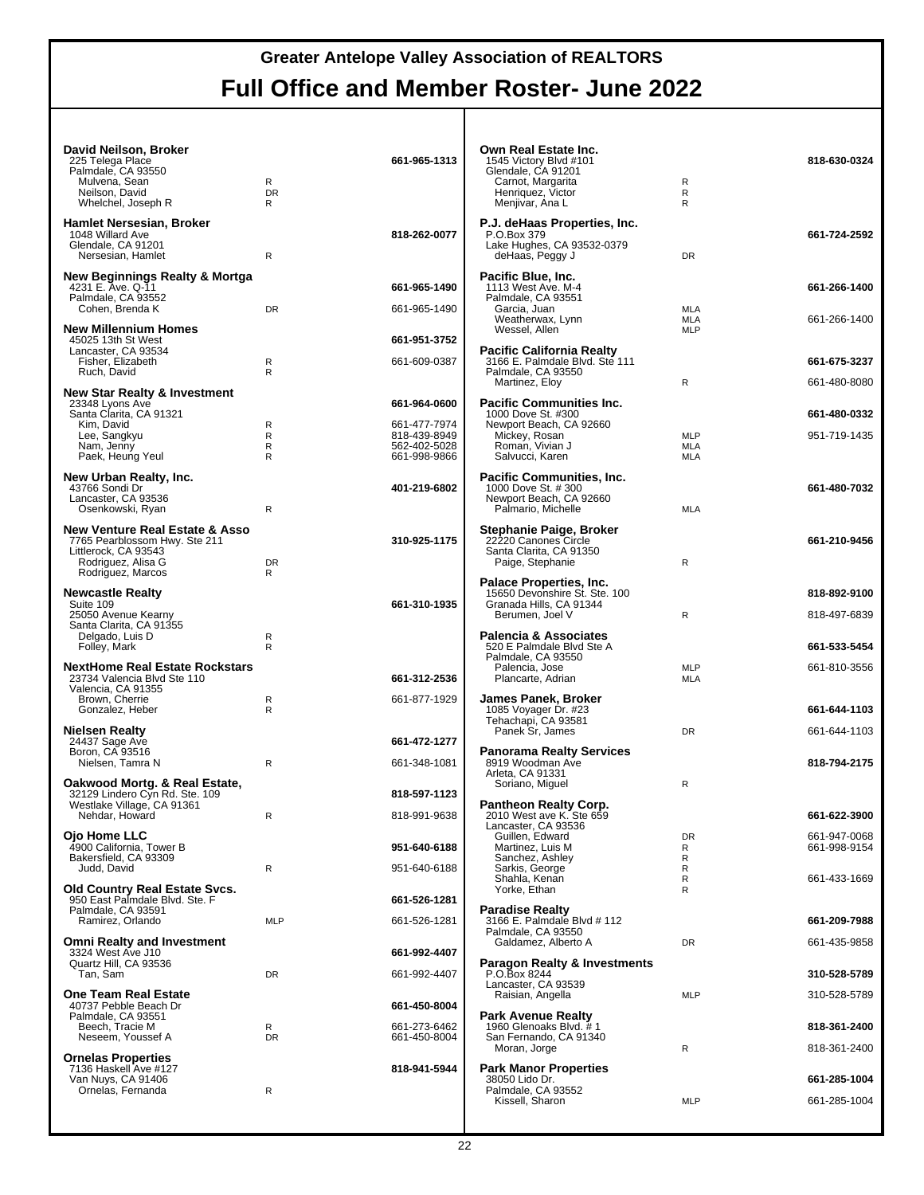# Greater Antelope Valley Association of REALTORS

# Full Office and Member Roster- June 2022

**David Neilson, Broker** — 661-965-1313
225 Telega Place
Palmdale, CA 93550

| Name | Type | Phone |
|---|---|---|
| Mulvena, Sean | R | |
| Neilson, David | DR | |
| Whelchel, Joseph R | R | |

**Hamlet Nersesian, Broker** — 818-262-0077
1048 Willard Ave
Glendale, CA 91201

| Name | Type | Phone |
|---|---|---|
| Nersesian, Hamlet | R | |

**New Beginnings Realty & Mortga** — 661-965-1490
4231 E. Ave. Q-11
Palmdale, CA 93552

| Name | Type | Phone |
|---|---|---|
| Cohen, Brenda K | DR | 661-965-1490 |

**New Millennium Homes** — 661-951-3752
45025 13th St West
Lancaster, CA 93534

| Name | Type | Phone |
|---|---|---|
| Fisher, Elizabeth | R | 661-609-0387 |
| Ruch, David | R | |

**New Star Realty & Investment** — 661-964-0600
23348 Lyons Ave
Santa Clarita, CA 91321

| Name | Type | Phone |
|---|---|---|
| Kim, David | R | 661-477-7974 |
| Lee, Sangkyu | R | 818-439-8949 |
| Nam, Jenny | R | 562-402-5028 |
| Paek, Heung Yeul | R | 661-998-9866 |

**New Urban Realty, Inc.** — 401-219-6802
43766 Sondi Dr
Lancaster, CA 93536

| Name | Type | Phone |
|---|---|---|
| Osenkowski, Ryan | R | |

**New Venture Real Estate & Asso** — 310-925-1175
7765 Pearblossom Hwy. Ste 211
Littlerock, CA 93543

| Name | Type | Phone |
|---|---|---|
| Rodriguez, Alisa G | DR | |
| Rodriguez, Marcos | R | |

**Newcastle Realty** — 661-310-1935
Suite 109
25050 Avenue Kearny
Santa Clarita, CA 91355

| Name | Type | Phone |
|---|---|---|
| Delgado, Luis D | R | |
| Folley, Mark | R | |

**NextHome Real Estate Rockstars** — 661-312-2536
23734 Valencia Blvd Ste 110
Valencia, CA 91355

| Name | Type | Phone |
|---|---|---|
| Brown, Cherrie | R | 661-877-1929 |
| Gonzalez, Heber | R | |

**Nielsen Realty** — 661-472-1277
24437 Sage Ave
Boron, CA 93516

| Name | Type | Phone |
|---|---|---|
| Nielsen, Tamra N | R | 661-348-1081 |

**Oakwood Mortg. & Real Estate,** — 818-597-1123
32129 Lindero Cyn Rd. Ste. 109
Westlake Village, CA 91361

| Name | Type | Phone |
|---|---|---|
| Nehdar, Howard | R | 818-991-9638 |

**Ojo Home LLC** — 951-640-6188
4900 California, Tower B
Bakersfield, CA 93309

| Name | Type | Phone |
|---|---|---|
| Judd, David | R | 951-640-6188 |

**Old Country Real Estate Svcs.** — 661-526-1281
950 East Palmdale Blvd. Ste. F
Palmdale, CA 93591

| Name | Type | Phone |
|---|---|---|
| Ramirez, Orlando | MLP | 661-526-1281 |

**Omni Realty and Investment** — 661-992-4407
3324 West Ave J10
Quartz Hill, CA 93536

| Name | Type | Phone |
|---|---|---|
| Tan, Sam | DR | 661-992-4407 |

**One Team Real Estate** — 661-450-8004
40737 Pebble Beach Dr
Palmdale, CA 93551

| Name | Type | Phone |
|---|---|---|
| Beech, Tracie M | R | 661-273-6462 |
| Neseem, Youssef A | DR | 661-450-8004 |

**Ornelas Properties** — 818-941-5944
7136 Haskell Ave #127
Van Nuys, CA 91406

| Name | Type | Phone |
|---|---|---|
| Ornelas, Fernanda | R | |

**Own Real Estate Inc.** — 818-630-0324
1545 Victory Blvd #101
Glendale, CA 91201

| Name | Type | Phone |
|---|---|---|
| Carnot, Margarita | R | |
| Henriquez, Victor | R | |
| Menjivar, Ana L | R | |

**P.J. deHaas Properties, Inc.** — 661-724-2592
P.O.Box 379
Lake Hughes, CA 93532-0379

| Name | Type | Phone |
|---|---|---|
| deHaas, Peggy J | DR | |

**Pacific Blue, Inc.** — 661-266-1400
1113 West Ave. M-4
Palmdale, CA 93551

| Name | Type | Phone |
|---|---|---|
| Garcia, Juan | MLA | |
| Weatherwax, Lynn | MLA | 661-266-1400 |
| Wessel, Allen | MLP | |

**Pacific California Realty** — 661-675-3237
3166 E. Palmdale Blvd. Ste 111
Palmdale, CA 93550

| Name | Type | Phone |
|---|---|---|
| Martinez, Eloy | R | 661-480-8080 |

**Pacific Communities Inc.** — 661-480-0332
1000 Dove St. #300
Newport Beach, CA 92660

| Name | Type | Phone |
|---|---|---|
| Mickey, Rosan | MLP | 951-719-1435 |
| Roman, Vivian J | MLA | |
| Salvucci, Karen | MLA | |

**Pacific Communities, Inc.** — 661-480-7032
1000 Dove St. # 300
Newport Beach, CA 92660

| Name | Type | Phone |
|---|---|---|
| Palmario, Michelle | MLA | |

**Stephanie Paige, Broker** — 661-210-9456
22220 Canones Circle
Santa Clarita, CA 91350

| Name | Type | Phone |
|---|---|---|
| Paige, Stephanie | R | |

**Palace Properties, Inc.** — 818-892-9100
15650 Devonshire St. Ste. 100
Granada Hills, CA 91344

| Name | Type | Phone |
|---|---|---|
| Berumen, Joel V | R | 818-497-6839 |

**Palencia & Associates** — 661-533-5454
520 E Palmdale Blvd Ste A
Palmdale, CA 93550

| Name | Type | Phone |
|---|---|---|
| Palencia, Jose | MLP | 661-810-3556 |
| Plancarte, Adrian | MLA | |

**James Panek, Broker** — 661-644-1103
1085 Voyager Dr. #23
Tehachapi, CA 93581

| Name | Type | Phone |
|---|---|---|
| Panek Sr, James | DR | 661-644-1103 |

**Panorama Realty Services** — 818-794-2175
8919 Woodman Ave
Arleta, CA 91331

| Name | Type | Phone |
|---|---|---|
| Soriano, Miguel | R | |

**Pantheon Realty Corp.** — 661-622-3900
2010 West ave K. Ste 659
Lancaster, CA 93536

| Name | Type | Phone |
|---|---|---|
| Guillen, Edward | DR | 661-947-0068 |
| Martinez, Luis M | R | 661-998-9154 |
| Sanchez, Ashley | R | |
| Sarkis, George | R | |
| Shahla, Kenan | R | 661-433-1669 |
| Yorke, Ethan | R | |

**Paradise Realty** — 661-209-7988
3166 E. Palmdale Blvd # 112
Palmdale, CA 93550

| Name | Type | Phone |
|---|---|---|
| Galdamez, Alberto A | DR | 661-435-9858 |

**Paragon Realty & Investments** — 310-528-5789
P.O.Box 8244
Lancaster, CA 93539

| Name | Type | Phone |
|---|---|---|
| Raisian, Angella | MLP | 310-528-5789 |

**Park Avenue Realty** — 818-361-2400
1960 Glenoaks Blvd. # 1
San Fernando, CA 91340

| Name | Type | Phone |
|---|---|---|
| Moran, Jorge | R | 818-361-2400 |

**Park Manor Properties** — 661-285-1004
38050 Lido Dr.
Palmdale, CA 93552

| Name | Type | Phone |
|---|---|---|
| Kissell, Sharon | MLP | 661-285-1004 |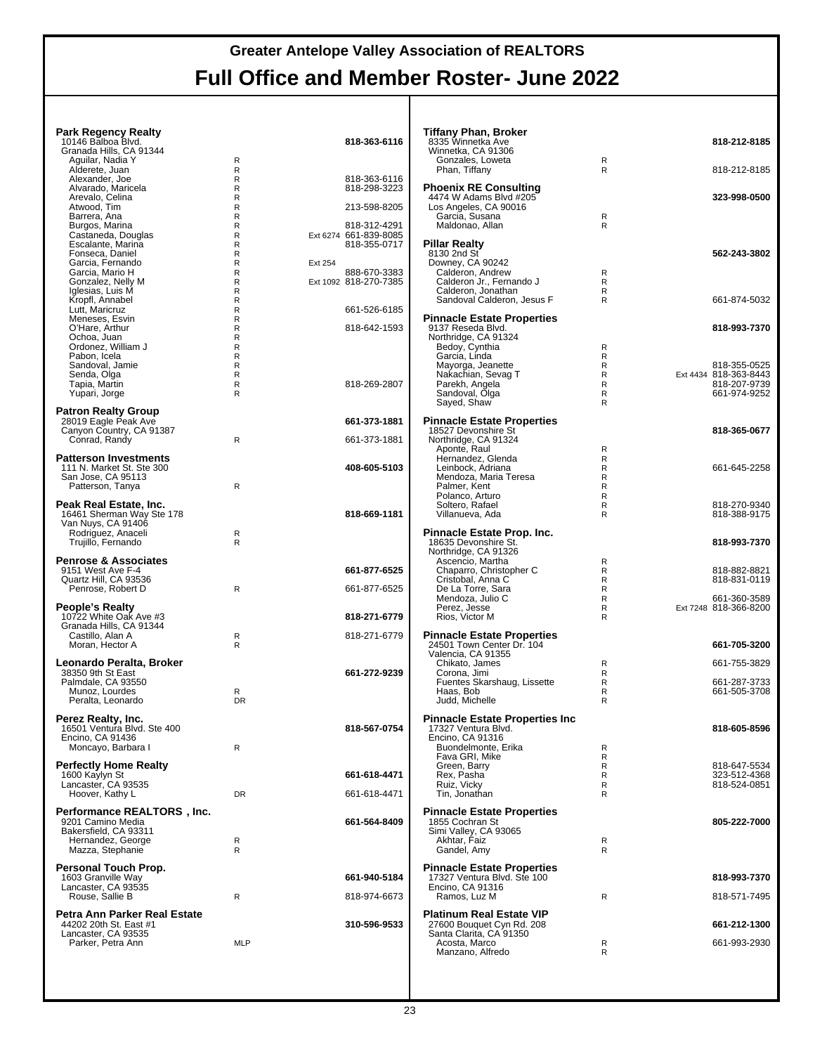# Greater Antelope Valley Association of REALTORS

## Full Office and Member Roster- June 2022

**Park Regency Realty** — 818-363-6116
10146 Balboa Blvd.
Granada Hills, CA 91344

| Name | Type | Ext | Phone |
|---|---|---|---|
| Aguilar, Nadia Y | R | | |
| Alderete, Juan | R | | |
| Alexander, Joe | R | | 818-363-6116 |
| Alvarado, Maricela | R | | 818-298-3223 |
| Arevalo, Celina | R | | |
| Atwood, Tim | R | | 213-598-8205 |
| Barrera, Ana | R | | |
| Burgos, Marina | R | | 818-312-4291 |
| Castaneda, Douglas | R | Ext 6274 | 661-839-8085 |
| Escalante, Marina | R | | 818-355-0717 |
| Fonseca, Daniel | R | | |
| Garcia, Fernando | R | Ext 254 | |
| Garcia, Mario H | R | | 888-670-3383 |
| Gonzalez, Nelly M | R | Ext 1092 | 818-270-7385 |
| Iglesias, Luis M | R | | |
| Kropfl, Annabel | R | | |
| Lutt, Maricruz | R | | 661-526-6185 |
| Meneses, Esvin | R | | |
| O'Hare, Arthur | R | | 818-642-1593 |
| Ochoa, Juan | R | | |
| Ordonez, William J | R | | |
| Pabon, Icela | R | | |
| Sandoval, Jamie | R | | |
| Senda, Olga | R | | |
| Tapia, Martin | R | | 818-269-2807 |
| Yupari, Jorge | R | | |

**Patron Realty Group** — 661-373-1881
28019 Eagle Peak Ave
Canyon Country, CA 91387

| Name | Type | Ext | Phone |
|---|---|---|---|
| Conrad, Randy | R | | 661-373-1881 |

**Patterson Investments** — 408-605-5103
111 N. Market St. Ste 300
San Jose, CA 95113

| Name | Type | Ext | Phone |
|---|---|---|---|
| Patterson, Tanya | R | | |

**Peak Real Estate, Inc.** — 818-669-1181
16461 Sherman Way Ste 178
Van Nuys, CA 91406

| Name | Type | Ext | Phone |
|---|---|---|---|
| Rodriguez, Anaceli | R | | |
| Trujillo, Fernando | R | | |

**Penrose & Associates** — 661-877-6525
9151 West Ave F-4
Quartz Hill, CA 93536

| Name | Type | Ext | Phone |
|---|---|---|---|
| Penrose, Robert D | R | | 661-877-6525 |

**People's Realty** — 818-271-6779
10722 White Oak Ave #3
Granada Hills, CA 91344

| Name | Type | Ext | Phone |
|---|---|---|---|
| Castillo, Alan A | R | | 818-271-6779 |
| Moran, Hector A | R | | |

**Leonardo Peralta, Broker** — 661-272-9239
38350 9th St East
Palmdale, CA 93550

| Name | Type | Ext | Phone |
|---|---|---|---|
| Munoz, Lourdes | R | | |
| Peralta, Leonardo | DR | | |

**Perez Realty, Inc.** — 818-567-0754
16501 Ventura Blvd. Ste 400
Encino, CA 91436

| Name | Type | Ext | Phone |
|---|---|---|---|
| Moncayo, Barbara I | R | | |

**Perfectly Home Realty** — 661-618-4471
1600 Kaylyn St
Lancaster, CA 93535

| Name | Type | Ext | Phone |
|---|---|---|---|
| Hoover, Kathy L | DR | | 661-618-4471 |

**Performance REALTORS , Inc.** — 661-564-8409
9201 Camino Media
Bakersfield, CA 93311

| Name | Type | Ext | Phone |
|---|---|---|---|
| Hernandez, George | R | | |
| Mazza, Stephanie | R | | |

**Personal Touch Prop.** — 661-940-5184
1603 Granville Way
Lancaster, CA 93535

| Name | Type | Ext | Phone |
|---|---|---|---|
| Rouse, Sallie B | R | | 818-974-6673 |

**Petra Ann Parker Real Estate** — 310-596-9533
44202 20th St. East #1
Lancaster, CA 93535

| Name | Type | Ext | Phone |
|---|---|---|---|
| Parker, Petra Ann | MLP | | |

**Tiffany Phan, Broker** — 818-212-8185
8335 Winnetka Ave
Winnetka, CA 91306

| Name | Type | Ext | Phone |
|---|---|---|---|
| Gonzales, Loweta | R | | |
| Phan, Tiffany | R | | 818-212-8185 |

**Phoenix RE Consulting** — 323-998-0500
4474 W Adams Blvd #205
Los Angeles, CA 90016

| Name | Type | Ext | Phone |
|---|---|---|---|
| Garcia, Susana | R | | |
| Maldonao, Allan | R | | |

**Pillar Realty** — 562-243-3802
8130 2nd St
Downey, CA 90242

| Name | Type | Ext | Phone |
|---|---|---|---|
| Calderon, Andrew | R | | |
| Calderon Jr., Fernando J | R | | |
| Calderon, Jonathan | R | | |
| Sandoval Calderon, Jesus F | R | | 661-874-5032 |

**Pinnacle Estate Properties** — 818-993-7370
9137 Reseda Blvd.
Northridge, CA 91324

| Name | Type | Ext | Phone |
|---|---|---|---|
| Bedoy, Cynthia | R | | |
| Garcia, Linda | R | | |
| Mayorga, Jeanette | R | | 818-355-0525 |
| Nakachian, Sevag T | R | Ext 4434 | 818-363-8443 |
| Parekh, Angela | R | | 818-207-9739 |
| Sandoval, Olga | R | | 661-974-9252 |
| Sayed, Shaw | R | | |

**Pinnacle Estate Properties** — 818-365-0677
18527 Devonshire St
Northridge, CA 91324

| Name | Type | Ext | Phone |
|---|---|---|---|
| Aponte, Raul | R | | |
| Hernandez, Glenda | R | | |
| Leinbock, Adriana | R | | 661-645-2258 |
| Mendoza, Maria Teresa | R | | |
| Palmer, Kent | R | | |
| Polanco, Arturo | R | | |
| Soltero, Rafael | R | | 818-270-9340 |
| Villanueva, Ada | R | | 818-388-9175 |

**Pinnacle Estate Prop. Inc.** — 818-993-7370
18635 Devonshire St.
Northridge, CA 91326

| Name | Type | Ext | Phone |
|---|---|---|---|
| Ascencio, Martha | R | | |
| Chaparro, Christopher C | R | | 818-882-8821 |
| Cristobal, Anna C | R | | 818-831-0119 |
| De La Torre, Sara | R | | |
| Mendoza, Julio C | R | | 661-360-3589 |
| Perez, Jesse | R | Ext 7248 | 818-366-8200 |
| Rios, Victor M | R | | |

**Pinnacle Estate Properties** — 661-705-3200
24501 Town Center Dr. 104
Valencia, CA 91355

| Name | Type | Ext | Phone |
|---|---|---|---|
| Chikato, James | R | | 661-755-3829 |
| Corona, Jimi | R | | |
| Fuentes Skarshaug, Lissette | R | | 661-287-3733 |
| Haas, Bob | R | | 661-505-3708 |
| Judd, Michelle | R | | |

**Pinnacle Estate Properties Inc** — 818-605-8596
17327 Ventura Blvd.
Encino, CA 91316

| Name | Type | Ext | Phone |
|---|---|---|---|
| Buondelmonte, Erika | R | | |
| Fava GRI, Mike | R | | |
| Green, Barry | R | | 818-647-5534 |
| Rex, Pasha | R | | 323-512-4368 |
| Ruiz, Vicky | R | | 818-524-0851 |
| Tin, Jonathan | R | | |

**Pinnacle Estate Properties** — 805-222-7000
1855 Cochran St
Simi Valley, CA 93065

| Name | Type | Ext | Phone |
|---|---|---|---|
| Akhtar, Faiz | R | | |
| Gandel, Amy | R | | |

**Pinnacle Estate Properties** — 818-993-7370
17327 Ventura Blvd. Ste 100
Encino, CA 91316

| Name | Type | Ext | Phone |
|---|---|---|---|
| Ramos, Luz M | R | | 818-571-7495 |

**Platinum Real Estate VIP** — 661-212-1300
27600 Bouquet Cyn Rd. 208
Santa Clarita, CA 91350

| Name | Type | Ext | Phone |
|---|---|---|---|
| Acosta, Marco | R | | 661-993-2930 |
| Manzano, Alfredo | R | | |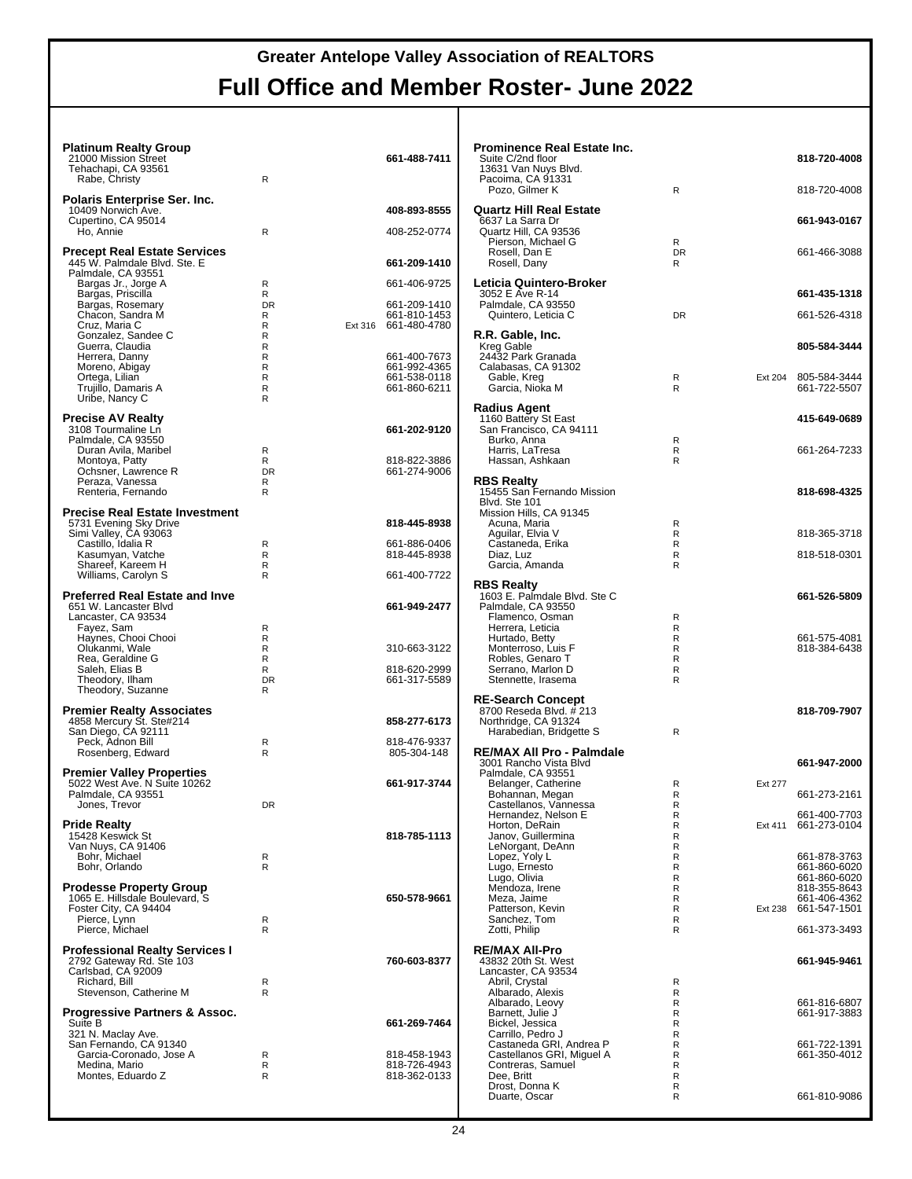# Greater Antelope Valley Association of REALTORS

## Full Office and Member Roster- June 2022

### Platinum Realty Group
21000 Mission Street
Tehachapi, CA 93561
**661-488-7411**

| Name | Type | Ext | Phone |
|---|---|---|---|
| Rabe, Christy | R | | |

### Polaris Enterprise Ser. Inc.
10409 Norwich Ave.
Cupertino, CA 95014
**408-893-8555**

| Name | Type | Ext | Phone |
|---|---|---|---|
| Ho, Annie | R | | 408-252-0774 |

### Precept Real Estate Services
445 W. Palmdale Blvd. Ste. E
Palmdale, CA 93551
**661-209-1410**

| Name | Type | Ext | Phone |
|---|---|---|---|
| Bargas Jr., Jorge A | R | | 661-406-9725 |
| Bargas, Priscilla | R | | |
| Bargas, Rosemary | DR | | 661-209-1410 |
| Chacon, Sandra M | R | | 661-810-1453 |
| Cruz, Maria C | R | Ext 316 | 661-480-4780 |
| Gonzalez, Sandee C | R | | |
| Guerra, Claudia | R | | |
| Herrera, Danny | R | | 661-400-7673 |
| Moreno, Abigay | R | | 661-992-4365 |
| Ortega, Lilian | R | | 661-538-0118 |
| Trujillo, Damaris A | R | | 661-860-6211 |
| Uribe, Nancy C | R | | |

### Precise AV Realty
3108 Tourmaline Ln
Palmdale, CA 93550
**661-202-9120**

| Name | Type | Ext | Phone |
|---|---|---|---|
| Duran Avila, Maribel | R | | |
| Montoya, Patty | R | | 818-822-3886 |
| Ochsner, Lawrence R | DR | | 661-274-9006 |
| Peraza, Vanessa | R | | |
| Renteria, Fernando | R | | |

### Precise Real Estate Investment
5731 Evening Sky Drive
Simi Valley, CA 93063
**818-445-8938**

| Name | Type | Ext | Phone |
|---|---|---|---|
| Castillo, Idalia R | R | | 661-886-0406 |
| Kasumyan, Vatche | R | | 818-445-8938 |
| Shareef, Kareem H | R | | |
| Williams, Carolyn S | R | | 661-400-7722 |

### Preferred Real Estate and Inve
651 W. Lancaster Blvd
Lancaster, CA 93534
**661-949-2477**

| Name | Type | Ext | Phone |
|---|---|---|---|
| Fayez, Sam | R | | |
| Haynes, Chooi Chooi | R | | |
| Olukanmi, Wale | R | | 310-663-3122 |
| Rea, Geraldine G | R | | |
| Saleh, Elias B | R | | 818-620-2999 |
| Theodory, Ilham | DR | | 661-317-5589 |
| Theodory, Suzanne | R | | |

### Premier Realty Associates
4858 Mercury St. Ste#214
San Diego, CA 92111
**858-277-6173**

| Name | Type | Ext | Phone |
|---|---|---|---|
| Peck, Adnon Bill | R | | 818-476-9337 |
| Rosenberg, Edward | R | | 805-304-148 |

### Premier Valley Properties
5022 West Ave. N Suite 10262
Palmdale, CA 93551
**661-917-3744**

| Name | Type | Ext | Phone |
|---|---|---|---|
| Jones, Trevor | DR | | |

### Pride Realty
15428 Keswick St
Van Nuys, CA 91406
**818-785-1113**

| Name | Type | Ext | Phone |
|---|---|---|---|
| Bohr, Michael | R | | |
| Bohr, Orlando | R | | |

### Prodesse Property Group
1065 E. Hillsdale Boulevard, S
Foster City, CA 94404
**650-578-9661**

| Name | Type | Ext | Phone |
|---|---|---|---|
| Pierce, Lynn | R | | |
| Pierce, Michael | R | | |

### Professional Realty Services I
2792 Gateway Rd. Ste 103
Carlsbad, CA 92009
**760-603-8377**

| Name | Type | Ext | Phone |
|---|---|---|---|
| Richard, Bill | R | | |
| Stevenson, Catherine M | R | | |

### Progressive Partners & Assoc.
Suite B
321 N. Maclay Ave.
San Fernando, CA 91340
**661-269-7464**

| Name | Type | Ext | Phone |
|---|---|---|---|
| Garcia-Coronado, Jose A | R | | 818-458-1943 |
| Medina, Mario | R | | 818-726-4943 |
| Montes, Eduardo Z | R | | 818-362-0133 |

### Prominence Real Estate Inc.
Suite C/2nd floor
13631 Van Nuys Blvd.
Pacoima, CA 91331
**818-720-4008**

| Name | Type | Ext | Phone |
|---|---|---|---|
| Pozo, Gilmer K | R | | 818-720-4008 |

### Quartz Hill Real Estate
6637 La Sarra Dr
Quartz Hill, CA 93536
**661-943-0167**

| Name | Type | Ext | Phone |
|---|---|---|---|
| Pierson, Michael G | R | | |
| Rosell, Dan E | DR | | 661-466-3088 |
| Rosell, Dany | R | | |

### Leticia Quintero-Broker
3052 E Ave R-14
Palmdale, CA 93550
**661-435-1318**

| Name | Type | Ext | Phone |
|---|---|---|---|
| Quintero, Leticia C | DR | | 661-526-4318 |

### R.R. Gable, Inc.
Kreg Gable
24432 Park Granada
Calabasas, CA 91302
**805-584-3444**

| Name | Type | Ext | Phone |
|---|---|---|---|
| Gable, Kreg | R | Ext 204 | 805-584-3444 |
| Garcia, Nioka M | R | | 661-722-5507 |

### Radius Agent
1160 Battery St East
San Francisco, CA 94111
**415-649-0689**

| Name | Type | Ext | Phone |
|---|---|---|---|
| Burko, Anna | R | | |
| Harris, LaTresa | R | | 661-264-7233 |
| Hassan, Ashkaan | R | | |

### RBS Realty
15455 San Fernando Mission
Blvd. Ste 101
Mission Hills, CA 91345
**818-698-4325**

| Name | Type | Ext | Phone |
|---|---|---|---|
| Acuna, Maria | R | | |
| Aguilar, Elvia V | R | | 818-365-3718 |
| Castaneda, Erika | R | | |
| Diaz, Luz | R | | 818-518-0301 |
| Garcia, Amanda | R | | |

### RBS Realty
1603 E. Palmdale Blvd. Ste C
Palmdale, CA 93550
**661-526-5809**

| Name | Type | Ext | Phone |
|---|---|---|---|
| Flamenco, Osman | R | | |
| Herrera, Leticia | R | | |
| Hurtado, Betty | R | | 661-575-4081 |
| Monterroso, Luis F | R | | 818-384-6438 |
| Robles, Genaro T | R | | |
| Serrano, Marlon D | R | | |
| Stennette, Irasema | R | | |

### RE-Search Concept
8700 Reseda Blvd. # 213
Northridge, CA 91324
**818-709-7907**

| Name | Type | Ext | Phone |
|---|---|---|---|
| Harabedian, Bridgette S | R | | |

### RE/MAX All Pro - Palmdale
3001 Rancho Vista Blvd
Palmdale, CA 93551
**661-947-2000**

| Name | Type | Ext | Phone |
|---|---|---|---|
| Belanger, Catherine | R | Ext 277 | |
| Bohannan, Megan | R | | 661-273-2161 |
| Castellanos, Vannessa | R | | |
| Hernandez, Nelson E | R | | 661-400-7703 |
| Horton, DeRain | R | Ext 411 | 661-273-0104 |
| Janov, Guillermina | R | | |
| LeNorgant, DeAnn | R | | |
| Lopez, Yoly L | R | | 661-878-3763 |
| Lugo, Ernesto | R | | 661-860-6020 |
| Lugo, Olivia | R | | 661-860-6020 |
| Mendoza, Irene | R | | 818-355-8643 |
| Meza, Jaime | R | | 661-406-4362 |
| Patterson, Kevin | R | Ext 238 | 661-547-1501 |
| Sanchez, Tom | R | | |
| Zotti, Philip | R | | 661-373-3493 |

### RE/MAX All-Pro
43832 20th St. West
Lancaster, CA 93534
**661-945-9461**

| Name | Type | Ext | Phone |
|---|---|---|---|
| Abril, Crystal | R | | |
| Albarado, Alexis | R | | |
| Albarado, Leovy | R | | 661-816-6807 |
| Barnett, Julie J | R | | 661-917-3883 |
| Bickel, Jessica | R | | |
| Carrillo, Pedro J | R | | |
| Castaneda GRI, Andrea P | R | | 661-722-1391 |
| Castellanos GRI, Miguel A | R | | 661-350-4012 |
| Contreras, Samuel | R | | |
| Dee, Britt | R | | |
| Drost, Donna K | R | | |
| Duarte, Oscar | R | | 661-810-9086 |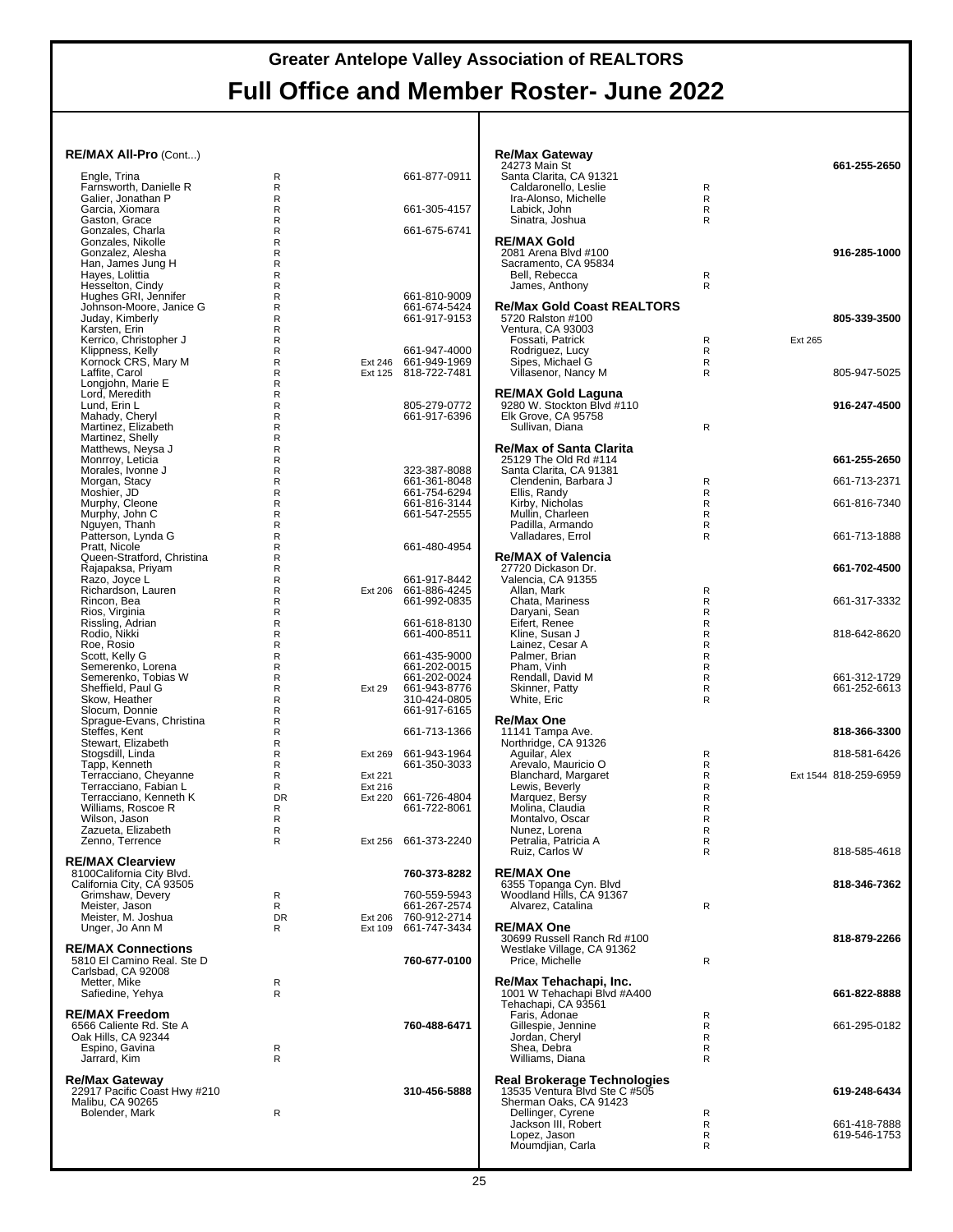# Greater Antelope Valley Association of REALTORS

## Full Office and Member Roster- June 2022

### RE/MAX All-Pro (Cont...)

| Name | Type | Ext | Phone |
|---|---|---|---|
| Engle, Trina | R | | 661-877-0911 |
| Farnsworth, Danielle R | R | | |
| Galier, Jonathan P | R | | |
| Garcia, Xiomara | R | | 661-305-4157 |
| Gaston, Grace | R | | |
| Gonzales, Charla | R | | 661-675-6741 |
| Gonzales, Nikolle | R | | |
| Gonzalez, Alesha | R | | |
| Han, James Jung H | R | | |
| Hayes, Lolittia | R | | |
| Hesselton, Cindy | R | | |
| Hughes GRI, Jennifer | R | | 661-810-9009 |
| Johnson-Moore, Janice G | R | | 661-674-5424 |
| Juday, Kimberly | R | | 661-917-9153 |
| Karsten, Erin | R | | |
| Kerrico, Christopher J | R | | |
| Klippness, Kelly | R | | 661-947-4000 |
| Kornock CRS, Mary M | R | Ext 246 | 661-949-1969 |
| Laffite, Carol | R | Ext 125 | 818-722-7481 |
| Longjohn, Marie E | R | | |
| Lord, Meredith | R | | |
| Lund, Erin L | R | | 805-279-0772 |
| Mahady, Cheryl | R | | 661-917-6396 |
| Martinez, Elizabeth | R | | |
| Martinez, Shelly | R | | |
| Matthews, Neysa J | R | | |
| Monrroy, Leticia | R | | |
| Morales, Ivonne J | R | | 323-387-8088 |
| Morgan, Stacy | R | | 661-361-8048 |
| Moshier, JD | R | | 661-754-6294 |
| Murphy, Cleone | R | | 661-816-3144 |
| Murphy, John C | R | | 661-547-2555 |
| Nguyen, Thanh | R | | |
| Patterson, Lynda G | R | | |
| Pratt, Nicole | R | | 661-480-4954 |
| Queen-Stratford, Christina | R | | |
| Rajapaksa, Priyam | R | | |
| Razo, Joyce L | R | | 661-917-8442 |
| Richardson, Lauren | R | Ext 206 | 661-886-4245 |
| Rincon, Bea | R | | 661-992-0835 |
| Rios, Virginia | R | | |
| Rissling, Adrian | R | | 661-618-8130 |
| Rodio, Nikki | R | | 661-400-8511 |
| Roe, Rosio | R | | |
| Scott, Kelly G | R | | 661-435-9000 |
| Semerenko, Lorena | R | | 661-202-0015 |
| Semerenko, Tobias W | R | | 661-202-0024 |
| Sheffield, Paul G | R | Ext 29 | 661-943-8776 |
| Skow, Heather | R | | 310-424-0805 |
| Slocum, Donnie | R | | 661-917-6165 |
| Sprague-Evans, Christina | R | | |
| Steffes, Kent | R | | 661-713-1366 |
| Stewart, Elizabeth | R | | |
| Stogsdill, Linda | R | Ext 269 | 661-943-1964 |
| Tapp, Kenneth | R | | 661-350-3033 |
| Terracciano, Cheyanne | R | Ext 221 | |
| Terracciano, Fabian L | R | Ext 216 | |
| Terracciano, Kenneth K | DR | Ext 220 | 661-726-4804 |
| Williams, Roscoe R | R | | 661-722-8061 |
| Wilson, Jason | R | | |
| Zazueta, Elizabeth | R | | |
| Zenno, Terrence | R | Ext 256 | 661-373-2240 |

### RE/MAX Clearview
8100California City Blvd.
California City, CA 93505
**760-373-8282**

| Name | Type | Ext | Phone |
|---|---|---|---|
| Grimshaw, Devery | R | | 760-559-5943 |
| Meister, Jason | R | | 661-267-2574 |
| Meister, M. Joshua | DR | Ext 206 | 760-912-2714 |
| Unger, Jo Ann M | R | Ext 109 | 661-747-3434 |

### RE/MAX Connections
5810 El Camino Real. Ste D
Carlsbad, CA 92008
**760-677-0100**

| Name | Type | Ext | Phone |
|---|---|---|---|
| Metter, Mike | R | | |
| Safiedine, Yehya | R | | |

### RE/MAX Freedom
6566 Caliente Rd. Ste A
Oak Hills, CA 92344
**760-488-6471**

| Name | Type | Ext | Phone |
|---|---|---|---|
| Espino, Gavina | R | | |
| Jarrard, Kim | R | | |

### Re/Max Gateway
22917 Pacific Coast Hwy #210
Malibu, CA 90265
**310-456-5888**

| Name | Type | Ext | Phone |
|---|---|---|---|
| Bolender, Mark | R | | |

### Re/Max Gateway
24273 Main St
Santa Clarita, CA 91321
**661-255-2650**

| Name | Type | Ext | Phone |
|---|---|---|---|
| Caldaronello, Leslie | R | | |
| Ira-Alonso, Michelle | R | | |
| Labick, John | R | | |
| Sinatra, Joshua | R | | |

### RE/MAX Gold
2081 Arena Blvd #100
Sacramento, CA 95834
**916-285-1000**

| Name | Type | Ext | Phone |
|---|---|---|---|
| Bell, Rebecca | R | | |
| James, Anthony | R | | |

### Re/Max Gold Coast REALTORS
5720 Ralston #100
Ventura, CA 93003
**805-339-3500**

| Name | Type | Ext | Phone |
|---|---|---|---|
| Fossati, Patrick | R | Ext 265 | |
| Rodriguez, Lucy | R | | |
| Sipes, Michael G | R | | |
| Villasenor, Nancy M | R | | 805-947-5025 |

### RE/MAX Gold Laguna
9280 W. Stockton Blvd #110
Elk Grove, CA 95758
**916-247-4500**

| Name | Type | Ext | Phone |
|---|---|---|---|
| Sullivan, Diana | R | | |

### Re/Max of Santa Clarita
25129 The Old Rd #114
Santa Clarita, CA 91381
**661-255-2650**

| Name | Type | Ext | Phone |
|---|---|---|---|
| Clendenin, Barbara J | R | | 661-713-2371 |
| Ellis, Randy | R | | |
| Kirby, Nicholas | R | | 661-816-7340 |
| Mullin, Charleen | R | | |
| Padilla, Armando | R | | |
| Valladares, Errol | R | | 661-713-1888 |

### RE/MAX of Valencia
27720 Dickason Dr.
Valencia, CA 91355
**661-702-4500**

| Name | Type | Ext | Phone |
|---|---|---|---|
| Allan, Mark | R | | |
| Chata, Mariness | R | | 661-317-3332 |
| Daryani, Sean | R | | |
| Eifert, Renee | R | | |
| Kline, Susan J | R | | 818-642-8620 |
| Lainez, Cesar A | R | | |
| Palmer, Brian | R | | |
| Pham, Vinh | R | | |
| Rendall, David M | R | | 661-312-1729 |
| Skinner, Patty | R | | 661-252-6613 |
| White, Eric | R | | |

### Re/Max One
11141 Tampa Ave.
Northridge, CA 91326
**818-366-3300**

| Name | Type | Ext | Phone |
|---|---|---|---|
| Aguilar, Alex | R | | 818-581-6426 |
| Arevalo, Mauricio O | R | | |
| Blanchard, Margaret | R | Ext 1544 | 818-259-6959 |
| Lewis, Beverly | R | | |
| Marquez, Bersy | R | | |
| Molina, Claudia | R | | |
| Montalvo, Oscar | R | | |
| Nunez, Lorena | R | | |
| Petralia, Patricia A | R | | |
| Ruiz, Carlos W | R | | 818-585-4618 |

### RE/MAX One
6355 Topanga Cyn. Blvd
Woodland Hills, CA 91367
**818-346-7362**

| Name | Type | Ext | Phone |
|---|---|---|---|
| Alvarez, Catalina | R | | |

### RE/MAX One
30699 Russell Ranch Rd #100
Westlake Village, CA 91362
**818-879-2266**

| Name | Type | Ext | Phone |
|---|---|---|---|
| Price, Michelle | R | | |

### Re/Max Tehachapi, Inc.
1001 W Tehachapi Blvd #A400
Tehachapi, CA 93561
**661-822-8888**

| Name | Type | Ext | Phone |
|---|---|---|---|
| Faris, Adonae | R | | |
| Gillespie, Jennine | R | | 661-295-0182 |
| Jordan, Cheryl | R | | |
| Shea, Debra | R | | |
| Williams, Diana | R | | |

### Real Brokerage Technologies
13535 Ventura Blvd Ste C #505
Sherman Oaks, CA 91423
**619-248-6434**

| Name | Type | Ext | Phone |
|---|---|---|---|
| Dellinger, Cyrene | R | | |
| Jackson III, Robert | R | | 661-418-7888 |
| Lopez, Jason | R | | 619-546-1753 |
| Moumdjian, Carla | R | | |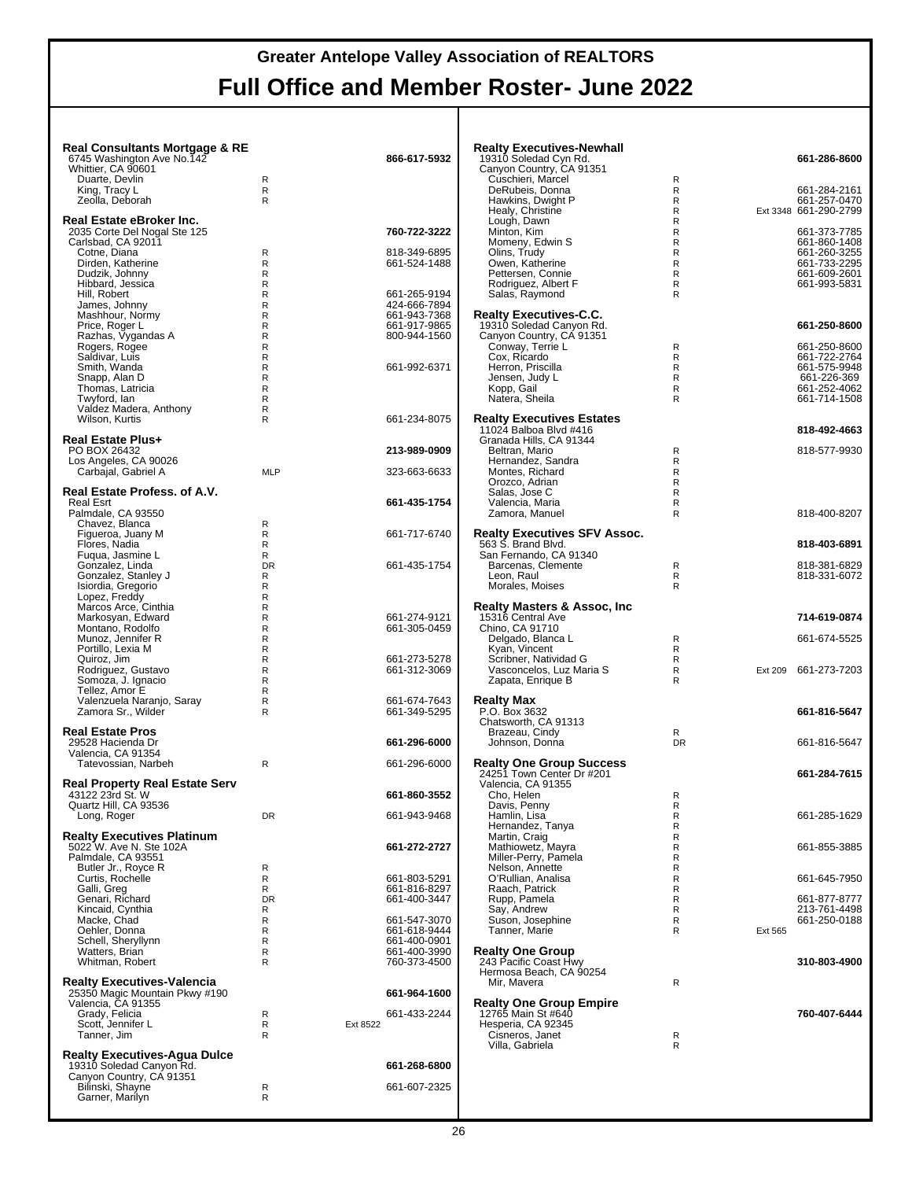# Greater Antelope Valley Association of REALTORS

# Full Office and Member Roster- June 2022

**Real Consultants Mortgage & RE** — 866-617-5932
6745 Washington Ave No.142
Whittier, CA 90601

| Name | Type | Ext | Phone |
|---|---|---|---|
| Duarte, Devlin | R | | |
| King, Tracy L | R | | |
| Zeolla, Deborah | R | | |

**Real Estate eBroker Inc.** — 760-722-3222
2035 Corte Del Nogal Ste 125
Carlsbad, CA 92011

| Name | Type | Ext | Phone |
|---|---|---|---|
| Cotne, Diana | R | | 818-349-6895 |
| Dirden, Katherine | R | | 661-524-1488 |
| Dudzik, Johnny | R | | |
| Hibbard, Jessica | R | | |
| Hill, Robert | R | | 661-265-9194 |
| James, Johnny | R | | 424-666-7894 |
| Mashhour, Normy | R | | 661-943-7368 |
| Price, Roger L | R | | 661-917-9865 |
| Razhas, Vygandas A | R | | 800-944-1560 |
| Rogers, Rogee | R | | |
| Saldivar, Luis | R | | |
| Smith, Wanda | R | | 661-992-6371 |
| Snapp, Alan D | R | | |
| Thomas, Latricia | R | | |
| Twyford, Ian | R | | |
| Valdez Madera, Anthony | R | | |
| Wilson, Kurtis | R | | 661-234-8075 |

**Real Estate Plus+** — 213-989-0909
PO BOX 26432
Los Angeles, CA 90026

| Name | Type | Ext | Phone |
|---|---|---|---|
| Carbajal, Gabriel A | MLP | | 323-663-6633 |

**Real Estate Profess. of A.V.** — 661-435-1754
Real Esrt
Palmdale, CA 93550

| Name | Type | Ext | Phone |
|---|---|---|---|
| Chavez, Blanca | R | | |
| Figueroa, Juany M | R | | 661-717-6740 |
| Flores, Nadia | R | | |
| Fuqua, Jasmine L | R | | |
| Gonzalez, Linda | DR | | 661-435-1754 |
| Gonzalez, Stanley J | R | | |
| Isiordia, Gregorio | R | | |
| Lopez, Freddy | R | | |
| Marcos Arce, Cinthia | R | | |
| Markosyan, Edward | R | | 661-274-9121 |
| Montano, Rodolfo | R | | 661-305-0459 |
| Munoz, Jennifer R | R | | |
| Portillo, Lexia M | R | | |
| Quiroz, Jim | R | | 661-273-5278 |
| Rodriguez, Gustavo | R | | 661-312-3069 |
| Somoza, J. Ignacio | R | | |
| Tellez, Amor E | R | | |
| Valenzuela Naranjo, Saray | R | | 661-674-7643 |
| Zamora Sr., Wilder | R | | 661-349-5295 |

**Real Estate Pros** — 661-296-6000
29528 Hacienda Dr
Valencia, CA 91354

| Name | Type | Ext | Phone |
|---|---|---|---|
| Tatevossian, Narbeh | R | | 661-296-6000 |

**Real Property Real Estate Serv** — 661-860-3552
43122 23rd St. W
Quartz Hill, CA 93536

| Name | Type | Ext | Phone |
|---|---|---|---|
| Long, Roger | DR | | 661-943-9468 |

**Realty Executives Platinum** — 661-272-2727
5022 W. Ave N. Ste 102A
Palmdale, CA 93551

| Name | Type | Ext | Phone |
|---|---|---|---|
| Butler Jr., Royce R | R | | |
| Curtis, Rochelle | R | | 661-803-5291 |
| Galli, Greg | R | | 661-816-8297 |
| Genari, Richard | DR | | 661-400-3447 |
| Kincaid, Cynthia | R | | |
| Macke, Chad | R | | 661-547-3070 |
| Oehler, Donna | R | | 661-618-9444 |
| Schell, Sheryllynn | R | | 661-400-0901 |
| Watters, Brian | R | | 661-400-3990 |
| Whitman, Robert | R | | 760-373-4500 |

**Realty Executives-Valencia** — 661-964-1600
25350 Magic Mountain Pkwy #190
Valencia, CA 91355

| Name | Type | Ext | Phone |
|---|---|---|---|
| Grady, Felicia | R | | 661-433-2244 |
| Scott, Jennifer L | R | Ext 8522 | |
| Tanner, Jim | R | | |

**Realty Executives-Agua Dulce** — 661-268-6800
19310 Soledad Canyon Rd.
Canyon Country, CA 91351

| Name | Type | Ext | Phone |
|---|---|---|---|
| Bilinski, Shayne | R | | 661-607-2325 |
| Garner, Marilyn | R | | |

**Realty Executives-Newhall** — 661-286-8600
19310 Soledad Cyn Rd.
Canyon Country, CA 91351

| Name | Type | Ext | Phone |
|---|---|---|---|
| Cuschieri, Marcel | R | | |
| DeRubeis, Donna | R | | 661-284-2161 |
| Hawkins, Dwight P | R | | 661-257-0470 |
| Healy, Christine | R | Ext 3348 | 661-290-2799 |
| Lough, Dawn | R | | |
| Minton, Kim | R | | 661-373-7785 |
| Momeny, Edwin S | R | | 661-860-1408 |
| Olins, Trudy | R | | 661-260-3255 |
| Owen, Katherine | R | | 661-733-2295 |
| Pettersen, Connie | R | | 661-609-2601 |
| Rodriguez, Albert F | R | | 661-993-5831 |
| Salas, Raymond | R | | |

**Realty Executives-C.C.** — 661-250-8600
19310 Soledad Canyon Rd.
Canyon Country, CA 91351

| Name | Type | Ext | Phone |
|---|---|---|---|
| Conway, Terrie L | R | | 661-250-8600 |
| Cox, Ricardo | R | | 661-722-2764 |
| Herron, Priscilla | R | | 661-575-9948 |
| Jensen, Judy L | R | | 661-226-369 |
| Kopp, Gail | R | | 661-252-4062 |
| Natera, Sheila | R | | 661-714-1508 |

**Realty Executives Estates** — 818-492-4663
11024 Balboa Blvd #416
Granada Hills, CA 91344

| Name | Type | Ext | Phone |
|---|---|---|---|
| Beltran, Mario | R | | 818-577-9930 |
| Hernandez, Sandra | R | | |
| Montes, Richard | R | | |
| Orozco, Adrian | R | | |
| Salas, Jose C | R | | |
| Valencia, Maria | R | | |
| Zamora, Manuel | R | | 818-400-8207 |

**Realty Executives SFV Assoc.** — 818-403-6891
563 S. Brand Blvd.
San Fernando, CA 91340

| Name | Type | Ext | Phone |
|---|---|---|---|
| Barcenas, Clemente | R | | 818-381-6829 |
| Leon, Raul | R | | 818-331-6072 |
| Morales, Moises | R | | |

**Realty Masters & Assoc, Inc** — 714-619-0874
15316 Central Ave
Chino, CA 91710

| Name | Type | Ext | Phone |
|---|---|---|---|
| Delgado, Blanca L | R | | 661-674-5525 |
| Kyan, Vincent | R | | |
| Scribner, Natividad G | R | | |
| Vasconcelos, Luz Maria S | R | Ext 209 | 661-273-7203 |
| Zapata, Enrique B | R | | |

**Realty Max** — 661-816-5647
P.O. Box 3632
Chatsworth, CA 91313

| Name | Type | Ext | Phone |
|---|---|---|---|
| Brazeau, Cindy | R | | |
| Johnson, Donna | DR | | 661-816-5647 |

**Realty One Group Success** — 661-284-7615
24251 Town Center Dr #201
Valencia, CA 91355

| Name | Type | Ext | Phone |
|---|---|---|---|
| Cho, Helen | R | | |
| Davis, Penny | R | | |
| Hamlin, Lisa | R | | 661-285-1629 |
| Hernandez, Tanya | R | | |
| Martin, Craig | R | | |
| Mathiowetz, Mayra | R | | 661-855-3885 |
| Miller-Perry, Pamela | R | | |
| Nelson, Annette | R | | |
| O'Rullian, Analisa | R | | 661-645-7950 |
| Raach, Patrick | R | | |
| Rupp, Pamela | R | | 661-877-8777 |
| Say, Andrew | R | | 213-761-4498 |
| Suson, Josephine | R | | 661-250-0188 |
| Tanner, Marie | R | Ext 565 | |

**Realty One Group** — 310-803-4900
243 Pacific Coast Hwy
Hermosa Beach, CA 90254

| Name | Type | Ext | Phone |
|---|---|---|---|
| Mir, Mavera | R | | |

**Realty One Group Empire** — 760-407-6444
12765 Main St #640
Hesperia, CA 92345

| Name | Type | Ext | Phone |
|---|---|---|---|
| Cisneros, Janet | R | | |
| Villa, Gabriela | R | | |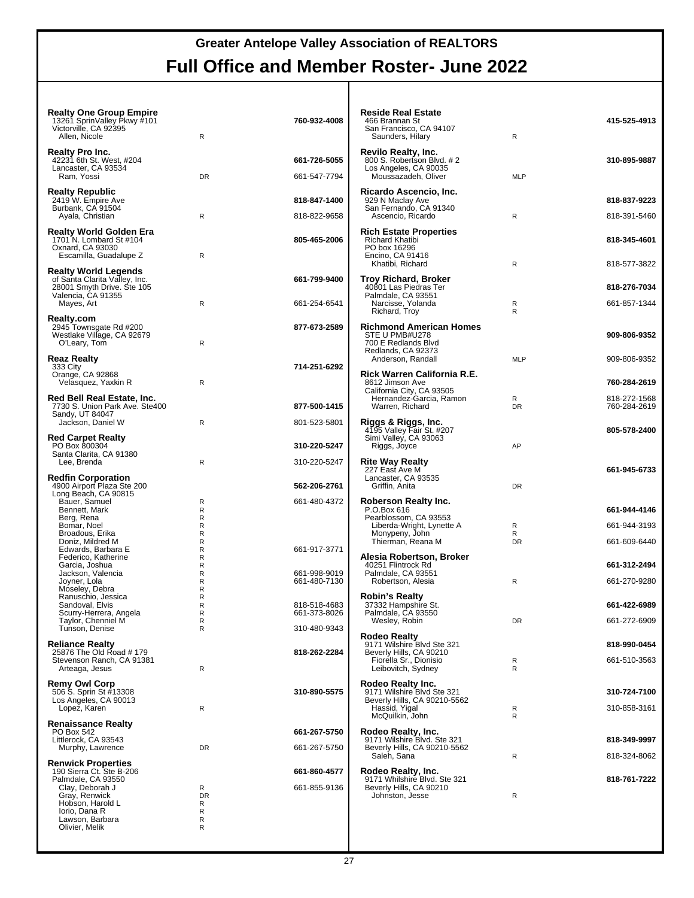# Greater Antelope Valley Association of REALTORS

# Full Office and Member Roster- June 2022

**Realty One Group Empire**
13261 SprinValley Pkwy #101
Victorville, CA 92395
**760-932-4008**

| Member | Type | Phone |
|---|---|---|
| Allen, Nicole | R | |

**Realty Pro Inc.**
42231 6th St. West, #204
Lancaster, CA 93534
**661-726-5055**

| Member | Type | Phone |
|---|---|---|
| Ram, Yossi | DR | 661-547-7794 |

**Realty Republic**
2419 W. Empire Ave
Burbank, CA 91504
**818-847-1400**

| Member | Type | Phone |
|---|---|---|
| Ayala, Christian | R | 818-822-9658 |

**Realty World Golden Era**
1701 N. Lombard St #104
Oxnard, CA 93030
**805-465-2006**

| Member | Type | Phone |
|---|---|---|
| Escamilla, Guadalupe Z | R | |

**Realty World Legends**
of Santa Clarita Valley, Inc.
28001 Smyth Drive. Ste 105
Valencia, CA 91355
**661-799-9400**

| Member | Type | Phone |
|---|---|---|
| Mayes, Art | R | 661-254-6541 |

**Realty.com**
2945 Townsgate Rd #200
Westlake Village, CA 92679
**877-673-2589**

| Member | Type | Phone |
|---|---|---|
| O'Leary, Tom | R | |

**Reaz Realty**
333 City
Orange, CA 92868
**714-251-6292**

| Member | Type | Phone |
|---|---|---|
| Velasquez, Yaxkin R | R | |

**Red Bell Real Estate, Inc.**
7730 S. Union Park Ave. Ste400
Sandy, UT 84047
**877-500-1415**

| Member | Type | Phone |
|---|---|---|
| Jackson, Daniel W | R | 801-523-5801 |

**Red Carpet Realty**
PO Box 800304
Santa Clarita, CA 91380
**310-220-5247**

| Member | Type | Phone |
|---|---|---|
| Lee, Brenda | R | 310-220-5247 |

**Redfin Corporation**
4900 Airport Plaza Ste 200
Long Beach, CA 90815
**562-206-2761**

| Member | Type | Phone |
|---|---|---|
| Bauer, Samuel | R | 661-480-4372 |
| Bennett, Mark | R | |
| Berg, Rena | R | |
| Bomar, Noel | R | |
| Broadous, Erika | R | |
| Doniz, Mildred M | R | |
| Edwards, Barbara E | R | 661-917-3771 |
| Federico, Katherine | R | |
| Garcia, Joshua | R | |
| Jackson, Valencia | R | 661-998-9019 |
| Joyner, Lola | R | 661-480-7130 |
| Moseley, Debra | R | |
| Ranuschio, Jessica | R | |
| Sandoval, Elvis | R | 818-518-4683 |
| Scurry-Herrera, Angela | R | 661-373-8026 |
| Taylor, Chenniel M | R | |
| Tunson, Denise | R | 310-480-9343 |

**Reliance Realty**
25876 The Old Road # 179
Stevenson Ranch, CA 91381
**818-262-2284**

| Member | Type | Phone |
|---|---|---|
| Arteaga, Jesus | R | |

**Remy Owl Corp**
506 S. Sprin St #13308
Los Angeles, CA 90013
**310-890-5575**

| Member | Type | Phone |
|---|---|---|
| Lopez, Karen | R | |

**Renaissance Realty**
PO Box 542
Littlerock, CA 93543
**661-267-5750**

| Member | Type | Phone |
|---|---|---|
| Murphy, Lawrence | DR | 661-267-5750 |

**Renwick Properties**
190 Sierra Ct. Ste B-206
Palmdale, CA 93550
**661-860-4577**

| Member | Type | Phone |
|---|---|---|
| Clay, Deborah J | R | 661-855-9136 |
| Gray, Renwick | DR | |
| Hobson, Harold L | R | |
| Iorio, Dana R | R | |
| Lawson, Barbara | R | |
| Olivier, Melik | R | |

**Reside Real Estate**
466 Brannan St
San Francisco, CA 94107
**415-525-4913**

| Member | Type | Phone |
|---|---|---|
| Saunders, Hilary | R | |

**Revilo Realty, Inc.**
800 S. Robertson Blvd. # 2
Los Angeles, CA 90035
**310-895-9887**

| Member | Type | Phone |
|---|---|---|
| Moussazadeh, Oliver | MLP | |

**Ricardo Ascencio, Inc.**
929 N Maclay Ave
San Fernando, CA 91340
**818-837-9223**

| Member | Type | Phone |
|---|---|---|
| Ascencio, Ricardo | R | 818-391-5460 |

**Rich Estate Properties**
Richard Khatibi
PO box 16296
Encino, CA 91416
**818-345-4601**

| Member | Type | Phone |
|---|---|---|
| Khatibi, Richard | R | 818-577-3822 |

**Troy Richard, Broker**
40801 Las Piedras Ter
Palmdale, CA 93551
**818-276-7034**

| Member | Type | Phone |
|---|---|---|
| Narcisse, Yolanda | R | 661-857-1344 |
| Richard, Troy | R | |

**Richmond American Homes**
STE U PMB#U278
700 E Redlands Blvd
Redlands, CA 92373
**909-806-9352**

| Member | Type | Phone |
|---|---|---|
| Anderson, Randall | MLP | 909-806-9352 |

**Rick Warren California R.E.**
8612 Jimson Ave
California City, CA 93505
**760-284-2619**

| Member | Type | Phone |
|---|---|---|
| Hernandez-Garcia, Ramon | R | 818-272-1568 |
| Warren, Richard | DR | 760-284-2619 |

**Riggs & Riggs, Inc.**
4195 Valley Fair St. #207
Simi Valley, CA 93063
**805-578-2400**

| Member | Type | Phone |
|---|---|---|
| Riggs, Joyce | AP | |

**Rite Way Realty**
227 East Ave M
Lancaster, CA 93535
**661-945-6733**

| Member | Type | Phone |
|---|---|---|
| Griffin, Anita | DR | |

**Roberson Realty Inc.**
P.O.Box 616
Pearblossom, CA 93553
**661-944-4146**

| Member | Type | Phone |
|---|---|---|
| Liberda-Wright, Lynette A | R | 661-944-3193 |
| Monypeny, John | R | |
| Thierman, Reana M | DR | 661-609-6440 |

**Alesia Robertson, Broker**
40251 Flintrock Rd
Palmdale, CA 93551
**661-312-2494**

| Member | Type | Phone |
|---|---|---|
| Robertson, Alesia | R | 661-270-9280 |

**Robin's Realty**
37332 Hampshire St.
Palmdale, CA 93550
**661-422-6989**

| Member | Type | Phone |
|---|---|---|
| Wesley, Robin | DR | 661-272-6909 |

**Rodeo Realty**
9171 Wilshire Blvd Ste 321
Beverly Hills, CA 90210
**818-990-0454**

| Member | Type | Phone |
|---|---|---|
| Fiorella Sr., Dionisio | R | 661-510-3563 |
| Leibovitch, Sydney | R | |

**Rodeo Realty Inc.**
9171 Wilshire Blvd Ste 321
Beverly Hills, CA 90210-5562
**310-724-7100**

| Member | Type | Phone |
|---|---|---|
| Hassid, Yigal | R | 310-858-3161 |
| McQuilkin, John | R | |

**Rodeo Realty, Inc.**
9171 Wilshire Blvd. Ste 321
Beverly Hills, CA 90210-5562
**818-349-9997**

| Member | Type | Phone |
|---|---|---|
| Saleh, Sana | R | 818-324-8062 |

**Rodeo Realty, Inc.**
9171 Whilshire Blvd. Ste 321
Beverly Hills, CA 90210
**818-761-7222**

| Member | Type | Phone |
|---|---|---|
| Johnston, Jesse | R | |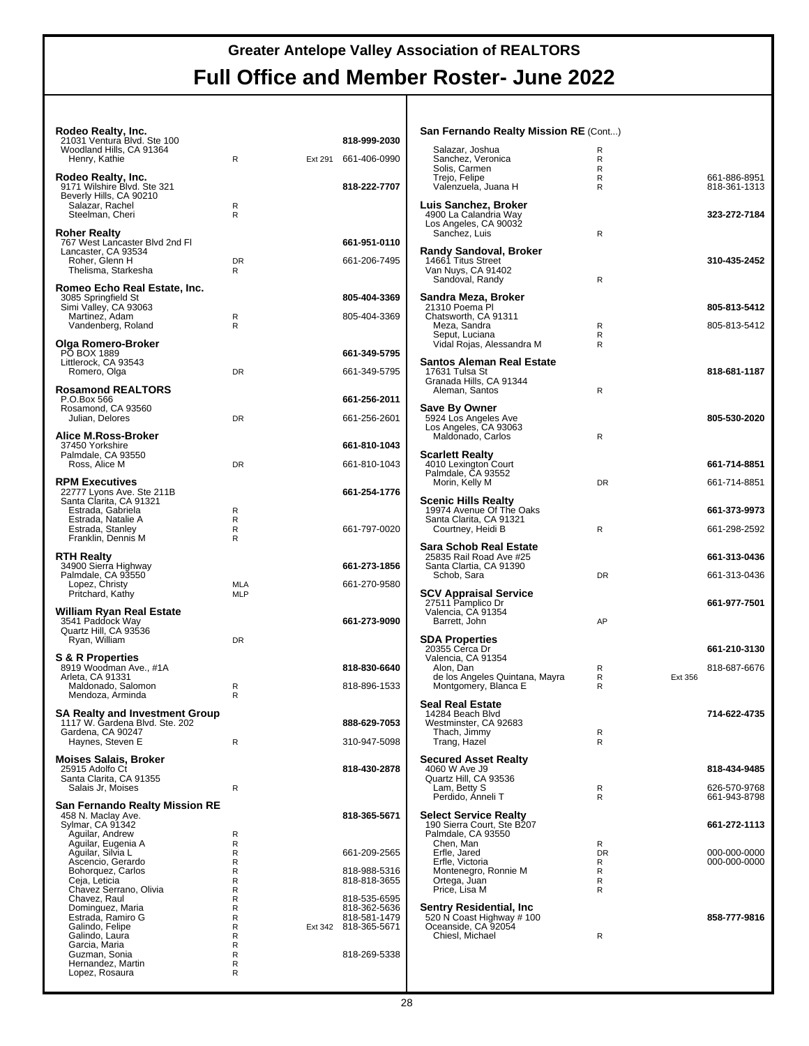# Greater Antelope Valley Association of REALTORS

## Full Office and Member Roster- June 2022

**Rodeo Realty, Inc.** — **818-999-2030**
21031 Ventura Blvd. Ste 100
Woodland Hills, CA 91364

| Name | Type | Ext | Phone |
|---|---|---|---|
| Henry, Kathie | R | Ext 291 | 661-406-0990 |

**Rodeo Realty, Inc.** — **818-222-7707**
9171 Wilshire Blvd. Ste 321
Beverly Hills, CA 90210

| Name | Type | Ext | Phone |
|---|---|---|---|
| Salazar, Rachel | R | | |
| Steelman, Cheri | R | | |

**Roher Realty** — **661-951-0110**
767 West Lancaster Blvd 2nd Fl
Lancaster, CA 93534

| Name | Type | Ext | Phone |
|---|---|---|---|
| Roher, Glenn H | DR | | 661-206-7495 |
| Thelisma, Starkesha | R | | |

**Romeo Echo Real Estate, Inc.** — **805-404-3369**
3085 Springfield St
Simi Valley, CA 93063

| Name | Type | Ext | Phone |
|---|---|---|---|
| Martinez, Adam | R | | 805-404-3369 |
| Vandenberg, Roland | R | | |

**Olga Romero-Broker** — **661-349-5795**
PO BOX 1889
Littlerock, CA 93543

| Name | Type | Ext | Phone |
|---|---|---|---|
| Romero, Olga | DR | | 661-349-5795 |

**Rosamond REALTORS** — **661-256-2011**
P.O.Box 566
Rosamond, CA 93560

| Name | Type | Ext | Phone |
|---|---|---|---|
| Julian, Delores | DR | | 661-256-2601 |

**Alice M.Ross-Broker** — **661-810-1043**
37450 Yorkshire
Palmdale, CA 93550

| Name | Type | Ext | Phone |
|---|---|---|---|
| Ross, Alice M | DR | | 661-810-1043 |

**RPM Executives** — **661-254-1776**
22777 Lyons Ave. Ste 211B
Santa Clarita, CA 91321

| Name | Type | Ext | Phone |
|---|---|---|---|
| Estrada, Gabriela | R | | |
| Estrada, Natalie A | R | | |
| Estrada, Stanley | R | | 661-797-0020 |
| Franklin, Dennis M | R | | |

**RTH Realty** — **661-273-1856**
34900 Sierra Highway
Palmdale, CA 93550

| Name | Type | Ext | Phone |
|---|---|---|---|
| Lopez, Christy | MLA | | 661-270-9580 |
| Pritchard, Kathy | MLP | | |

**William Ryan Real Estate** — **661-273-9090**
3541 Paddock Way
Quartz Hill, CA 93536

| Name | Type | Ext | Phone |
|---|---|---|---|
| Ryan, William | DR | | |

**S & R Properties** — **818-830-6640**
8919 Woodman Ave., #1A
Arleta, CA 91331

| Name | Type | Ext | Phone |
|---|---|---|---|
| Maldonado, Salomon | R | | 818-896-1533 |
| Mendoza, Arminda | R | | |

**SA Realty and Investment Group** — **888-629-7053**
1117 W. Gardena Blvd. Ste. 202
Gardena, CA 90247

| Name | Type | Ext | Phone |
|---|---|---|---|
| Haynes, Steven E | R | | 310-947-5098 |

**Moises Salais, Broker** — **818-430-2878**
25915 Adolfo Ct
Santa Clarita, CA 91355

| Name | Type | Ext | Phone |
|---|---|---|---|
| Salais Jr, Moises | R | | |

**San Fernando Realty Mission RE** — **818-365-5671**
458 N. Maclay Ave.
Sylmar, CA 91342

| Name | Type | Ext | Phone |
|---|---|---|---|
| Aguilar, Andrew | R | | |
| Aguilar, Eugenia A | R | | |
| Aguilar, Silvia L | R | | 661-209-2565 |
| Ascencio, Gerardo | R | | |
| Bohorquez, Carlos | R | | 818-988-5316 |
| Ceja, Leticia | R | | 818-818-3655 |
| Chavez Serrano, Olivia | R | | |
| Chavez, Raul | R | | 818-535-6595 |
| Dominguez, Maria | R | | 818-362-5636 |
| Estrada, Ramiro G | R | | 818-581-1479 |
| Galindo, Felipe | R | Ext 342 | 818-365-5671 |
| Galindo, Laura | R | | |
| Garcia, Maria | R | | |
| Guzman, Sonia | R | | 818-269-5338 |
| Hernandez, Martin | R | | |
| Lopez, Rosaura | R | | |

**San Fernando Realty Mission RE** (Cont...)

| Name | Type | Ext | Phone |
|---|---|---|---|
| Salazar, Joshua | R | | |
| Sanchez, Veronica | R | | |
| Solis, Carmen | R | | |
| Trejo, Felipe | R | | 661-886-8951 |
| Valenzuela, Juana H | R | | 818-361-1313 |

**Luis Sanchez, Broker** — **323-272-7184**
4900 La Calandria Way
Los Angeles, CA 90032

| Name | Type | Ext | Phone |
|---|---|---|---|
| Sanchez, Luis | R | | |

**Randy Sandoval, Broker** — **310-435-2452**
14661 Titus Street
Van Nuys, CA 91402

| Name | Type | Ext | Phone |
|---|---|---|---|
| Sandoval, Randy | R | | |

**Sandra Meza, Broker** — **805-813-5412**
21310 Poema Pl
Chatsworth, CA 91311

| Name | Type | Ext | Phone |
|---|---|---|---|
| Meza, Sandra | R | | 805-813-5412 |
| Seput, Luciana | R | | |
| Vidal Rojas, Alessandra M | R | | |

**Santos Aleman Real Estate** — **818-681-1187**
17631 Tulsa St
Granada Hills, CA 91344

| Name | Type | Ext | Phone |
|---|---|---|---|
| Aleman, Santos | R | | |

**Save By Owner** — **805-530-2020**
5924 Los Angeles Ave
Los Angeles, CA 93063

| Name | Type | Ext | Phone |
|---|---|---|---|
| Maldonado, Carlos | R | | |

**Scarlett Realty** — **661-714-8851**
4010 Lexington Court
Palmdale, CA 93552

| Name | Type | Ext | Phone |
|---|---|---|---|
| Morin, Kelly M | DR | | 661-714-8851 |

**Scenic Hills Realty** — **661-373-9973**
19974 Avenue Of The Oaks
Santa Clarita, CA 91321

| Name | Type | Ext | Phone |
|---|---|---|---|
| Courtney, Heidi B | R | | 661-298-2592 |

**Sara Schob Real Estate** — **661-313-0436**
25835 Rail Road Ave #25
Santa Clartia, CA 91390

| Name | Type | Ext | Phone |
|---|---|---|---|
| Schob, Sara | DR | | 661-313-0436 |

**SCV Appraisal Service** — **661-977-7501**
27511 Pamplico Dr
Valencia, CA 91354

| Name | Type | Ext | Phone |
|---|---|---|---|
| Barrett, John | AP | | |

**SDA Properties** — **661-210-3130**
20355 Cerca Dr
Valencia, CA 91354

| Name | Type | Ext | Phone |
|---|---|---|---|
| Alon, Dan | R | | 818-687-6676 |
| de los Angeles Quintana, Mayra | R | Ext 356 | |
| Montgomery, Blanca E | R | | |

**Seal Real Estate** — **714-622-4735**
14284 Beach Blvd
Westminster, CA 92683

| Name | Type | Ext | Phone |
|---|---|---|---|
| Thach, Jimmy | R | | |
| Trang, Hazel | R | | |

**Secured Asset Realty** — **818-434-9485**
4060 W Ave J9
Quartz Hill, CA 93536

| Name | Type | Ext | Phone |
|---|---|---|---|
| Lam, Betty S | R | | 626-570-9768 |
| Perdido, Anneli T | R | | 661-943-8798 |

**Select Service Realty** — **661-272-1113**
190 Sierra Court, Ste B207
Palmdale, CA 93550

| Name | Type | Ext | Phone |
|---|---|---|---|
| Chen, Man | R | | |
| Erfle, Jared | DR | | 000-000-0000 |
| Erfle, Victoria | R | | 000-000-0000 |
| Montenegro, Ronnie M | R | | |
| Ortega, Juan | R | | |
| Price, Lisa M | R | | |

**Sentry Residential, Inc** — **858-777-9816**
520 N Coast Highway # 100
Oceanside, CA 92054

| Name | Type | Ext | Phone |
|---|---|---|---|
| Chiesl, Michael | R | | |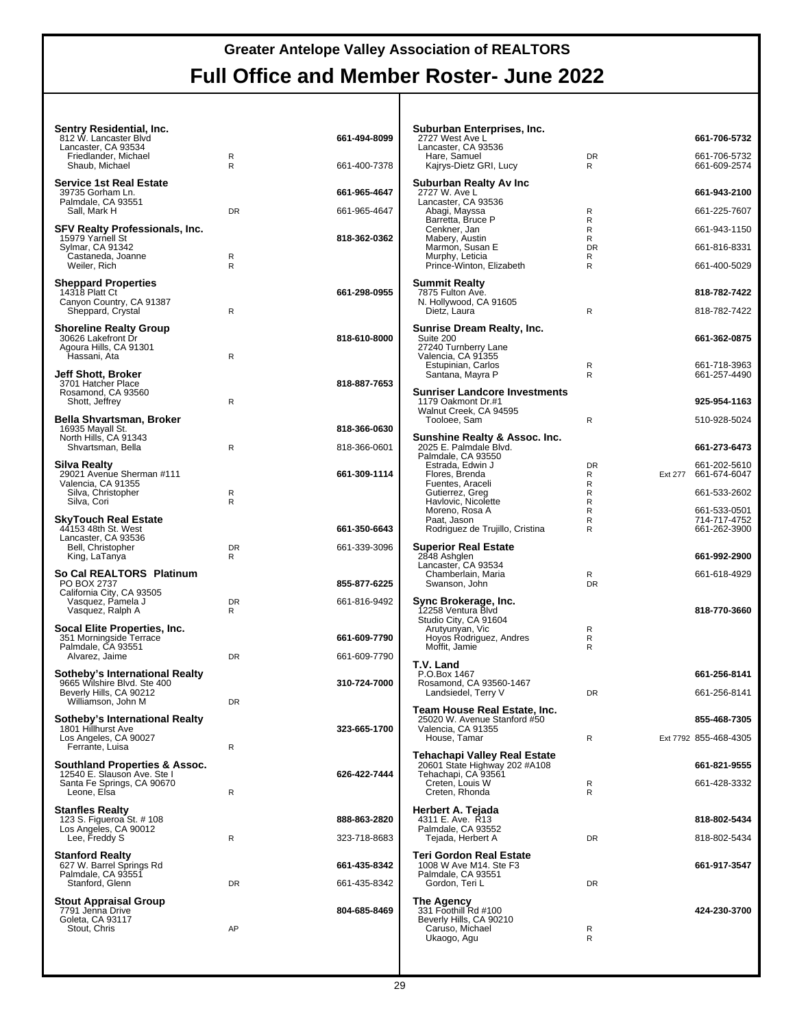# Greater Antelope Valley Association of REALTORS

## Full Office and Member Roster- June 2022

**Sentry Residential, Inc.**
812 W. Lancaster Blvd — **661-494-8099**
Lancaster, CA 93534

| Name | Type | Ext | Phone |
|---|---|---|---|
| Friedlander, Michael | R | | |
| Shaub, Michael | R | | 661-400-7378 |

**Service 1st Real Estate**
39735 Gorham Ln. — **661-965-4647**
Palmdale, CA 93551

| Name | Type | Ext | Phone |
|---|---|---|---|
| Sall, Mark H | DR | | 661-965-4647 |

**SFV Realty Professionals, Inc.**
15979 Yarnell St — **818-362-0362**
Sylmar, CA 91342

| Name | Type | Ext | Phone |
|---|---|---|---|
| Castaneda, Joanne | R | | |
| Weiler, Rich | R | | |

**Sheppard Properties**
14318 Platt Ct — **661-298-0955**
Canyon Country, CA 91387

| Name | Type | Ext | Phone |
|---|---|---|---|
| Sheppard, Crystal | R | | |

**Shoreline Realty Group**
30626 Lakefront Dr — **818-610-8000**
Agoura Hills, CA 91301

| Name | Type | Ext | Phone |
|---|---|---|---|
| Hassani, Ata | R | | |

**Jeff Shott, Broker**
3701 Hatcher Place — **818-887-7653**
Rosamond, CA 93560

| Name | Type | Ext | Phone |
|---|---|---|---|
| Shott, Jeffrey | R | | |

**Bella Shvartsman, Broker**
16935 Mayall St. — **818-366-0630**
North Hills, CA 91343

| Name | Type | Ext | Phone |
|---|---|---|---|
| Shvartsman, Bella | R | | 818-366-0601 |

**Silva Realty**
29021 Avenue Sherman #111 — **661-309-1114**
Valencia, CA 91355

| Name | Type | Ext | Phone |
|---|---|---|---|
| Silva, Christopher | R | | |
| Silva, Cori | R | | |

**SkyTouch Real Estate**
44153 48th St. West — **661-350-6643**
Lancaster, CA 93536

| Name | Type | Ext | Phone |
|---|---|---|---|
| Bell, Christopher | DR | | 661-339-3096 |
| King, LaTanya | R | | |

**So Cal REALTORS Platinum**
PO BOX 2737 — **855-877-6225**
California City, CA 93505

| Name | Type | Ext | Phone |
|---|---|---|---|
| Vasquez, Pamela J | DR | | 661-816-9492 |
| Vasquez, Ralph A | R | | |

**Socal Elite Properties, Inc.**
351 Morningside Terrace — **661-609-7790**
Palmdale, CA 93551

| Name | Type | Ext | Phone |
|---|---|---|---|
| Alvarez, Jaime | DR | | 661-609-7790 |

**Sotheby's International Realty**
9665 Wilshire Blvd. Ste 400 — **310-724-7000**
Beverly Hills, CA 90212

| Name | Type | Ext | Phone |
|---|---|---|---|
| Williamson, John M | DR | | |

**Sotheby's International Realty**
1801 Hillhurst Ave — **323-665-1700**
Los Angeles, CA 90027

| Name | Type | Ext | Phone |
|---|---|---|---|
| Ferrante, Luisa | R | | |

**Southland Properties & Assoc.**
12540 E. Slauson Ave. Ste I — **626-422-7444**
Santa Fe Springs, CA 90670

| Name | Type | Ext | Phone |
|---|---|---|---|
| Leone, Elsa | R | | |

**Stanfles Realty**
123 S. Figueroa St. # 108 — **888-863-2820**
Los Angeles, CA 90012

| Name | Type | Ext | Phone |
|---|---|---|---|
| Lee, Freddy S | R | | 323-718-8683 |

**Stanford Realty**
627 W. Barrel Springs Rd — **661-435-8342**
Palmdale, CA 93551

| Name | Type | Ext | Phone |
|---|---|---|---|
| Stanford, Glenn | DR | | 661-435-8342 |

**Stout Appraisal Group**
7791 Jenna Drive — **804-685-8469**
Goleta, CA 93117

| Name | Type | Ext | Phone |
|---|---|---|---|
| Stout, Chris | AP | | |

**Suburban Enterprises, Inc.**
2727 West Ave L — **661-706-5732**
Lancaster, CA 93536

| Name | Type | Ext | Phone |
|---|---|---|---|
| Hare, Samuel | DR | | 661-706-5732 |
| Kajrys-Dietz GRI, Lucy | R | | 661-609-2574 |

**Suburban Realty Av Inc**
2727 W. Ave L — **661-943-2100**
Lancaster, CA 93536

| Name | Type | Ext | Phone |
|---|---|---|---|
| Abagi, Mayssa | R | | 661-225-7607 |
| Barretta, Bruce P | R | | |
| Cenkner, Jan | R | | 661-943-1150 |
| Mabery, Austin | R | | |
| Marmon, Susan E | DR | | 661-816-8331 |
| Murphy, Leticia | R | | |
| Prince-Winton, Elizabeth | R | | 661-400-5029 |

**Summit Realty**
7875 Fulton Ave. — **818-782-7422**
N. Hollywood, CA 91605

| Name | Type | Ext | Phone |
|---|---|---|---|
| Dietz, Laura | R | | 818-782-7422 |

**Sunrise Dream Realty, Inc.**
Suite 200 — **661-362-0875**
27240 Turnberry Lane
Valencia, CA 91355

| Name | Type | Ext | Phone |
|---|---|---|---|
| Estupinian, Carlos | R | | 661-718-3963 |
| Santana, Mayra P | R | | 661-257-4490 |

**Sunriser Landcore Investments**
1179 Oakmont Dr.#1 — **925-954-1163**
Walnut Creek, CA 94595

| Name | Type | Ext | Phone |
|---|---|---|---|
| Tooloee, Sam | R | | 510-928-5024 |

**Sunshine Realty & Assoc. Inc.**
2025 E. Palmdale Blvd. — **661-273-6473**
Palmdale, CA 93550

| Name | Type | Ext | Phone |
|---|---|---|---|
| Estrada, Edwin J | DR | | 661-202-5610 |
| Flores, Brenda | R | Ext 277 | 661-674-6047 |
| Fuentes, Araceli | R | | |
| Gutierrez, Greg | R | | 661-533-2602 |
| Havlovic, Nicolette | R | | |
| Moreno, Rosa A | R | | 661-533-0501 |
| Paat, Jason | R | | 714-717-4752 |
| Rodriguez de Trujillo, Cristina | R | | 661-262-3900 |

**Superior Real Estate**
2848 Ashglen — **661-992-2900**
Lancaster, CA 93534

| Name | Type | Ext | Phone |
|---|---|---|---|
| Chamberlain, Maria | R | | 661-618-4929 |
| Swanson, John | DR | | |

**Sync Brokerage, Inc.**
12258 Ventura Blvd — **818-770-3660**
Studio City, CA 91604

| Name | Type | Ext | Phone |
|---|---|---|---|
| Arutyunyan, Vic | R | | |
| Hoyos Rodriguez, Andres | R | | |
| Moffit, Jamie | R | | |

**T.V. Land**
P.O.Box 1467 — **661-256-8141**
Rosamond, CA 93560-1467

| Name | Type | Ext | Phone |
|---|---|---|---|
| Landsiedel, Terry V | DR | | 661-256-8141 |

**Team House Real Estate, Inc.**
25020 W. Avenue Stanford #50 — **855-468-7305**
Valencia, CA 91355

| Name | Type | Ext | Phone |
|---|---|---|---|
| House, Tamar | R | Ext 7792 | 855-468-4305 |

**Tehachapi Valley Real Estate**
20601 State Highway 202 #A108 — **661-821-9555**
Tehachapi, CA 93561

| Name | Type | Ext | Phone |
|---|---|---|---|
| Creten, Louis W | R | | 661-428-3332 |
| Creten, Rhonda | R | | |

**Herbert A. Tejada**
4311 E. Ave. R13 — **818-802-5434**
Palmdale, CA 93552

| Name | Type | Ext | Phone |
|---|---|---|---|
| Tejada, Herbert A | DR | | 818-802-5434 |

**Teri Gordon Real Estate**
1008 W Ave M14. Ste F3 — **661-917-3547**
Palmdale, CA 93551

| Name | Type | Ext | Phone |
|---|---|---|---|
| Gordon, Teri L | DR | | |

**The Agency**
331 Foothill Rd #100 — **424-230-3700**
Beverly Hills, CA 90210

| Name | Type | Ext | Phone |
|---|---|---|---|
| Caruso, Michael | R | | |
| Ukaogo, Agu | R | | |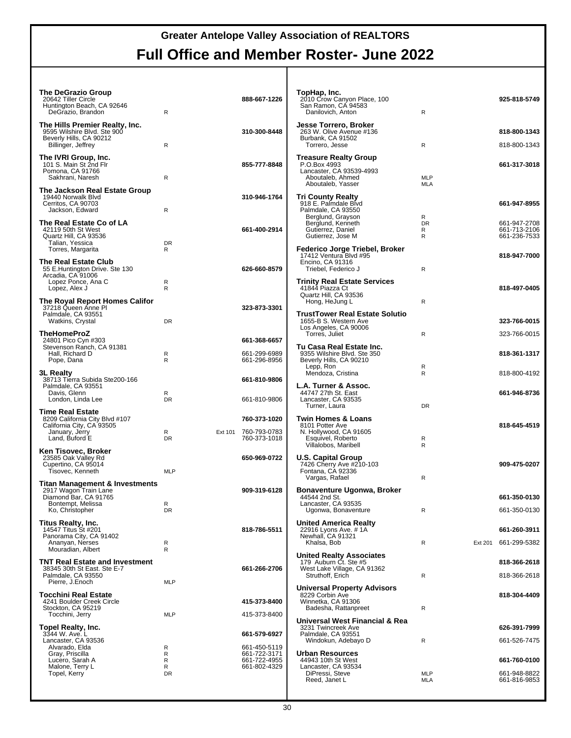# Greater Antelope Valley Association of REALTORS

## Full Office and Member Roster- June 2022

**The DeGrazio Group**
20642 Tiller Circle
Huntington Beach, CA 92646 — **888-667-1226**
DeGrazio, Brandon — R

**The Hills Premier Realty, Inc.**
9595 Wilshire Blvd. Ste 900
Beverly Hills, CA 90212 — **310-300-8448**
Billinger, Jeffrey — R

**The IVRI Group, Inc.**
101 S. Main St 2nd Flr
Pomona, CA 91766 — **855-777-8848**
Sakhrani, Naresh — R

**The Jackson Real Estate Group**
19440 Norwalk Blvd
Cerritos, CA 90703 — **310-946-1764**
Jackson, Edward — R

**The Real Estate Co of LA**
42119 50th St West
Quartz Hill, CA 93536 — **661-400-2914**
Talian, Yessica — DR
Torres, Margarita — R

**The Real Estate Club**
55 E.Huntington Drive. Ste 130
Arcadia, CA 91006 — **626-660-8579**
Lopez Ponce, Ana C — R
Lopez, Alex J — R

**The Royal Report Homes Califor**
37218 Queen Anne Pl
Palmdale, CA 93551 — **323-873-3301**
Watkins, Crystal — DR

**TheHomeProZ**
24801 Pico Cyn #303
Stevenson Ranch, CA 91381 — **661-368-6657**
Hall, Richard D — R — 661-299-6989
Pope, Dana — R — 661-296-8956

**3L Realty**
38713 Tierra Subida Ste200-166
Palmdale, CA 93551 — **661-810-9806**
Davis, Glenn — R
London, Linda Lee — DR — 661-810-9806

**Time Real Estate**
8209 California City Blvd #107
California City, CA 93505 — **760-373-1020**
January, Jerry — R — Ext 101 — 760-793-0783
Land, Buford E — DR — 760-373-1018

**Ken Tisovec, Broker**
23585 Oak Valley Rd
Cupertino, CA 95014 — **650-969-0722**
Tisovec, Kenneth — MLP

**Titan Management & Investments**
2917 Wagon Train Lane
Diamond Bar, CA 91765 — **909-319-6128**
Bontempt, Melissa — R
Ko, Christopher — DR

**Titus Realty, Inc.**
14547 Titus St #201
Panorama City, CA 91402 — **818-786-5511**
Ananyan, Nerses — R
Mouradian, Albert — R

**TNT Real Estate and Investment**
38345 30th St East. Ste E-7
Palmdale, CA 93550 — **661-266-2706**
Pierre, J.Enoch — MLP

**Tocchini Real Estate**
4241 Boulder Creek Circle
Stockton, CA 95219 — **415-373-8400**
Tocchini, Jerry — MLP — 415-373-8400

**Topel Realty, Inc.**
3344 W. Ave. L
Lancaster, CA 93536 — **661-579-6927**
Alvarado, Elda — R — 661-450-5119
Gray, Priscilla — R — 661-722-3171
Lucero, Sarah A — R — 661-722-4955
Malone, Terry L — R — 661-802-4329
Topel, Kerry — DR

**TopHap, Inc.**
2010 Crow Canyon Place, 100
San Ramon, CA 94583 — **925-818-5749**
Danilovich, Anton — R

**Jesse Torrero, Broker**
263 W. Olive Avenue #136
Burbank, CA 91502 — **818-800-1343**
Torrero, Jesse — R — 818-800-1343

**Treasure Realty Group**
P.O.Box 4993
Lancaster, CA 93539-4993 — **661-317-3018**
Aboutaleb, Ahmed — MLP
Aboutaleb, Yasser — MLA

**Tri County Realty**
918 E. Palmdale Blvd
Palmdale, CA 93550 — **661-947-8955**
Berglund, Grayson — R
Berglund, Kenneth — DR — 661-947-2708
Gutierrez, Daniel — R — 661-713-2106
Gutierrez, Jose M — R — 661-236-7533

**Federico Jorge Triebel, Broker**
17412 Ventura Blvd #95
Encino, CA 91316 — **818-947-7000**
Triebel, Federico J — R

**Trinity Real Estate Services**
41844 Piazza Ct
Quartz Hill, CA 93536 — **818-497-0405**
Hong, HeJung L — R

**TrustTower Real Estate Solutio**
1655-B S. Western Ave
Los Angeles, CA 90006 — **323-766-0015**
Torres, Juliet — R — 323-766-0015

**Tu Casa Real Estate Inc.**
9355 Wilshire Blvd. Ste 350
Beverly Hills, CA 90210 — **818-361-1317**
Lepp, Ron — R
Mendoza, Cristina — R — 818-800-4192

**L.A. Turner & Assoc.**
44747 27th St. East
Lancaster, CA 93535 — **661-946-8736**
Turner, Laura — DR

**Twin Homes & Loans**
8101 Potter Ave
N. Hollywood, CA 91605 — **818-645-4519**
Esquivel, Roberto — R
Villalobos, Maribell — R

**U.S. Capital Group**
7426 Cherry Ave #210-103
Fontana, CA 92336 — **909-475-0207**
Vargas, Rafael — R

**Bonaventure Ugonwa, Broker**
44544 2nd St.
Lancaster, CA 93535 — **661-350-0130**
Ugonwa, Bonaventure — R — 661-350-0130

**United America Realty**
22916 Lyons Ave. # 1A
Newhall, CA 91321 — **661-260-3911**
Khalsa, Bob — R — Ext 201 — 661-299-5382

**United Realty Associates**
179 Auburn Ct. Ste #5
West Lake Village, CA 91362 — **818-366-2618**
Struthoff, Erich — R — 818-366-2618

**Universal Property Advisors**
8229 Corbin Ave
Winnetka, CA 91306 — **818-304-4409**
Badesha, Rattanpreet — R

**Universal West Financial & Rea**
3231 Twincreek Ave
Palmdale, CA 93551 — **626-391-7999**
Windokun, Adebayo D — R — 661-526-7475

**Urban Resources**
44943 10th St West
Lancaster, CA 93534 — **661-760-0100**
DiPressi, Steve — MLP — 661-948-8822
Reed, Janet L — MLA — 661-816-9853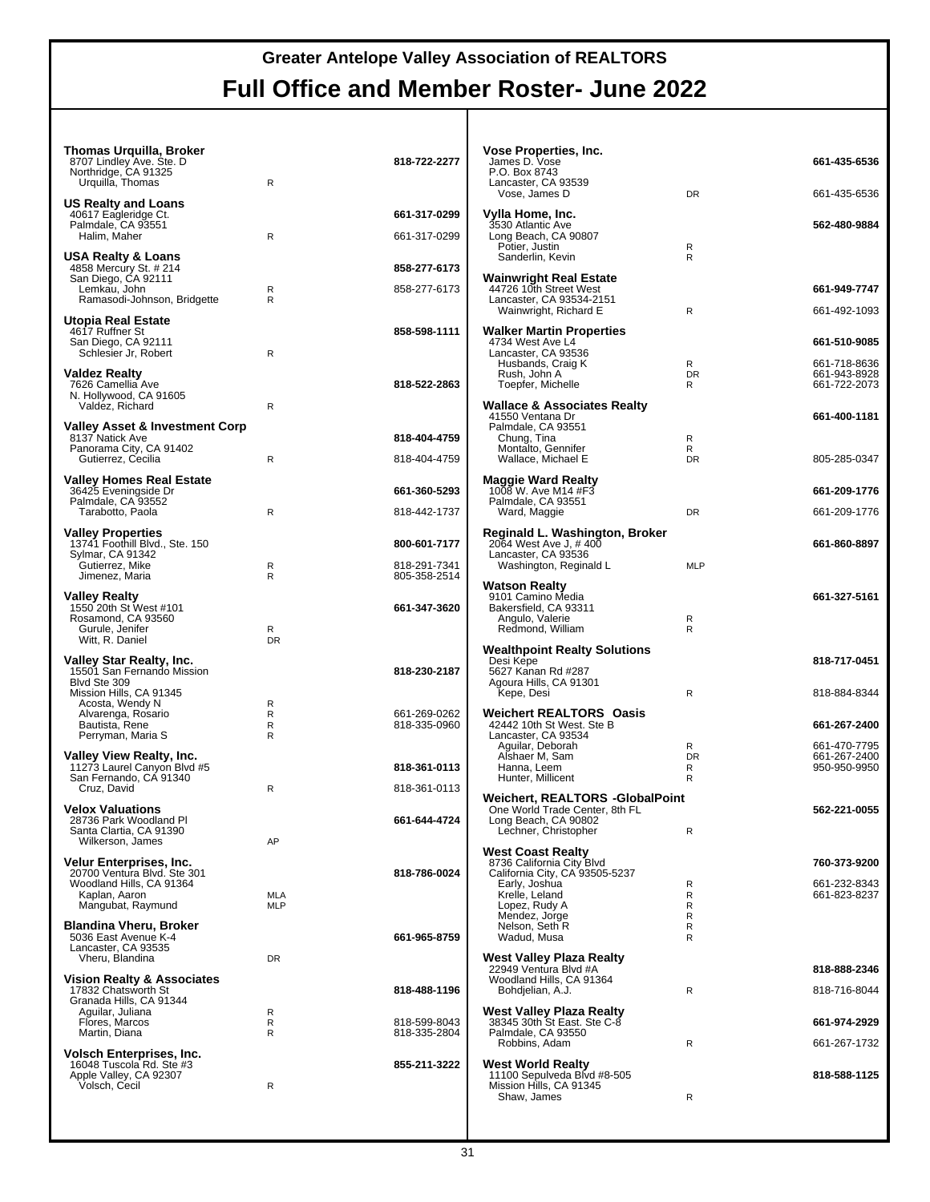# Greater Antelope Valley Association of REALTORS

## Full Office and Member Roster- June 2022

**Thomas Urquilla, Broker** — **818-722-2277**
8707 Lindley Ave. Ste. D
Northridge, CA 91325
Urquilla, Thomas — R

**US Realty and Loans** — **661-317-0299**
40617 Eagleridge Ct.
Palmdale, CA 93551
Halim, Maher — R — 661-317-0299

**USA Realty & Loans** — **858-277-6173**
4858 Mercury St. # 214
San Diego, CA 92111
Lemkau, John — R — 858-277-6173
Ramasodi-Johnson, Bridgette — R

**Utopia Real Estate** — **858-598-1111**
4617 Ruffner St
San Diego, CA 92111
Schlesier Jr, Robert — R

**Valdez Realty** — **818-522-2863**
7626 Camellia Ave
N. Hollywood, CA 91605
Valdez, Richard — R

**Valley Asset & Investment Corp** — **818-404-4759**
8137 Natick Ave
Panorama City, CA 91402
Gutierrez, Cecilia — R — 818-404-4759

**Valley Homes Real Estate** — **661-360-5293**
36425 Eveningside Dr
Palmdale, CA 93552
Tarabotto, Paola — R — 818-442-1737

**Valley Properties** — **800-601-7177**
13741 Foothill Blvd., Ste. 150
Sylmar, CA 91342
Gutierrez, Mike — R — 818-291-7341
Jimenez, Maria — R — 805-358-2514

**Valley Realty** — **661-347-3620**
1550 20th St West #101
Rosamond, CA 93560
Gurule, Jenifer — R
Witt, R. Daniel — DR

**Valley Star Realty, Inc.** — **818-230-2187**
15501 San Fernando Mission Blvd Ste 309
Mission Hills, CA 91345
Acosta, Wendy N — R
Alvarenga, Rosario — R — 661-269-0262
Bautista, Rene — R — 818-335-0960
Perryman, Maria S — R

**Valley View Realty, Inc.** — **818-361-0113**
11273 Laurel Canyon Blvd #5
San Fernando, CA 91340
Cruz, David — R — 818-361-0113

**Velox Valuations** — **661-644-4724**
28736 Park Woodland Pl
Santa Clartia, CA 91390
Wilkerson, James — AP

**Velur Enterprises, Inc.** — **818-786-0024**
20700 Ventura Blvd. Ste 301
Woodland Hills, CA 91364
Kaplan, Aaron — MLA
Mangubat, Raymund — MLP

**Blandina Vheru, Broker** — **661-965-8759**
5036 East Avenue K-4
Lancaster, CA 93535
Vheru, Blandina — DR

**Vision Realty & Associates** — **818-488-1196**
17832 Chatsworth St
Granada Hills, CA 91344
Aguilar, Juliana — R
Flores, Marcos — R — 818-599-8043
Martin, Diana — R — 818-335-2804

**Volsch Enterprises, Inc.** — **855-211-3222**
16048 Tuscola Rd. Ste #3
Apple Valley, CA 92307
Volsch, Cecil — R

**Vose Properties, Inc.** — **661-435-6536**
James D. Vose
P.O. Box 8743
Lancaster, CA 93539
Vose, James D — DR — 661-435-6536

**Vylla Home, Inc.** — **562-480-9884**
3530 Atlantic Ave
Long Beach, CA 90807
Potier, Justin — R
Sanderlin, Kevin — R

**Wainwright Real Estate** — **661-949-7747**
44726 10th Street West
Lancaster, CA 93534-2151
Wainwright, Richard E — R — 661-492-1093

**Walker Martin Properties** — **661-510-9085**
4734 West Ave L4
Lancaster, CA 93536
Husbands, Craig K — R — 661-718-8636
Rush, John A — DR — 661-943-8928
Toepfer, Michelle — R — 661-722-2073

**Wallace & Associates Realty** — **661-400-1181**
41550 Ventana Dr
Palmdale, CA 93551
Chung, Tina — R
Montalto, Gennifer — R
Wallace, Michael E — DR — 805-285-0347

**Maggie Ward Realty** — **661-209-1776**
1008 W. Ave M14 #F3
Palmdale, CA 93551
Ward, Maggie — DR — 661-209-1776

**Reginald L. Washington, Broker** — **661-860-8897**
2064 West Ave J, # 400
Lancaster, CA 93536
Washington, Reginald L — MLP

**Watson Realty** — **661-327-5161**
9101 Camino Media
Bakersfield, CA 93311
Angulo, Valerie — R
Redmond, William — R

**Wealthpoint Realty Solutions** — **818-717-0451**
Desi Kepe
5627 Kanan Rd #287
Agoura Hills, CA 91301
Kepe, Desi — R — 818-884-8344

**Weichert REALTORS Oasis** — **661-267-2400**
42442 10th St West. Ste B
Lancaster, CA 93534
Aguilar, Deborah — R — 661-470-7795
Alshaer M, Sam — DR — 661-267-2400
Hanna, Leem — R — 950-950-9950
Hunter, Millicent — R

**Weichert, REALTORS -GlobalPoint** — **562-221-0055**
One World Trade Center, 8th FL
Long Beach, CA 90802
Lechner, Christopher — R

**West Coast Realty** — **760-373-9200**
8736 California City Blvd
California City, CA 93505-5237
Early, Joshua — R — 661-232-8343
Krelle, Leland — R — 661-823-8237
Lopez, Rudy A — R
Mendez, Jorge — R
Nelson, Seth R — R
Wadud, Musa — R

**West Valley Plaza Realty** — **818-888-2346**
22949 Ventura Blvd #A
Woodland Hills, CA 91364
Bohdjelian, A.J. — R — 818-716-8044

**West Valley Plaza Realty** — **661-974-2929**
38345 30th St East. Ste C-8
Palmdale, CA 93550
Robbins, Adam — R — 661-267-1732

**West World Realty** — **818-588-1125**
11100 Sepulveda Blvd #8-505
Mission Hills, CA 91345
Shaw, James — R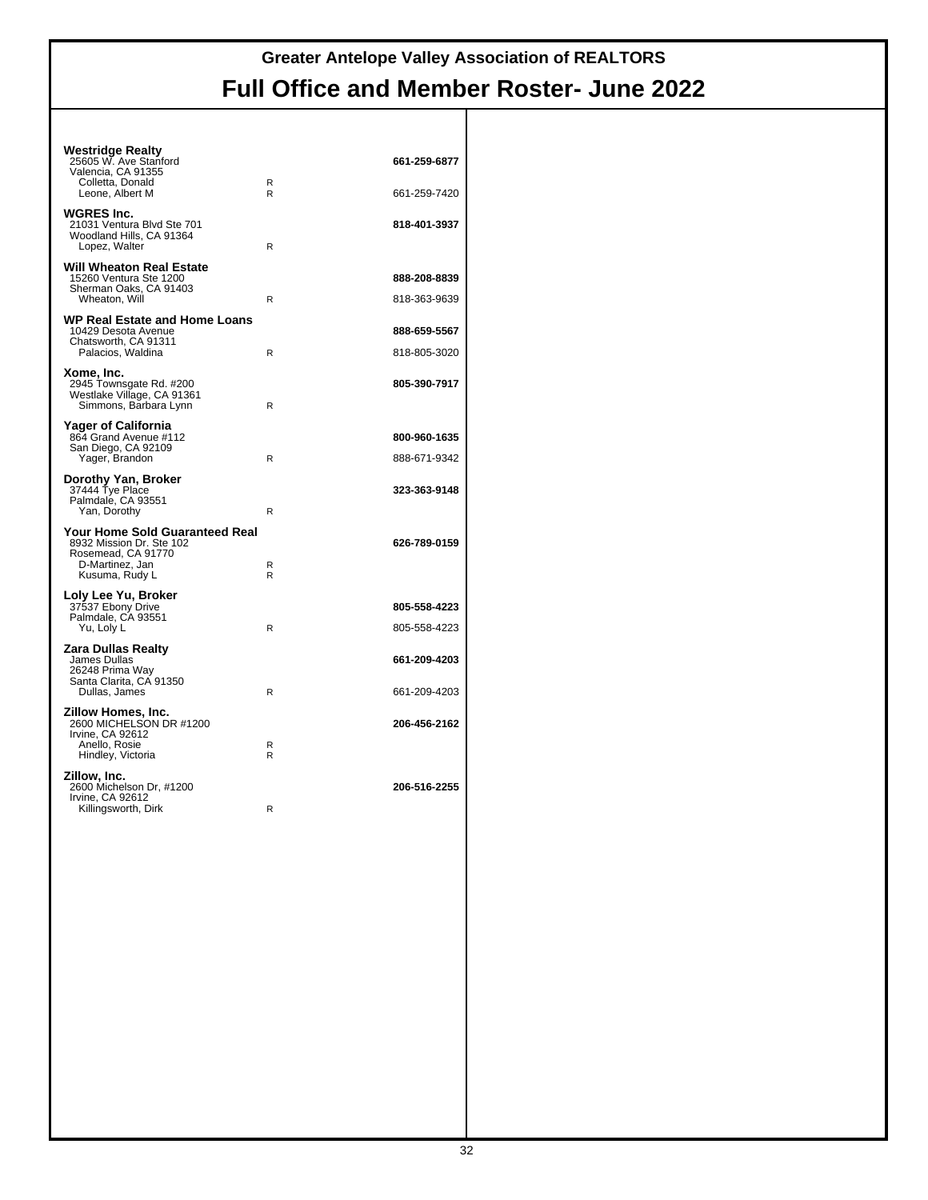**Westridge Realty**
25605 W. Ave Stanford — **661-259-6877**
Valencia, CA 91355
Colletta, Donald — R
Leone, Albert M — R — 661-259-7420

**WGRES Inc.**
21031 Ventura Blvd Ste 701 — **818-401-3937**
Woodland Hills, CA 91364
Lopez, Walter — R

**Will Wheaton Real Estate**
15260 Ventura Ste 1200 — **888-208-8839**
Sherman Oaks, CA 91403
Wheaton, Will — R — 818-363-9639

**WP Real Estate and Home Loans**
10429 Desota Avenue — **888-659-5567**
Chatsworth, CA 91311
Palacios, Waldina — R — 818-805-3020

**Xome, Inc.**
2945 Townsgate Rd. #200 — **805-390-7917**
Westlake Village, CA 91361
Simmons, Barbara Lynn — R

**Yager of California**
864 Grand Avenue #112 — **800-960-1635**
San Diego, CA 92109
Yager, Brandon — R — 888-671-9342

**Dorothy Yan, Broker**
37444 Tye Place — **323-363-9148**
Palmdale, CA 93551
Yan, Dorothy — R

**Your Home Sold Guaranteed Real**
8932 Mission Dr. Ste 102 — **626-789-0159**
Rosemead, CA 91770
D-Martinez, Jan — R
Kusuma, Rudy L — R

**Loly Lee Yu, Broker**
37537 Ebony Drive — **805-558-4223**
Palmdale, CA 93551
Yu, Loly L — R — 805-558-4223

**Zara Dullas Realty**
James Dullas — **661-209-4203**
26248 Prima Way
Santa Clarita, CA 91350
Dullas, James — R — 661-209-4203

**Zillow Homes, Inc.**
2600 MICHELSON DR #1200 — **206-456-2162**
Irvine, CA 92612
Anello, Rosie — R
Hindley, Victoria — R

**Zillow, Inc.**
2600 Michelson Dr, #1200 — **206-516-2255**
Irvine, CA 92612
Killingsworth, Dirk — R